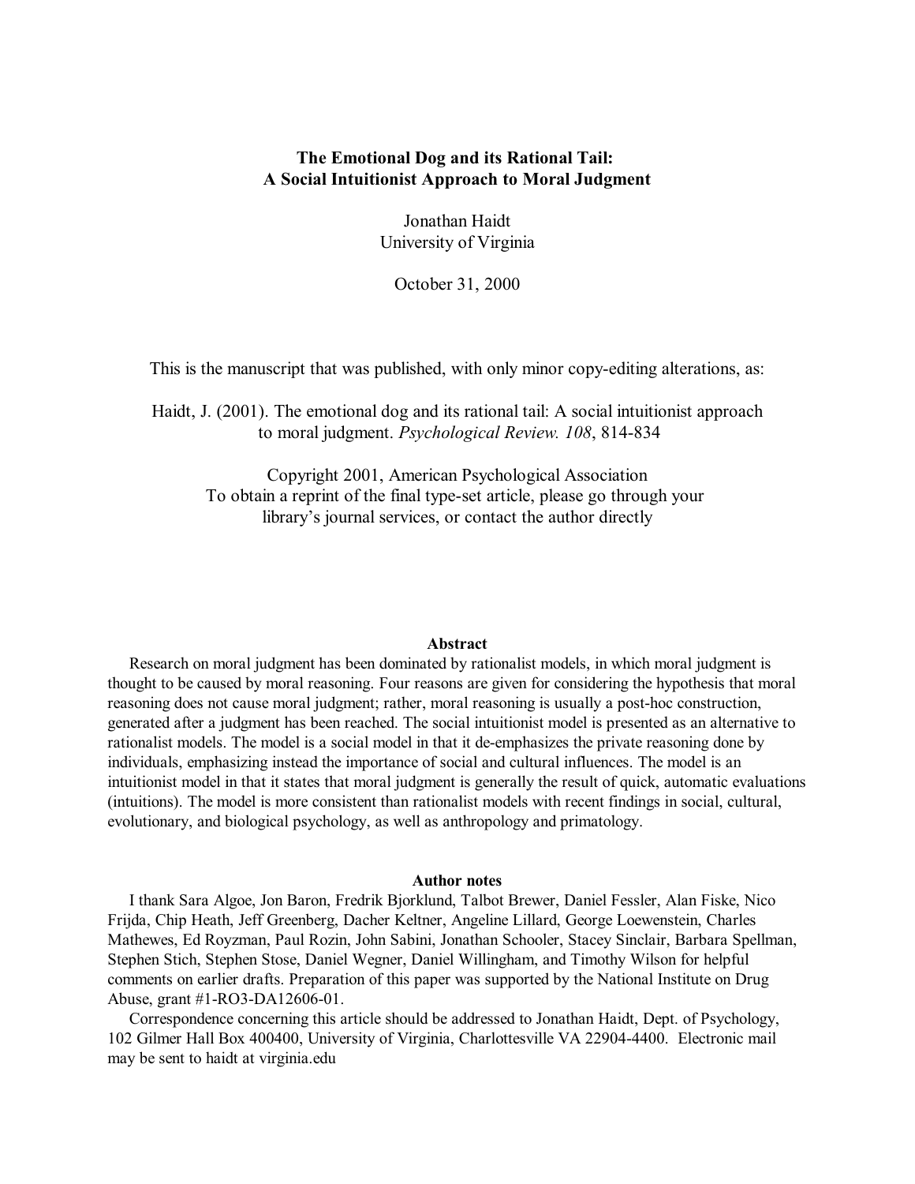# The Emotional Dog and its Rational Tail: A Social Intuitionist Approach to Moral Judgment

Jonathan Haidt
University of Virginia

October 31, 2000

This is the manuscript that was published, with only minor copy-editing alterations, as:

Haidt, J. (2001). The emotional dog and its rational tail: A social intuitionist approach to moral judgment. *Psychological Review. 108*, 814-834

Copyright 2001, American Psychological Association
To obtain a reprint of the final type-set article, please go through your library's journal services, or contact the author directly

## Abstract

Research on moral judgment has been dominated by rationalist models, in which moral judgment is thought to be caused by moral reasoning. Four reasons are given for considering the hypothesis that moral reasoning does not cause moral judgment; rather, moral reasoning is usually a post-hoc construction, generated after a judgment has been reached. The social intuitionist model is presented as an alternative to rationalist models. The model is a social model in that it de-emphasizes the private reasoning done by individuals, emphasizing instead the importance of social and cultural influences. The model is an intuitionist model in that it states that moral judgment is generally the result of quick, automatic evaluations (intuitions). The model is more consistent than rationalist models with recent findings in social, cultural, evolutionary, and biological psychology, as well as anthropology and primatology.

## Author notes

I thank Sara Algoe, Jon Baron, Fredrik Bjorklund, Talbot Brewer, Daniel Fessler, Alan Fiske, Nico Frijda, Chip Heath, Jeff Greenberg, Dacher Keltner, Angeline Lillard, George Loewenstein, Charles Mathewes, Ed Royzman, Paul Rozin, John Sabini, Jonathan Schooler, Stacey Sinclair, Barbara Spellman, Stephen Stich, Stephen Stose, Daniel Wegner, Daniel Willingham, and Timothy Wilson for helpful comments on earlier drafts. Preparation of this paper was supported by the National Institute on Drug Abuse, grant #1-RO3-DA12606-01.

Correspondence concerning this article should be addressed to Jonathan Haidt, Dept. of Psychology, 102 Gilmer Hall Box 400400, University of Virginia, Charlottesville VA 22904-4400. Electronic mail may be sent to haidt at virginia.edu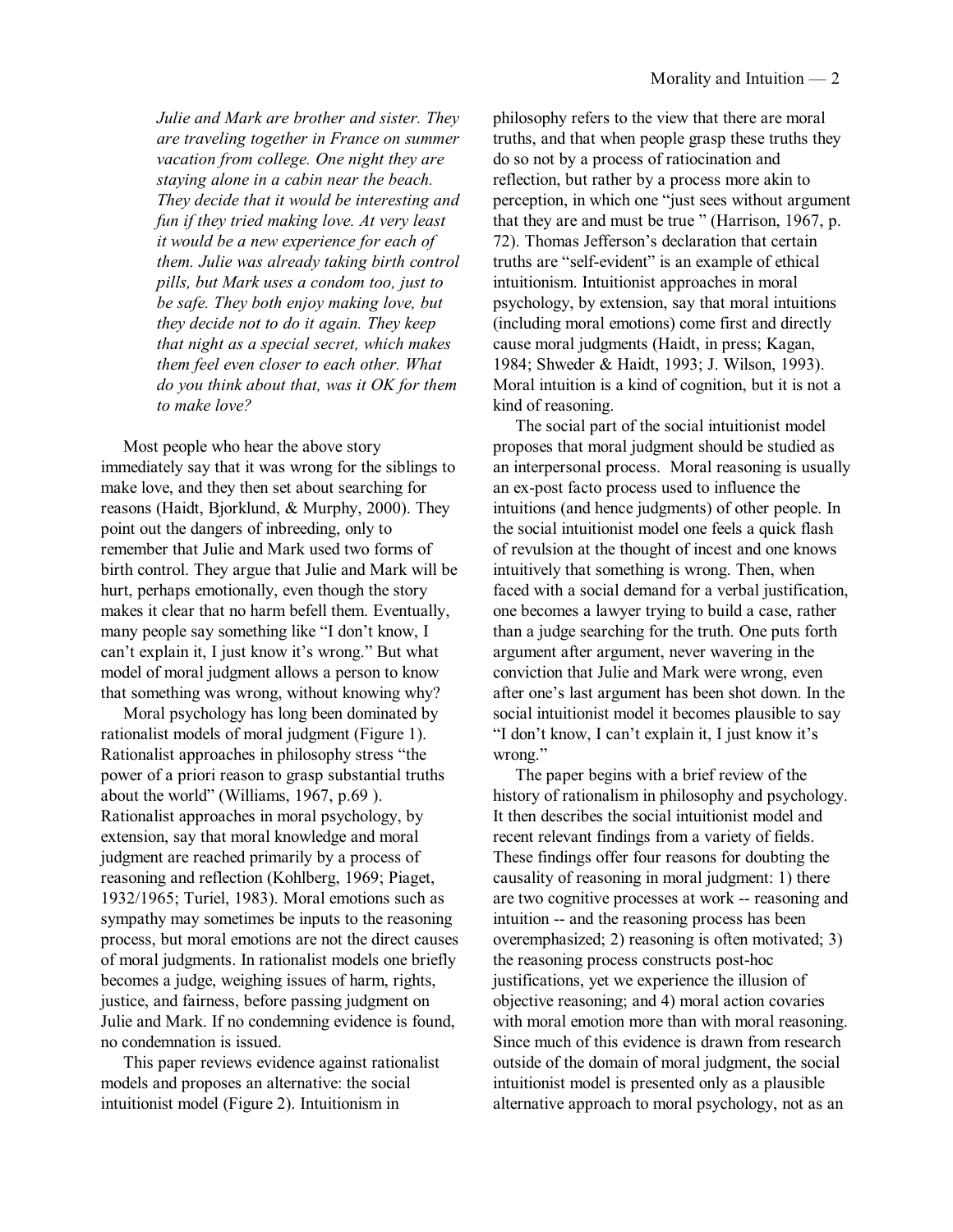*Julie and Mark are brother and sister. They are traveling together in France on summer vacation from college. One night they are staying alone in a cabin near the beach. They decide that it would be interesting and fun if they tried making love. At very least it would be a new experience for each of them. Julie was already taking birth control pills, but Mark uses a condom too, just to be safe. They both enjoy making love, but they decide not to do it again. They keep that night as a special secret, which makes them feel even closer to each other. What do you think about that, was it OK for them to make love?*

Most people who hear the above story immediately say that it was wrong for the siblings to make love, and they then set about searching for reasons (Haidt, Bjorklund, & Murphy, 2000). They point out the dangers of inbreeding, only to remember that Julie and Mark used two forms of birth control. They argue that Julie and Mark will be hurt, perhaps emotionally, even though the story makes it clear that no harm befell them. Eventually, many people say something like "I don't know, I can't explain it, I just know it's wrong." But what model of moral judgment allows a person to know that something was wrong, without knowing why?

Moral psychology has long been dominated by rationalist models of moral judgment (Figure 1). Rationalist approaches in philosophy stress "the power of a priori reason to grasp substantial truths about the world" (Williams, 1967, p.69 ). Rationalist approaches in moral psychology, by extension, say that moral knowledge and moral judgment are reached primarily by a process of reasoning and reflection (Kohlberg, 1969; Piaget, 1932/1965; Turiel, 1983). Moral emotions such as sympathy may sometimes be inputs to the reasoning process, but moral emotions are not the direct causes of moral judgments. In rationalist models one briefly becomes a judge, weighing issues of harm, rights, justice, and fairness, before passing judgment on Julie and Mark. If no condemning evidence is found, no condemnation is issued.

This paper reviews evidence against rationalist models and proposes an alternative: the social intuitionist model (Figure 2). Intuitionism in philosophy refers to the view that there are moral truths, and that when people grasp these truths they do so not by a process of ratiocination and reflection, but rather by a process more akin to perception, in which one "just sees without argument that they are and must be true " (Harrison, 1967, p. 72). Thomas Jefferson's declaration that certain truths are "self-evident" is an example of ethical intuitionism. Intuitionist approaches in moral psychology, by extension, say that moral intuitions (including moral emotions) come first and directly cause moral judgments (Haidt, in press; Kagan, 1984; Shweder & Haidt, 1993; J. Wilson, 1993). Moral intuition is a kind of cognition, but it is not a kind of reasoning.

The social part of the social intuitionist model proposes that moral judgment should be studied as an interpersonal process. Moral reasoning is usually an ex-post facto process used to influence the intuitions (and hence judgments) of other people. In the social intuitionist model one feels a quick flash of revulsion at the thought of incest and one knows intuitively that something is wrong. Then, when faced with a social demand for a verbal justification, one becomes a lawyer trying to build a case, rather than a judge searching for the truth. One puts forth argument after argument, never wavering in the conviction that Julie and Mark were wrong, even after one's last argument has been shot down. In the social intuitionist model it becomes plausible to say "I don't know, I can't explain it, I just know it's wrong."

The paper begins with a brief review of the history of rationalism in philosophy and psychology. It then describes the social intuitionist model and recent relevant findings from a variety of fields. These findings offer four reasons for doubting the causality of reasoning in moral judgment: 1) there are two cognitive processes at work -- reasoning and intuition -- and the reasoning process has been overemphasized; 2) reasoning is often motivated; 3) the reasoning process constructs post-hoc justifications, yet we experience the illusion of objective reasoning; and 4) moral action covaries with moral emotion more than with moral reasoning. Since much of this evidence is drawn from research outside of the domain of moral judgment, the social intuitionist model is presented only as a plausible alternative approach to moral psychology, not as an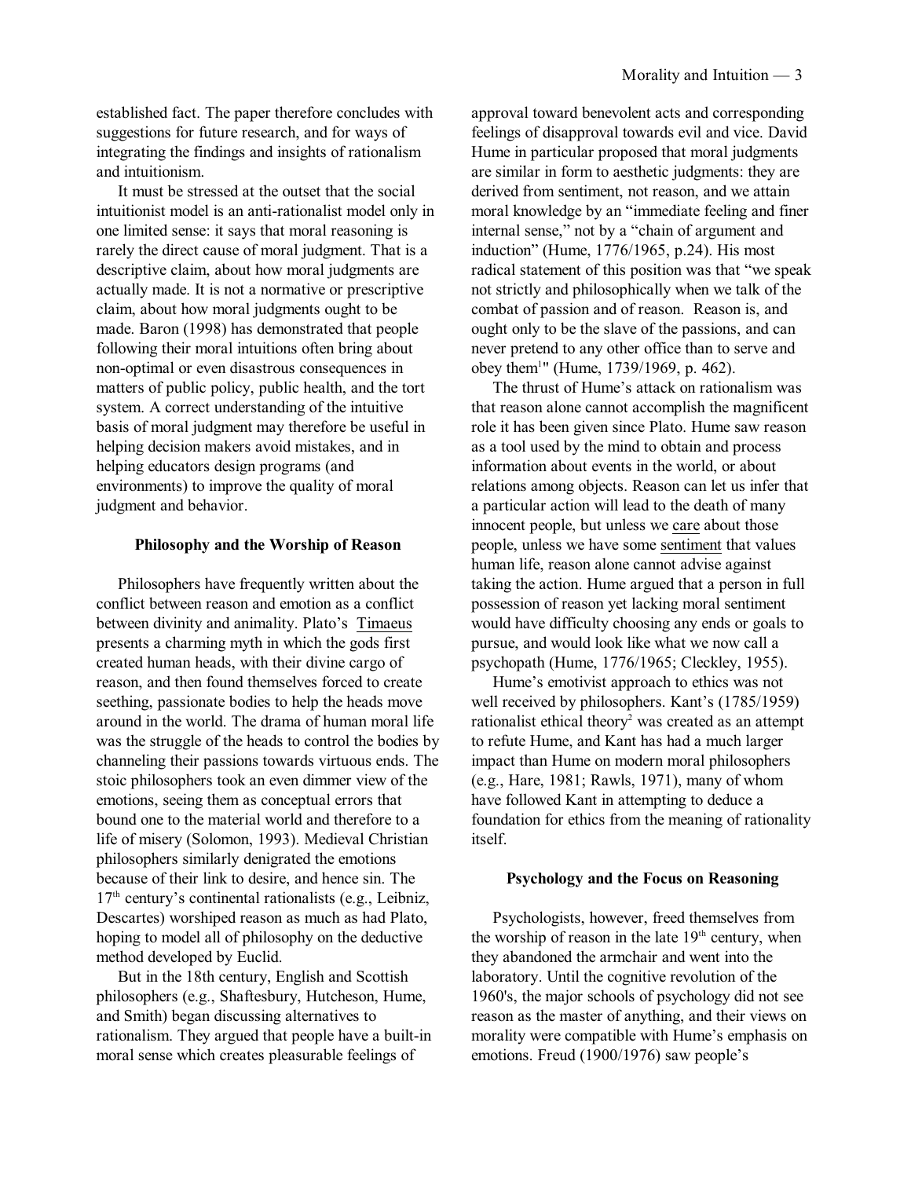established fact. The paper therefore concludes with suggestions for future research, and for ways of integrating the findings and insights of rationalism and intuitionism.

It must be stressed at the outset that the social intuitionist model is an anti-rationalist model only in one limited sense: it says that moral reasoning is rarely the direct cause of moral judgment. That is a descriptive claim, about how moral judgments are actually made. It is not a normative or prescriptive claim, about how moral judgments ought to be made. Baron (1998) has demonstrated that people following their moral intuitions often bring about non-optimal or even disastrous consequences in matters of public policy, public health, and the tort system. A correct understanding of the intuitive basis of moral judgment may therefore be useful in helping decision makers avoid mistakes, and in helping educators design programs (and environments) to improve the quality of moral judgment and behavior.

### Philosophy and the Worship of Reason

Philosophers have frequently written about the conflict between reason and emotion as a conflict between divinity and animality. Plato's Timaeus presents a charming myth in which the gods first created human heads, with their divine cargo of reason, and then found themselves forced to create seething, passionate bodies to help the heads move around in the world. The drama of human moral life was the struggle of the heads to control the bodies by channeling their passions towards virtuous ends. The stoic philosophers took an even dimmer view of the emotions, seeing them as conceptual errors that bound one to the material world and therefore to a life of misery (Solomon, 1993). Medieval Christian philosophers similarly denigrated the emotions because of their link to desire, and hence sin. The 17th century's continental rationalists (e.g., Leibniz, Descartes) worshiped reason as much as had Plato, hoping to model all of philosophy on the deductive method developed by Euclid.

But in the 18th century, English and Scottish philosophers (e.g., Shaftesbury, Hutcheson, Hume, and Smith) began discussing alternatives to rationalism. They argued that people have a built-in moral sense which creates pleasurable feelings of approval toward benevolent acts and corresponding feelings of disapproval towards evil and vice. David Hume in particular proposed that moral judgments are similar in form to aesthetic judgments: they are derived from sentiment, not reason, and we attain moral knowledge by an "immediate feeling and finer internal sense," not by a "chain of argument and induction" (Hume, 1776/1965, p.24). His most radical statement of this position was that "we speak not strictly and philosophically when we talk of the combat of passion and of reason. Reason is, and ought only to be the slave of the passions, and can never pretend to any other office than to serve and obey them[1]" (Hume, 1739/1969, p. 462).

The thrust of Hume's attack on rationalism was that reason alone cannot accomplish the magnificent role it has been given since Plato. Hume saw reason as a tool used by the mind to obtain and process information about events in the world, or about relations among objects. Reason can let us infer that a particular action will lead to the death of many innocent people, but unless we care about those people, unless we have some sentiment that values human life, reason alone cannot advise against taking the action. Hume argued that a person in full possession of reason yet lacking moral sentiment would have difficulty choosing any ends or goals to pursue, and would look like what we now call a psychopath (Hume, 1776/1965; Cleckley, 1955).

Hume's emotivist approach to ethics was not well received by philosophers. Kant's (1785/1959) rationalist ethical theory[2] was created as an attempt to refute Hume, and Kant has had a much larger impact than Hume on modern moral philosophers (e.g., Hare, 1981; Rawls, 1971), many of whom have followed Kant in attempting to deduce a foundation for ethics from the meaning of rationality itself.

### Psychology and the Focus on Reasoning

Psychologists, however, freed themselves from the worship of reason in the late 19th century, when they abandoned the armchair and went into the laboratory. Until the cognitive revolution of the 1960's, the major schools of psychology did not see reason as the master of anything, and their views on morality were compatible with Hume's emphasis on emotions. Freud (1900/1976) saw people's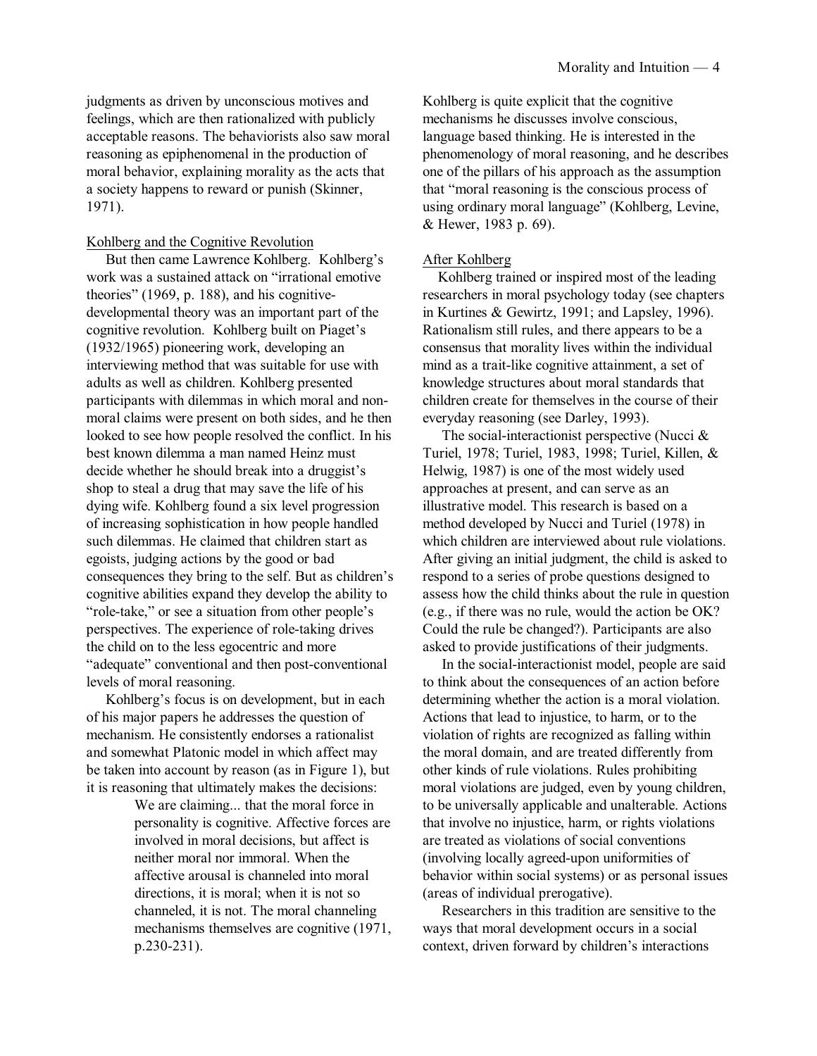judgments as driven by unconscious motives and feelings, which are then rationalized with publicly acceptable reasons. The behaviorists also saw moral reasoning as epiphenomenal in the production of moral behavior, explaining morality as the acts that a society happens to reward or punish (Skinner, 1971).

### Kohlberg and the Cognitive Revolution

But then came Lawrence Kohlberg. Kohlberg's work was a sustained attack on "irrational emotive theories" (1969, p. 188), and his cognitive-developmental theory was an important part of the cognitive revolution. Kohlberg built on Piaget's (1932/1965) pioneering work, developing an interviewing method that was suitable for use with adults as well as children. Kohlberg presented participants with dilemmas in which moral and non-moral claims were present on both sides, and he then looked to see how people resolved the conflict. In his best known dilemma a man named Heinz must decide whether he should break into a druggist's shop to steal a drug that may save the life of his dying wife. Kohlberg found a six level progression of increasing sophistication in how people handled such dilemmas. He claimed that children start as egoists, judging actions by the good or bad consequences they bring to the self. But as children's cognitive abilities expand they develop the ability to "role-take," or see a situation from other people's perspectives. The experience of role-taking drives the child on to the less egocentric and more "adequate" conventional and then post-conventional levels of moral reasoning.

Kohlberg's focus is on development, but in each of his major papers he addresses the question of mechanism. He consistently endorses a rationalist and somewhat Platonic model in which affect may be taken into account by reason (as in Figure 1), but it is reasoning that ultimately makes the decisions:

> We are claiming... that the moral force in personality is cognitive. Affective forces are involved in moral decisions, but affect is neither moral nor immoral. When the affective arousal is channeled into moral directions, it is moral; when it is not so channeled, it is not. The moral channeling mechanisms themselves are cognitive (1971, p.230-231).

Kohlberg is quite explicit that the cognitive mechanisms he discusses involve conscious, language based thinking. He is interested in the phenomenology of moral reasoning, and he describes one of the pillars of his approach as the assumption that "moral reasoning is the conscious process of using ordinary moral language" (Kohlberg, Levine, & Hewer, 1983 p. 69).

### After Kohlberg

Kohlberg trained or inspired most of the leading researchers in moral psychology today (see chapters in Kurtines & Gewirtz, 1991; and Lapsley, 1996). Rationalism still rules, and there appears to be a consensus that morality lives within the individual mind as a trait-like cognitive attainment, a set of knowledge structures about moral standards that children create for themselves in the course of their everyday reasoning (see Darley, 1993).

The social-interactionist perspective (Nucci & Turiel, 1978; Turiel, 1983, 1998; Turiel, Killen, & Helwig, 1987) is one of the most widely used approaches at present, and can serve as an illustrative model. This research is based on a method developed by Nucci and Turiel (1978) in which children are interviewed about rule violations. After giving an initial judgment, the child is asked to respond to a series of probe questions designed to assess how the child thinks about the rule in question (e.g., if there was no rule, would the action be OK? Could the rule be changed?). Participants are also asked to provide justifications of their judgments.

In the social-interactionist model, people are said to think about the consequences of an action before determining whether the action is a moral violation. Actions that lead to injustice, to harm, or to the violation of rights are recognized as falling within the moral domain, and are treated differently from other kinds of rule violations. Rules prohibiting moral violations are judged, even by young children, to be universally applicable and unalterable. Actions that involve no injustice, harm, or rights violations are treated as violations of social conventions (involving locally agreed-upon uniformities of behavior within social systems) or as personal issues (areas of individual prerogative).

Researchers in this tradition are sensitive to the ways that moral development occurs in a social context, driven forward by children's interactions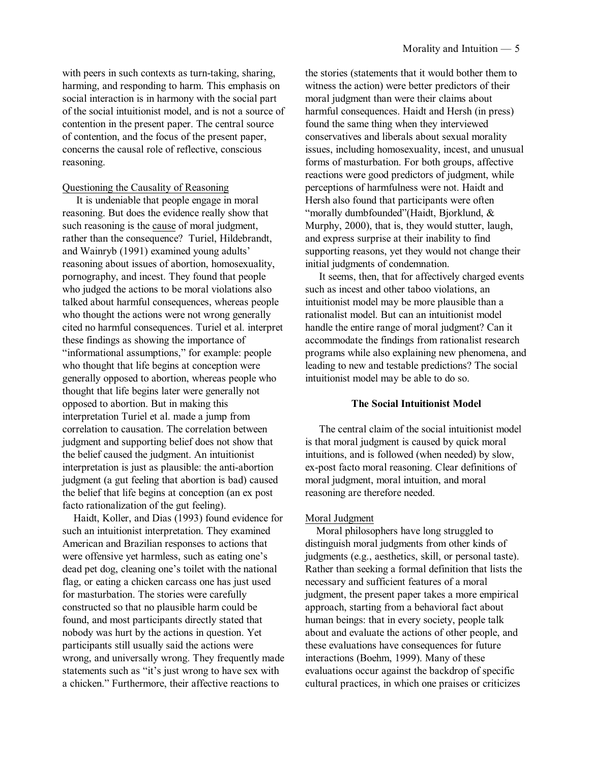with peers in such contexts as turn-taking, sharing, harming, and responding to harm. This emphasis on social interaction is in harmony with the social part of the social intuitionist model, and is not a source of contention in the present paper. The central source of contention, and the focus of the present paper, concerns the causal role of reflective, conscious reasoning.

### Questioning the Causality of Reasoning

It is undeniable that people engage in moral reasoning. But does the evidence really show that such reasoning is the cause of moral judgment, rather than the consequence? Turiel, Hildebrandt, and Wainryb (1991) examined young adults' reasoning about issues of abortion, homosexuality, pornography, and incest. They found that people who judged the actions to be moral violations also talked about harmful consequences, whereas people who thought the actions were not wrong generally cited no harmful consequences. Turiel et al. interpret these findings as showing the importance of "informational assumptions," for example: people who thought that life begins at conception were generally opposed to abortion, whereas people who thought that life begins later were generally not opposed to abortion. But in making this interpretation Turiel et al. made a jump from correlation to causation. The correlation between judgment and supporting belief does not show that the belief caused the judgment. An intuitionist interpretation is just as plausible: the anti-abortion judgment (a gut feeling that abortion is bad) caused the belief that life begins at conception (an ex post facto rationalization of the gut feeling).

Haidt, Koller, and Dias (1993) found evidence for such an intuitionist interpretation. They examined American and Brazilian responses to actions that were offensive yet harmless, such as eating one's dead pet dog, cleaning one's toilet with the national flag, or eating a chicken carcass one has just used for masturbation. The stories were carefully constructed so that no plausible harm could be found, and most participants directly stated that nobody was hurt by the actions in question. Yet participants still usually said the actions were wrong, and universally wrong. They frequently made statements such as "it's just wrong to have sex with a chicken." Furthermore, their affective reactions to the stories (statements that it would bother them to witness the action) were better predictors of their moral judgment than were their claims about harmful consequences. Haidt and Hersh (in press) found the same thing when they interviewed conservatives and liberals about sexual morality issues, including homosexuality, incest, and unusual forms of masturbation. For both groups, affective reactions were good predictors of judgment, while perceptions of harmfulness were not. Haidt and Hersh also found that participants were often "morally dumbfounded"(Haidt, Bjorklund, & Murphy, 2000), that is, they would stutter, laugh, and express surprise at their inability to find supporting reasons, yet they would not change their initial judgments of condemnation.

It seems, then, that for affectively charged events such as incest and other taboo violations, an intuitionist model may be more plausible than a rationalist model. But can an intuitionist model handle the entire range of moral judgment? Can it accommodate the findings from rationalist research programs while also explaining new phenomena, and leading to new and testable predictions? The social intuitionist model may be able to do so.

## The Social Intuitionist Model

The central claim of the social intuitionist model is that moral judgment is caused by quick moral intuitions, and is followed (when needed) by slow, ex-post facto moral reasoning. Clear definitions of moral judgment, moral intuition, and moral reasoning are therefore needed.

### Moral Judgment

Moral philosophers have long struggled to distinguish moral judgments from other kinds of judgments (e.g., aesthetics, skill, or personal taste). Rather than seeking a formal definition that lists the necessary and sufficient features of a moral judgment, the present paper takes a more empirical approach, starting from a behavioral fact about human beings: that in every society, people talk about and evaluate the actions of other people, and these evaluations have consequences for future interactions (Boehm, 1999). Many of these evaluations occur against the backdrop of specific cultural practices, in which one praises or criticizes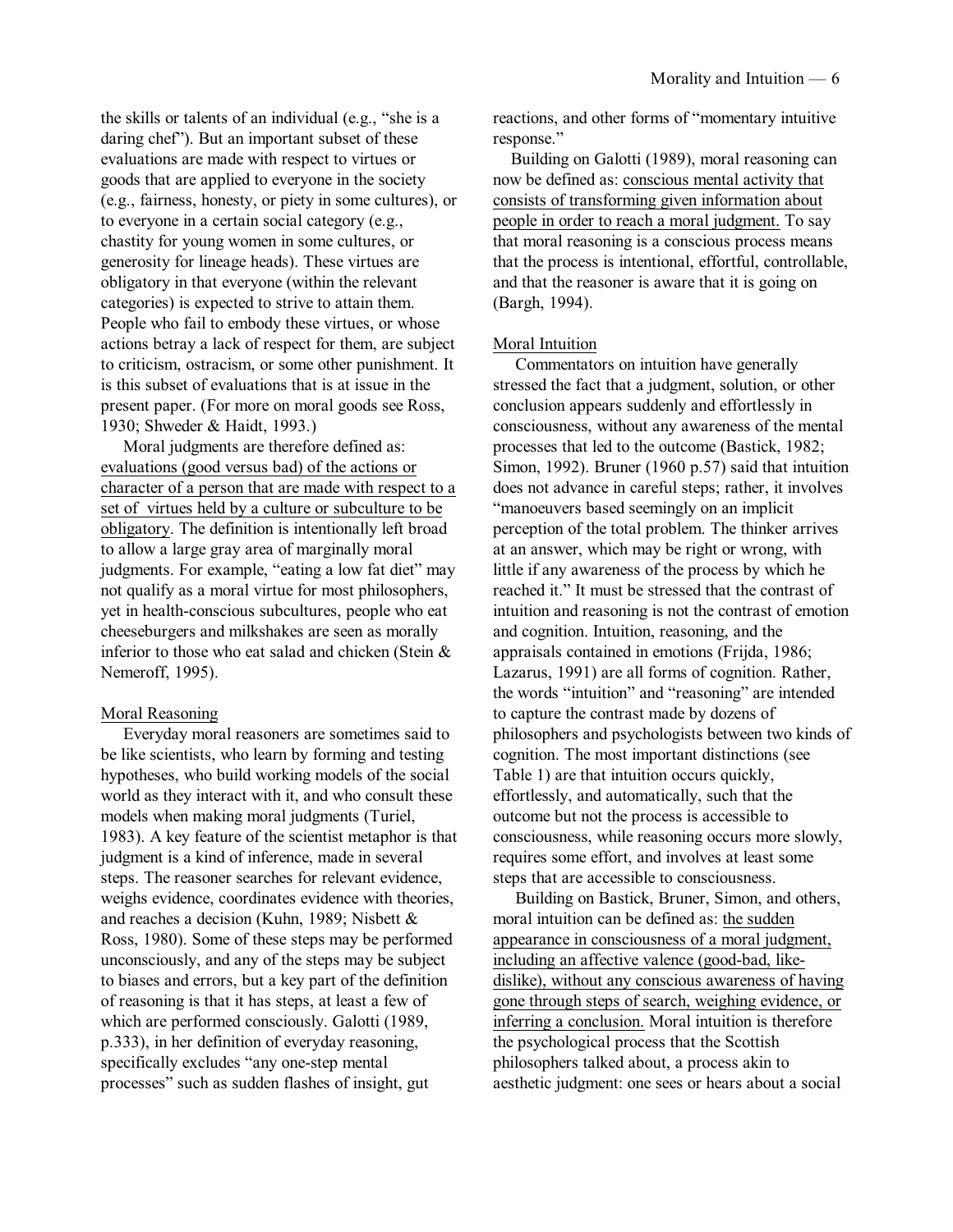the skills or talents of an individual (e.g., "she is a daring chef"). But an important subset of these evaluations are made with respect to virtues or goods that are applied to everyone in the society (e.g., fairness, honesty, or piety in some cultures), or to everyone in a certain social category (e.g., chastity for young women in some cultures, or generosity for lineage heads). These virtues are obligatory in that everyone (within the relevant categories) is expected to strive to attain them. People who fail to embody these virtues, or whose actions betray a lack of respect for them, are subject to criticism, ostracism, or some other punishment. It is this subset of evaluations that is at issue in the present paper. (For more on moral goods see Ross, 1930; Shweder & Haidt, 1993.)

Moral judgments are therefore defined as: evaluations (good versus bad) of the actions or character of a person that are made with respect to a set of virtues held by a culture or subculture to be obligatory. The definition is intentionally left broad to allow a large gray area of marginally moral judgments. For example, "eating a low fat diet" may not qualify as a moral virtue for most philosophers, yet in health-conscious subcultures, people who eat cheeseburgers and milkshakes are seen as morally inferior to those who eat salad and chicken (Stein & Nemeroff, 1995).

## Moral Reasoning

Everyday moral reasoners are sometimes said to be like scientists, who learn by forming and testing hypotheses, who build working models of the social world as they interact with it, and who consult these models when making moral judgments (Turiel, 1983). A key feature of the scientist metaphor is that judgment is a kind of inference, made in several steps. The reasoner searches for relevant evidence, weighs evidence, coordinates evidence with theories, and reaches a decision (Kuhn, 1989; Nisbett & Ross, 1980). Some of these steps may be performed unconsciously, and any of the steps may be subject to biases and errors, but a key part of the definition of reasoning is that it has steps, at least a few of which are performed consciously. Galotti (1989, p.333), in her definition of everyday reasoning, specifically excludes "any one-step mental processes" such as sudden flashes of insight, gut reactions, and other forms of "momentary intuitive response."

Building on Galotti (1989), moral reasoning can now be defined as: conscious mental activity that consists of transforming given information about people in order to reach a moral judgment. To say that moral reasoning is a conscious process means that the process is intentional, effortful, controllable, and that the reasoner is aware that it is going on (Bargh, 1994).

## Moral Intuition

Commentators on intuition have generally stressed the fact that a judgment, solution, or other conclusion appears suddenly and effortlessly in consciousness, without any awareness of the mental processes that led to the outcome (Bastick, 1982; Simon, 1992). Bruner (1960 p.57) said that intuition does not advance in careful steps; rather, it involves "manoeuvers based seemingly on an implicit perception of the total problem. The thinker arrives at an answer, which may be right or wrong, with little if any awareness of the process by which he reached it." It must be stressed that the contrast of intuition and reasoning is not the contrast of emotion and cognition. Intuition, reasoning, and the appraisals contained in emotions (Frijda, 1986; Lazarus, 1991) are all forms of cognition. Rather, the words "intuition" and "reasoning" are intended to capture the contrast made by dozens of philosophers and psychologists between two kinds of cognition. The most important distinctions (see Table 1) are that intuition occurs quickly, effortlessly, and automatically, such that the outcome but not the process is accessible to consciousness, while reasoning occurs more slowly, requires some effort, and involves at least some steps that are accessible to consciousness.

Building on Bastick, Bruner, Simon, and others, moral intuition can be defined as: the sudden appearance in consciousness of a moral judgment, including an affective valence (good-bad, like-dislike), without any conscious awareness of having gone through steps of search, weighing evidence, or inferring a conclusion. Moral intuition is therefore the psychological process that the Scottish philosophers talked about, a process akin to aesthetic judgment: one sees or hears about a social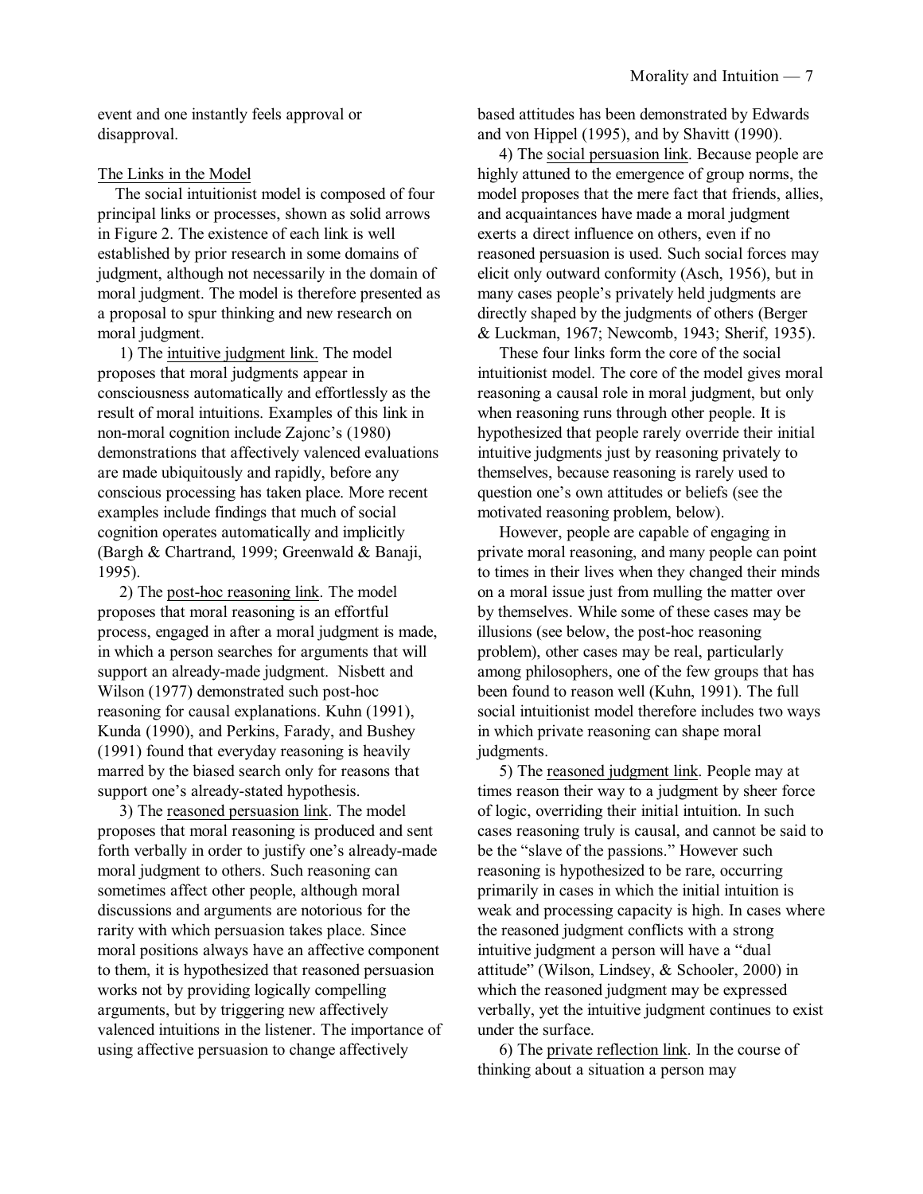event and one instantly feels approval or disapproval.

The Links in the Model

The social intuitionist model is composed of four principal links or processes, shown as solid arrows in Figure 2. The existence of each link is well established by prior research in some domains of judgment, although not necessarily in the domain of moral judgment. The model is therefore presented as a proposal to spur thinking and new research on moral judgment.

1) The intuitive judgment link. The model proposes that moral judgments appear in consciousness automatically and effortlessly as the result of moral intuitions. Examples of this link in non-moral cognition include Zajonc's (1980) demonstrations that affectively valenced evaluations are made ubiquitously and rapidly, before any conscious processing has taken place. More recent examples include findings that much of social cognition operates automatically and implicitly (Bargh & Chartrand, 1999; Greenwald & Banaji, 1995).

2) The post-hoc reasoning link. The model proposes that moral reasoning is an effortful process, engaged in after a moral judgment is made, in which a person searches for arguments that will support an already-made judgment. Nisbett and Wilson (1977) demonstrated such post-hoc reasoning for causal explanations. Kuhn (1991), Kunda (1990), and Perkins, Farady, and Bushey (1991) found that everyday reasoning is heavily marred by the biased search only for reasons that support one's already-stated hypothesis.

3) The reasoned persuasion link. The model proposes that moral reasoning is produced and sent forth verbally in order to justify one's already-made moral judgment to others. Such reasoning can sometimes affect other people, although moral discussions and arguments are notorious for the rarity with which persuasion takes place. Since moral positions always have an affective component to them, it is hypothesized that reasoned persuasion works not by providing logically compelling arguments, but by triggering new affectively valenced intuitions in the listener. The importance of using affective persuasion to change affectively based attitudes has been demonstrated by Edwards and von Hippel (1995), and by Shavitt (1990).

4) The social persuasion link. Because people are highly attuned to the emergence of group norms, the model proposes that the mere fact that friends, allies, and acquaintances have made a moral judgment exerts a direct influence on others, even if no reasoned persuasion is used. Such social forces may elicit only outward conformity (Asch, 1956), but in many cases people's privately held judgments are directly shaped by the judgments of others (Berger & Luckman, 1967; Newcomb, 1943; Sherif, 1935).

These four links form the core of the social intuitionist model. The core of the model gives moral reasoning a causal role in moral judgment, but only when reasoning runs through other people. It is hypothesized that people rarely override their initial intuitive judgments just by reasoning privately to themselves, because reasoning is rarely used to question one's own attitudes or beliefs (see the motivated reasoning problem, below).

However, people are capable of engaging in private moral reasoning, and many people can point to times in their lives when they changed their minds on a moral issue just from mulling the matter over by themselves. While some of these cases may be illusions (see below, the post-hoc reasoning problem), other cases may be real, particularly among philosophers, one of the few groups that has been found to reason well (Kuhn, 1991). The full social intuitionist model therefore includes two ways in which private reasoning can shape moral judgments.

5) The reasoned judgment link. People may at times reason their way to a judgment by sheer force of logic, overriding their initial intuition. In such cases reasoning truly is causal, and cannot be said to be the "slave of the passions." However such reasoning is hypothesized to be rare, occurring primarily in cases in which the initial intuition is weak and processing capacity is high. In cases where the reasoned judgment conflicts with a strong intuitive judgment a person will have a "dual attitude" (Wilson, Lindsey, & Schooler, 2000) in which the reasoned judgment may be expressed verbally, yet the intuitive judgment continues to exist under the surface.

6) The private reflection link. In the course of thinking about a situation a person may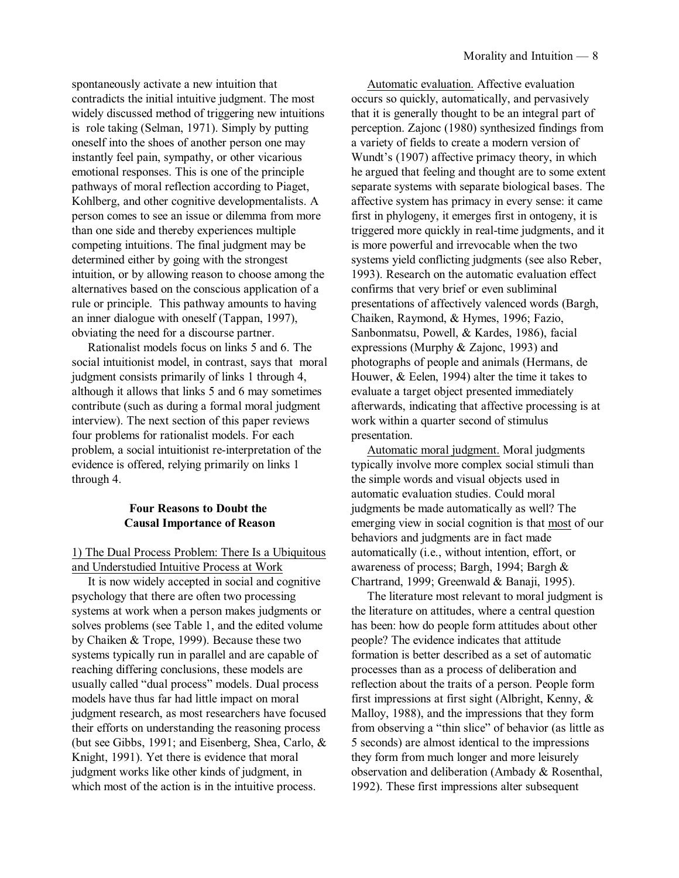spontaneously activate a new intuition that contradicts the initial intuitive judgment. The most widely discussed method of triggering new intuitions is role taking (Selman, 1971). Simply by putting oneself into the shoes of another person one may instantly feel pain, sympathy, or other vicarious emotional responses. This is one of the principle pathways of moral reflection according to Piaget, Kohlberg, and other cognitive developmentalists. A person comes to see an issue or dilemma from more than one side and thereby experiences multiple competing intuitions. The final judgment may be determined either by going with the strongest intuition, or by allowing reason to choose among the alternatives based on the conscious application of a rule or principle. This pathway amounts to having an inner dialogue with oneself (Tappan, 1997), obviating the need for a discourse partner.

Rationalist models focus on links 5 and 6. The social intuitionist model, in contrast, says that moral judgment consists primarily of links 1 through 4, although it allows that links 5 and 6 may sometimes contribute (such as during a formal moral judgment interview). The next section of this paper reviews four problems for rationalist models. For each problem, a social intuitionist re-interpretation of the evidence is offered, relying primarily on links 1 through 4.

## Four Reasons to Doubt the Causal Importance of Reason

### 1) The Dual Process Problem: There Is a Ubiquitous and Understudied Intuitive Process at Work

It is now widely accepted in social and cognitive psychology that there are often two processing systems at work when a person makes judgments or solves problems (see Table 1, and the edited volume by Chaiken & Trope, 1999). Because these two systems typically run in parallel and are capable of reaching differing conclusions, these models are usually called "dual process" models. Dual process models have thus far had little impact on moral judgment research, as most researchers have focused their efforts on understanding the reasoning process (but see Gibbs, 1991; and Eisenberg, Shea, Carlo, & Knight, 1991). Yet there is evidence that moral judgment works like other kinds of judgment, in which most of the action is in the intuitive process.

Automatic evaluation. Affective evaluation occurs so quickly, automatically, and pervasively that it is generally thought to be an integral part of perception. Zajonc (1980) synthesized findings from a variety of fields to create a modern version of Wundt's (1907) affective primacy theory, in which he argued that feeling and thought are to some extent separate systems with separate biological bases. The affective system has primacy in every sense: it came first in phylogeny, it emerges first in ontogeny, it is triggered more quickly in real-time judgments, and it is more powerful and irrevocable when the two systems yield conflicting judgments (see also Reber, 1993). Research on the automatic evaluation effect confirms that very brief or even subliminal presentations of affectively valenced words (Bargh, Chaiken, Raymond, & Hymes, 1996; Fazio, Sanbonmatsu, Powell, & Kardes, 1986), facial expressions (Murphy & Zajonc, 1993) and photographs of people and animals (Hermans, de Houwer, & Eelen, 1994) alter the time it takes to evaluate a target object presented immediately afterwards, indicating that affective processing is at work within a quarter second of stimulus presentation.

Automatic moral judgment. Moral judgments typically involve more complex social stimuli than the simple words and visual objects used in automatic evaluation studies. Could moral judgments be made automatically as well? The emerging view in social cognition is that most of our behaviors and judgments are in fact made automatically (i.e., without intention, effort, or awareness of process; Bargh, 1994; Bargh & Chartrand, 1999; Greenwald & Banaji, 1995).

The literature most relevant to moral judgment is the literature on attitudes, where a central question has been: how do people form attitudes about other people? The evidence indicates that attitude formation is better described as a set of automatic processes than as a process of deliberation and reflection about the traits of a person. People form first impressions at first sight (Albright, Kenny, & Malloy, 1988), and the impressions that they form from observing a "thin slice" of behavior (as little as 5 seconds) are almost identical to the impressions they form from much longer and more leisurely observation and deliberation (Ambady & Rosenthal, 1992). These first impressions alter subsequent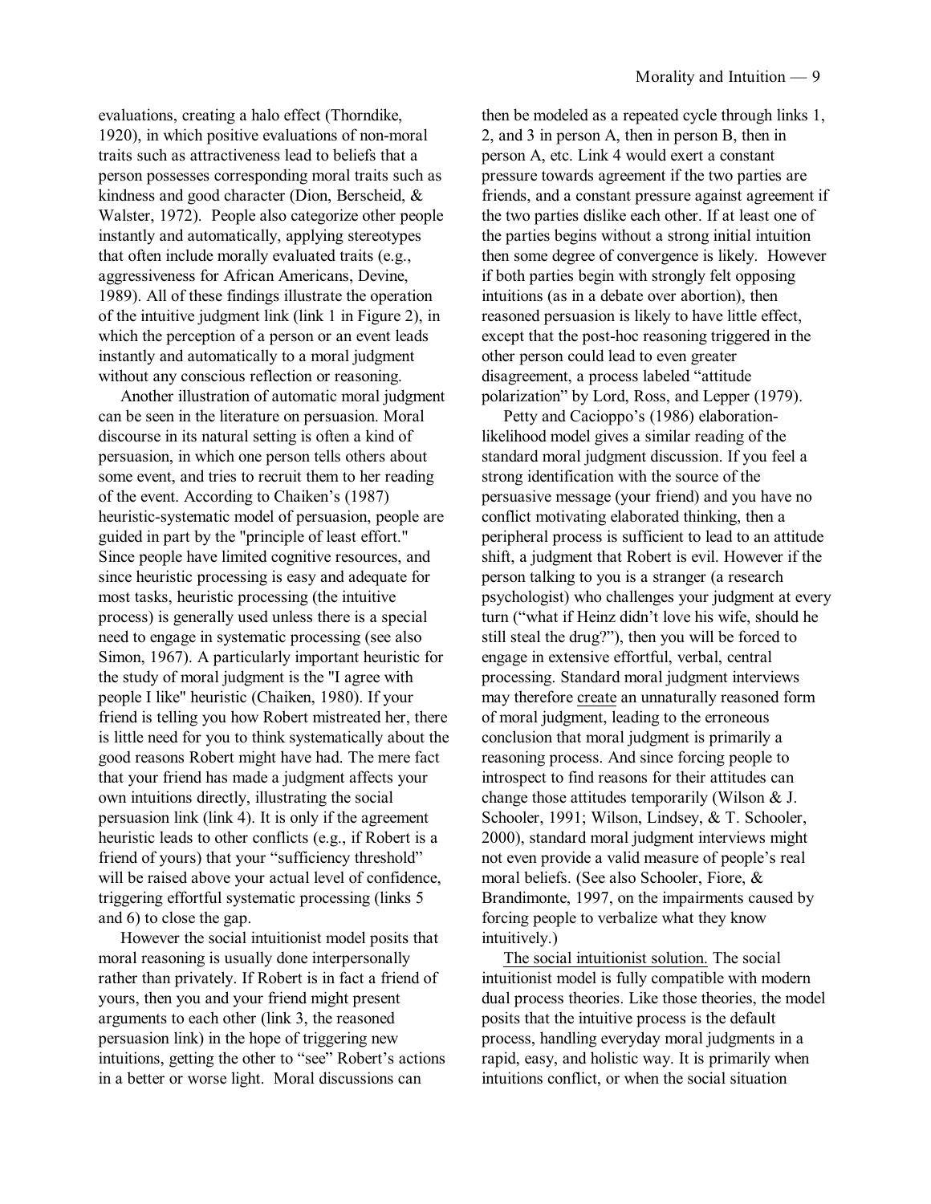evaluations, creating a halo effect (Thorndike, 1920), in which positive evaluations of non-moral traits such as attractiveness lead to beliefs that a person possesses corresponding moral traits such as kindness and good character (Dion, Berscheid, & Walster, 1972). People also categorize other people instantly and automatically, applying stereotypes that often include morally evaluated traits (e.g., aggressiveness for African Americans, Devine, 1989). All of these findings illustrate the operation of the intuitive judgment link (link 1 in Figure 2), in which the perception of a person or an event leads instantly and automatically to a moral judgment without any conscious reflection or reasoning.

Another illustration of automatic moral judgment can be seen in the literature on persuasion. Moral discourse in its natural setting is often a kind of persuasion, in which one person tells others about some event, and tries to recruit them to her reading of the event. According to Chaiken's (1987) heuristic-systematic model of persuasion, people are guided in part by the "principle of least effort." Since people have limited cognitive resources, and since heuristic processing is easy and adequate for most tasks, heuristic processing (the intuitive process) is generally used unless there is a special need to engage in systematic processing (see also Simon, 1967). A particularly important heuristic for the study of moral judgment is the "I agree with people I like" heuristic (Chaiken, 1980). If your friend is telling you how Robert mistreated her, there is little need for you to think systematically about the good reasons Robert might have had. The mere fact that your friend has made a judgment affects your own intuitions directly, illustrating the social persuasion link (link 4). It is only if the agreement heuristic leads to other conflicts (e.g., if Robert is a friend of yours) that your "sufficiency threshold" will be raised above your actual level of confidence, triggering effortful systematic processing (links 5 and 6) to close the gap.

However the social intuitionist model posits that moral reasoning is usually done interpersonally rather than privately. If Robert is in fact a friend of yours, then you and your friend might present arguments to each other (link 3, the reasoned persuasion link) in the hope of triggering new intuitions, getting the other to "see" Robert's actions in a better or worse light. Moral discussions can then be modeled as a repeated cycle through links 1, 2, and 3 in person A, then in person B, then in person A, etc. Link 4 would exert a constant pressure towards agreement if the two parties are friends, and a constant pressure against agreement if the two parties dislike each other. If at least one of the parties begins without a strong initial intuition then some degree of convergence is likely. However if both parties begin with strongly felt opposing intuitions (as in a debate over abortion), then reasoned persuasion is likely to have little effect, except that the post-hoc reasoning triggered in the other person could lead to even greater disagreement, a process labeled "attitude polarization" by Lord, Ross, and Lepper (1979).

Petty and Cacioppo's (1986) elaboration-likelihood model gives a similar reading of the standard moral judgment discussion. If you feel a strong identification with the source of the persuasive message (your friend) and you have no conflict motivating elaborated thinking, then a peripheral process is sufficient to lead to an attitude shift, a judgment that Robert is evil. However if the person talking to you is a stranger (a research psychologist) who challenges your judgment at every turn ("what if Heinz didn't love his wife, should he still steal the drug?"), then you will be forced to engage in extensive effortful, verbal, central processing. Standard moral judgment interviews may therefore <u>create</u> an unnaturally reasoned form of moral judgment, leading to the erroneous conclusion that moral judgment is primarily a reasoning process. And since forcing people to introspect to find reasons for their attitudes can change those attitudes temporarily (Wilson & J. Schooler, 1991; Wilson, Lindsey, & T. Schooler, 2000), standard moral judgment interviews might not even provide a valid measure of people's real moral beliefs. (See also Schooler, Fiore, & Brandimonte, 1997, on the impairments caused by forcing people to verbalize what they know intuitively.)

<u>The social intuitionist solution.</u> The social intuitionist model is fully compatible with modern dual process theories. Like those theories, the model posits that the intuitive process is the default process, handling everyday moral judgments in a rapid, easy, and holistic way. It is primarily when intuitions conflict, or when the social situation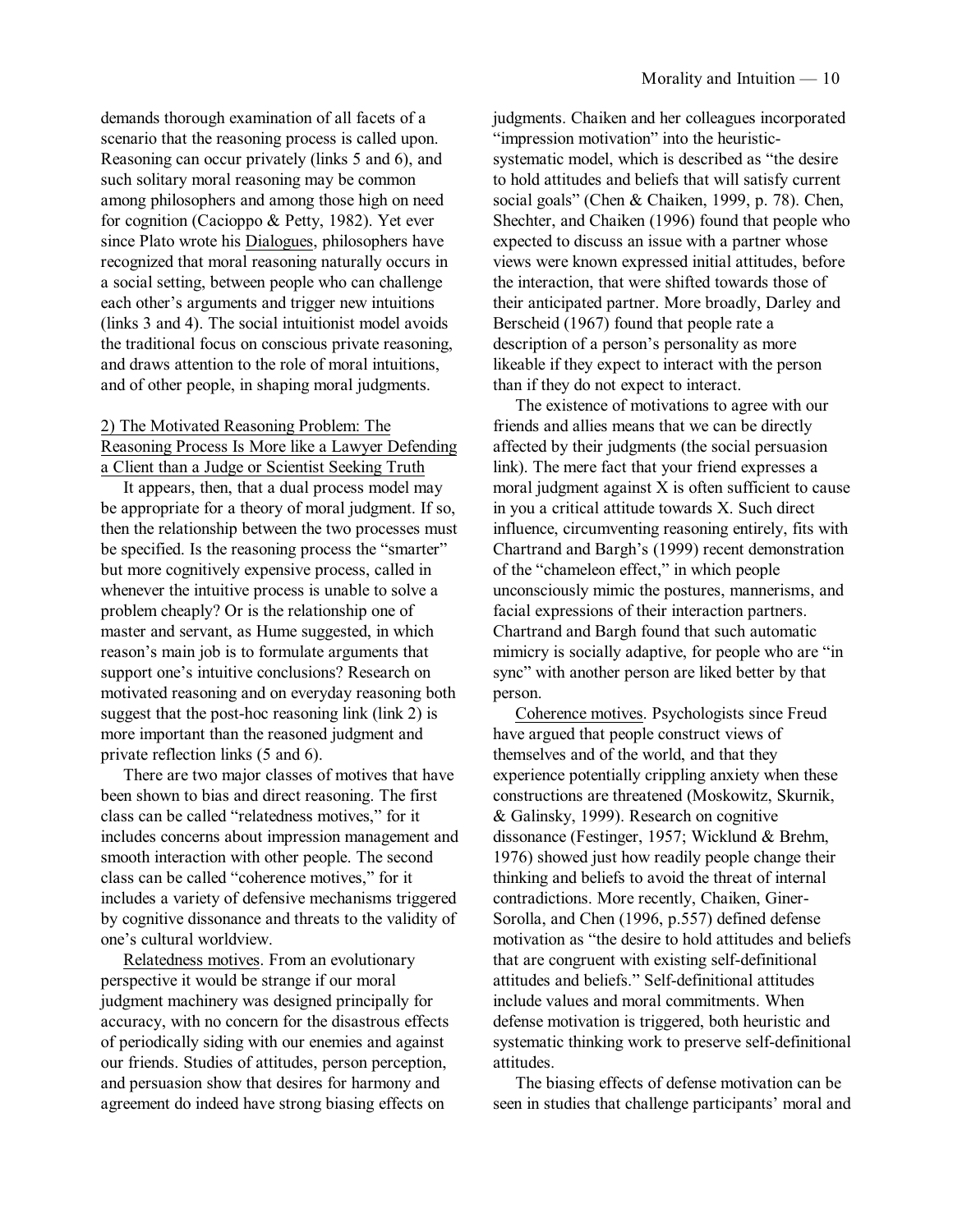demands thorough examination of all facets of a scenario that the reasoning process is called upon. Reasoning can occur privately (links 5 and 6), and such solitary moral reasoning may be common among philosophers and among those high on need for cognition (Cacioppo & Petty, 1982). Yet ever since Plato wrote his Dialogues, philosophers have recognized that moral reasoning naturally occurs in a social setting, between people who can challenge each other's arguments and trigger new intuitions (links 3 and 4). The social intuitionist model avoids the traditional focus on conscious private reasoning, and draws attention to the role of moral intuitions, and of other people, in shaping moral judgments.

## 2) The Motivated Reasoning Problem: The Reasoning Process Is More like a Lawyer Defending a Client than a Judge or Scientist Seeking Truth

It appears, then, that a dual process model may be appropriate for a theory of moral judgment. If so, then the relationship between the two processes must be specified. Is the reasoning process the "smarter" but more cognitively expensive process, called in whenever the intuitive process is unable to solve a problem cheaply? Or is the relationship one of master and servant, as Hume suggested, in which reason's main job is to formulate arguments that support one's intuitive conclusions? Research on motivated reasoning and on everyday reasoning both suggest that the post-hoc reasoning link (link 2) is more important than the reasoned judgment and private reflection links (5 and 6).

There are two major classes of motives that have been shown to bias and direct reasoning. The first class can be called "relatedness motives," for it includes concerns about impression management and smooth interaction with other people. The second class can be called "coherence motives," for it includes a variety of defensive mechanisms triggered by cognitive dissonance and threats to the validity of one's cultural worldview.

Relatedness motives. From an evolutionary perspective it would be strange if our moral judgment machinery was designed principally for accuracy, with no concern for the disastrous effects of periodically siding with our enemies and against our friends. Studies of attitudes, person perception, and persuasion show that desires for harmony and agreement do indeed have strong biasing effects on judgments. Chaiken and her colleagues incorporated "impression motivation" into the heuristic-systematic model, which is described as "the desire to hold attitudes and beliefs that will satisfy current social goals" (Chen & Chaiken, 1999, p. 78). Chen, Shechter, and Chaiken (1996) found that people who expected to discuss an issue with a partner whose views were known expressed initial attitudes, before the interaction, that were shifted towards those of their anticipated partner. More broadly, Darley and Berscheid (1967) found that people rate a description of a person's personality as more likeable if they expect to interact with the person than if they do not expect to interact.

The existence of motivations to agree with our friends and allies means that we can be directly affected by their judgments (the social persuasion link). The mere fact that your friend expresses a moral judgment against X is often sufficient to cause in you a critical attitude towards X. Such direct influence, circumventing reasoning entirely, fits with Chartrand and Bargh's (1999) recent demonstration of the "chameleon effect," in which people unconsciously mimic the postures, mannerisms, and facial expressions of their interaction partners. Chartrand and Bargh found that such automatic mimicry is socially adaptive, for people who are "in sync" with another person are liked better by that person.

Coherence motives. Psychologists since Freud have argued that people construct views of themselves and of the world, and that they experience potentially crippling anxiety when these constructions are threatened (Moskowitz, Skurnik, & Galinsky, 1999). Research on cognitive dissonance (Festinger, 1957; Wicklund & Brehm, 1976) showed just how readily people change their thinking and beliefs to avoid the threat of internal contradictions. More recently, Chaiken, Giner-Sorolla, and Chen (1996, p.557) defined defense motivation as "the desire to hold attitudes and beliefs that are congruent with existing self-definitional attitudes and beliefs." Self-definitional attitudes include values and moral commitments. When defense motivation is triggered, both heuristic and systematic thinking work to preserve self-definitional attitudes.

The biasing effects of defense motivation can be seen in studies that challenge participants' moral and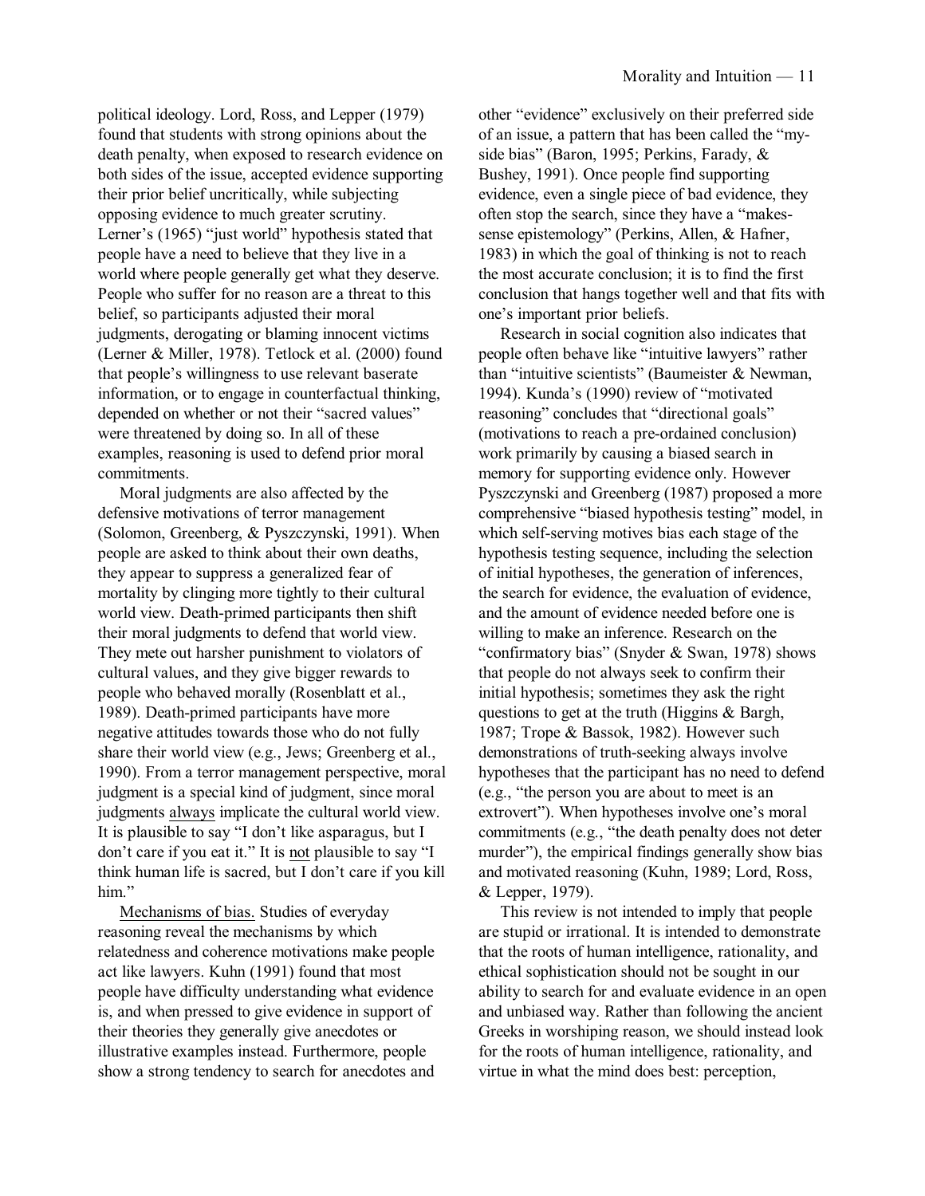political ideology. Lord, Ross, and Lepper (1979) found that students with strong opinions about the death penalty, when exposed to research evidence on both sides of the issue, accepted evidence supporting their prior belief uncritically, while subjecting opposing evidence to much greater scrutiny. Lerner's (1965) "just world" hypothesis stated that people have a need to believe that they live in a world where people generally get what they deserve. People who suffer for no reason are a threat to this belief, so participants adjusted their moral judgments, derogating or blaming innocent victims (Lerner & Miller, 1978). Tetlock et al. (2000) found that people's willingness to use relevant baserate information, or to engage in counterfactual thinking, depended on whether or not their "sacred values" were threatened by doing so. In all of these examples, reasoning is used to defend prior moral commitments.

Moral judgments are also affected by the defensive motivations of terror management (Solomon, Greenberg, & Pyszczynski, 1991). When people are asked to think about their own deaths, they appear to suppress a generalized fear of mortality by clinging more tightly to their cultural world view. Death-primed participants then shift their moral judgments to defend that world view. They mete out harsher punishment to violators of cultural values, and they give bigger rewards to people who behaved morally (Rosenblatt et al., 1989). Death-primed participants have more negative attitudes towards those who do not fully share their world view (e.g., Jews; Greenberg et al., 1990). From a terror management perspective, moral judgment is a special kind of judgment, since moral judgments <u>always</u> implicate the cultural world view. It is plausible to say "I don't like asparagus, but I don't care if you eat it." It is <u>not</u> plausible to say "I think human life is sacred, but I don't care if you kill him."

<u>Mechanisms of bias.</u> Studies of everyday reasoning reveal the mechanisms by which relatedness and coherence motivations make people act like lawyers. Kuhn (1991) found that most people have difficulty understanding what evidence is, and when pressed to give evidence in support of their theories they generally give anecdotes or illustrative examples instead. Furthermore, people show a strong tendency to search for anecdotes and other "evidence" exclusively on their preferred side of an issue, a pattern that has been called the "my-side bias" (Baron, 1995; Perkins, Farady, & Bushey, 1991). Once people find supporting evidence, even a single piece of bad evidence, they often stop the search, since they have a "makes-sense epistemology" (Perkins, Allen, & Hafner, 1983) in which the goal of thinking is not to reach the most accurate conclusion; it is to find the first conclusion that hangs together well and that fits with one's important prior beliefs.

Research in social cognition also indicates that people often behave like "intuitive lawyers" rather than "intuitive scientists" (Baumeister & Newman, 1994). Kunda's (1990) review of "motivated reasoning" concludes that "directional goals" (motivations to reach a pre-ordained conclusion) work primarily by causing a biased search in memory for supporting evidence only. However Pyszczynski and Greenberg (1987) proposed a more comprehensive "biased hypothesis testing" model, in which self-serving motives bias each stage of the hypothesis testing sequence, including the selection of initial hypotheses, the generation of inferences, the search for evidence, the evaluation of evidence, and the amount of evidence needed before one is willing to make an inference. Research on the "confirmatory bias" (Snyder & Swan, 1978) shows that people do not always seek to confirm their initial hypothesis; sometimes they ask the right questions to get at the truth (Higgins & Bargh, 1987; Trope & Bassok, 1982). However such demonstrations of truth-seeking always involve hypotheses that the participant has no need to defend (e.g., "the person you are about to meet is an extrovert"). When hypotheses involve one's moral commitments (e.g., "the death penalty does not deter murder"), the empirical findings generally show bias and motivated reasoning (Kuhn, 1989; Lord, Ross, & Lepper, 1979).

This review is not intended to imply that people are stupid or irrational. It is intended to demonstrate that the roots of human intelligence, rationality, and ethical sophistication should not be sought in our ability to search for and evaluate evidence in an open and unbiased way. Rather than following the ancient Greeks in worshiping reason, we should instead look for the roots of human intelligence, rationality, and virtue in what the mind does best: perception,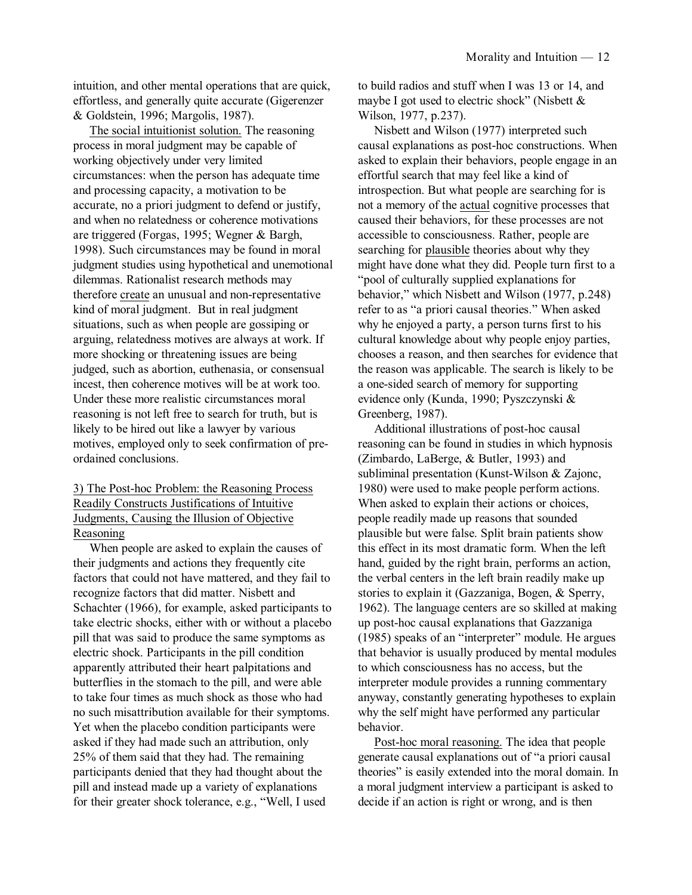intuition, and other mental operations that are quick, effortless, and generally quite accurate (Gigerenzer & Goldstein, 1996; Margolis, 1987).

The social intuitionist solution. The reasoning process in moral judgment may be capable of working objectively under very limited circumstances: when the person has adequate time and processing capacity, a motivation to be accurate, no a priori judgment to defend or justify, and when no relatedness or coherence motivations are triggered (Forgas, 1995; Wegner & Bargh, 1998). Such circumstances may be found in moral judgment studies using hypothetical and unemotional dilemmas. Rationalist research methods may therefore create an unusual and non-representative kind of moral judgment. But in real judgment situations, such as when people are gossiping or arguing, relatedness motives are always at work. If more shocking or threatening issues are being judged, such as abortion, euthenasia, or consensual incest, then coherence motives will be at work too. Under these more realistic circumstances moral reasoning is not left free to search for truth, but is likely to be hired out like a lawyer by various motives, employed only to seek confirmation of pre-ordained conclusions.

### 3) The Post-hoc Problem: the Reasoning Process Readily Constructs Justifications of Intuitive Judgments, Causing the Illusion of Objective Reasoning

When people are asked to explain the causes of their judgments and actions they frequently cite factors that could not have mattered, and they fail to recognize factors that did matter. Nisbett and Schachter (1966), for example, asked participants to take electric shocks, either with or without a placebo pill that was said to produce the same symptoms as electric shock. Participants in the pill condition apparently attributed their heart palpitations and butterflies in the stomach to the pill, and were able to take four times as much shock as those who had no such misattribution available for their symptoms. Yet when the placebo condition participants were asked if they had made such an attribution, only 25% of them said that they had. The remaining participants denied that they had thought about the pill and instead made up a variety of explanations for their greater shock tolerance, e.g., "Well, I used to build radios and stuff when I was 13 or 14, and maybe I got used to electric shock" (Nisbett & Wilson, 1977, p.237).

Nisbett and Wilson (1977) interpreted such causal explanations as post-hoc constructions. When asked to explain their behaviors, people engage in an effortful search that may feel like a kind of introspection. But what people are searching for is not a memory of the actual cognitive processes that caused their behaviors, for these processes are not accessible to consciousness. Rather, people are searching for plausible theories about why they might have done what they did. People turn first to a "pool of culturally supplied explanations for behavior," which Nisbett and Wilson (1977, p.248) refer to as "a priori causal theories." When asked why he enjoyed a party, a person turns first to his cultural knowledge about why people enjoy parties, chooses a reason, and then searches for evidence that the reason was applicable. The search is likely to be a one-sided search of memory for supporting evidence only (Kunda, 1990; Pyszczynski & Greenberg, 1987).

Additional illustrations of post-hoc causal reasoning can be found in studies in which hypnosis (Zimbardo, LaBerge, & Butler, 1993) and subliminal presentation (Kunst-Wilson & Zajonc, 1980) were used to make people perform actions. When asked to explain their actions or choices, people readily made up reasons that sounded plausible but were false. Split brain patients show this effect in its most dramatic form. When the left hand, guided by the right brain, performs an action, the verbal centers in the left brain readily make up stories to explain it (Gazzaniga, Bogen, & Sperry, 1962). The language centers are so skilled at making up post-hoc causal explanations that Gazzaniga (1985) speaks of an "interpreter" module. He argues that behavior is usually produced by mental modules to which consciousness has no access, but the interpreter module provides a running commentary anyway, constantly generating hypotheses to explain why the self might have performed any particular behavior.

Post-hoc moral reasoning. The idea that people generate causal explanations out of "a priori causal theories" is easily extended into the moral domain. In a moral judgment interview a participant is asked to decide if an action is right or wrong, and is then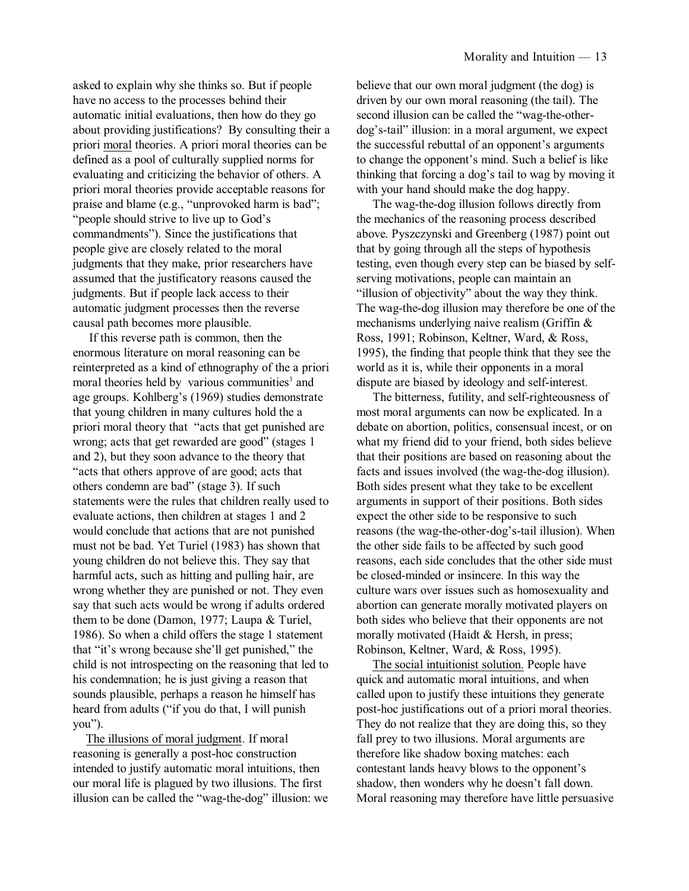asked to explain why she thinks so. But if people have no access to the processes behind their automatic initial evaluations, then how do they go about providing justifications? By consulting their a priori moral theories. A priori moral theories can be defined as a pool of culturally supplied norms for evaluating and criticizing the behavior of others. A priori moral theories provide acceptable reasons for praise and blame (e.g., "unprovoked harm is bad"; "people should strive to live up to God's commandments"). Since the justifications that people give are closely related to the moral judgments that they make, prior researchers have assumed that the justificatory reasons caused the judgments. But if people lack access to their automatic judgment processes then the reverse causal path becomes more plausible.

If this reverse path is common, then the enormous literature on moral reasoning can be reinterpreted as a kind of ethnography of the a priori moral theories held by various communities[3] and age groups. Kohlberg's (1969) studies demonstrate that young children in many cultures hold the a priori moral theory that "acts that get punished are wrong; acts that get rewarded are good" (stages 1 and 2), but they soon advance to the theory that "acts that others approve of are good; acts that others condemn are bad" (stage 3). If such statements were the rules that children really used to evaluate actions, then children at stages 1 and 2 would conclude that actions that are not punished must not be bad. Yet Turiel (1983) has shown that young children do not believe this. They say that harmful acts, such as hitting and pulling hair, are wrong whether they are punished or not. They even say that such acts would be wrong if adults ordered them to be done (Damon, 1977; Laupa & Turiel, 1986). So when a child offers the stage 1 statement that "it's wrong because she'll get punished," the child is not introspecting on the reasoning that led to his condemnation; he is just giving a reason that sounds plausible, perhaps a reason he himself has heard from adults ("if you do that, I will punish you").

The illusions of moral judgment. If moral reasoning is generally a post-hoc construction intended to justify automatic moral intuitions, then our moral life is plagued by two illusions. The first illusion can be called the "wag-the-dog" illusion: we believe that our own moral judgment (the dog) is driven by our own moral reasoning (the tail). The second illusion can be called the "wag-the-other-dog's-tail" illusion: in a moral argument, we expect the successful rebuttal of an opponent's arguments to change the opponent's mind. Such a belief is like thinking that forcing a dog's tail to wag by moving it with your hand should make the dog happy.

The wag-the-dog illusion follows directly from the mechanics of the reasoning process described above. Pyszczynski and Greenberg (1987) point out that by going through all the steps of hypothesis testing, even though every step can be biased by self-serving motivations, people can maintain an "illusion of objectivity" about the way they think. The wag-the-dog illusion may therefore be one of the mechanisms underlying naive realism (Griffin & Ross, 1991; Robinson, Keltner, Ward, & Ross, 1995), the finding that people think that they see the world as it is, while their opponents in a moral dispute are biased by ideology and self-interest.

The bitterness, futility, and self-righteousness of most moral arguments can now be explicated. In a debate on abortion, politics, consensual incest, or on what my friend did to your friend, both sides believe that their positions are based on reasoning about the facts and issues involved (the wag-the-dog illusion). Both sides present what they take to be excellent arguments in support of their positions. Both sides expect the other side to be responsive to such reasons (the wag-the-other-dog's-tail illusion). When the other side fails to be affected by such good reasons, each side concludes that the other side must be closed-minded or insincere. In this way the culture wars over issues such as homosexuality and abortion can generate morally motivated players on both sides who believe that their opponents are not morally motivated (Haidt & Hersh, in press; Robinson, Keltner, Ward, & Ross, 1995).

The social intuitionist solution. People have quick and automatic moral intuitions, and when called upon to justify these intuitions they generate post-hoc justifications out of a priori moral theories. They do not realize that they are doing this, so they fall prey to two illusions. Moral arguments are therefore like shadow boxing matches: each contestant lands heavy blows to the opponent's shadow, then wonders why he doesn't fall down. Moral reasoning may therefore have little persuasive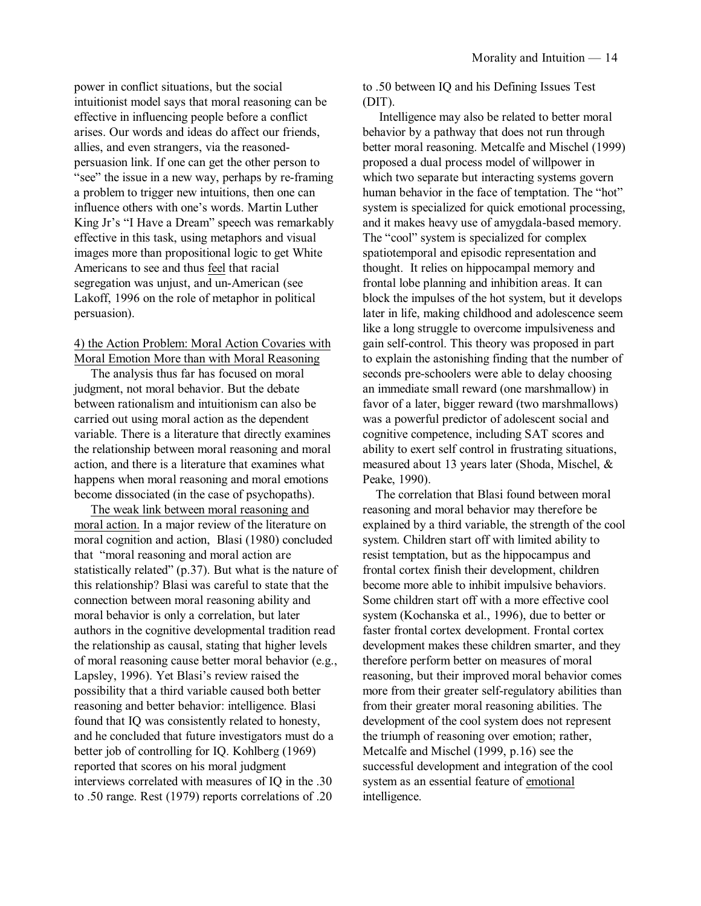power in conflict situations, but the social intuitionist model says that moral reasoning can be effective in influencing people before a conflict arises. Our words and ideas do affect our friends, allies, and even strangers, via the reasoned-persuasion link. If one can get the other person to "see" the issue in a new way, perhaps by re-framing a problem to trigger new intuitions, then one can influence others with one's words. Martin Luther King Jr's "I Have a Dream" speech was remarkably effective in this task, using metaphors and visual images more than propositional logic to get White Americans to see and thus <u>feel</u> that racial segregation was unjust, and un-American (see Lakoff, 1996 on the role of metaphor in political persuasion).

<u>4) the Action Problem: Moral Action Covaries with Moral Emotion More than with Moral Reasoning</u>

The analysis thus far has focused on moral judgment, not moral behavior. But the debate between rationalism and intuitionism can also be carried out using moral action as the dependent variable. There is a literature that directly examines the relationship between moral reasoning and moral action, and there is a literature that examines what happens when moral reasoning and moral emotions become dissociated (in the case of psychopaths).

<u>The weak link between moral reasoning and moral action.</u> In a major review of the literature on moral cognition and action, Blasi (1980) concluded that "moral reasoning and moral action are statistically related" (p.37). But what is the nature of this relationship? Blasi was careful to state that the connection between moral reasoning ability and moral behavior is only a correlation, but later authors in the cognitive developmental tradition read the relationship as causal, stating that higher levels of moral reasoning cause better moral behavior (e.g., Lapsley, 1996). Yet Blasi's review raised the possibility that a third variable caused both better reasoning and better behavior: intelligence. Blasi found that IQ was consistently related to honesty, and he concluded that future investigators must do a better job of controlling for IQ. Kohlberg (1969) reported that scores on his moral judgment interviews correlated with measures of IQ in the .30 to .50 range. Rest (1979) reports correlations of .20 to .50 between IQ and his Defining Issues Test (DIT).

Intelligence may also be related to better moral behavior by a pathway that does not run through better moral reasoning. Metcalfe and Mischel (1999) proposed a dual process model of willpower in which two separate but interacting systems govern human behavior in the face of temptation. The "hot" system is specialized for quick emotional processing, and it makes heavy use of amygdala-based memory. The "cool" system is specialized for complex spatiotemporal and episodic representation and thought. It relies on hippocampal memory and frontal lobe planning and inhibition areas. It can block the impulses of the hot system, but it develops later in life, making childhood and adolescence seem like a long struggle to overcome impulsiveness and gain self-control. This theory was proposed in part to explain the astonishing finding that the number of seconds pre-schoolers were able to delay choosing an immediate small reward (one marshmallow) in favor of a later, bigger reward (two marshmallows) was a powerful predictor of adolescent social and cognitive competence, including SAT scores and ability to exert self control in frustrating situations, measured about 13 years later (Shoda, Mischel, & Peake, 1990).

The correlation that Blasi found between moral reasoning and moral behavior may therefore be explained by a third variable, the strength of the cool system. Children start off with limited ability to resist temptation, but as the hippocampus and frontal cortex finish their development, children become more able to inhibit impulsive behaviors. Some children start off with a more effective cool system (Kochanska et al., 1996), due to better or faster frontal cortex development. Frontal cortex development makes these children smarter, and they therefore perform better on measures of moral reasoning, but their improved moral behavior comes more from their greater self-regulatory abilities than from their greater moral reasoning abilities. The development of the cool system does not represent the triumph of reasoning over emotion; rather, Metcalfe and Mischel (1999, p.16) see the successful development and integration of the cool system as an essential feature of <u>emotional</u> intelligence.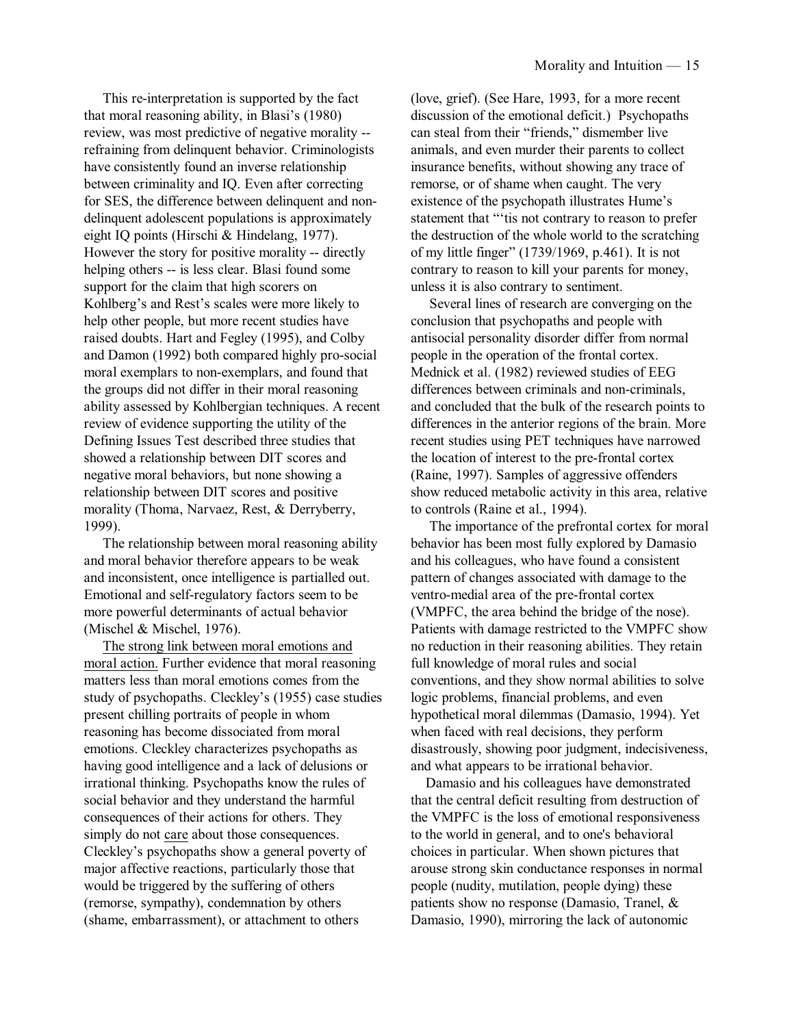This re-interpretation is supported by the fact that moral reasoning ability, in Blasi's (1980) review, was most predictive of negative morality -- refraining from delinquent behavior. Criminologists have consistently found an inverse relationship between criminality and IQ. Even after correcting for SES, the difference between delinquent and non-delinquent adolescent populations is approximately eight IQ points (Hirschi & Hindelang, 1977). However the story for positive morality -- directly helping others -- is less clear. Blasi found some support for the claim that high scorers on Kohlberg's and Rest's scales were more likely to help other people, but more recent studies have raised doubts. Hart and Fegley (1995), and Colby and Damon (1992) both compared highly pro-social moral exemplars to non-exemplars, and found that the groups did not differ in their moral reasoning ability assessed by Kohlbergian techniques. A recent review of evidence supporting the utility of the Defining Issues Test described three studies that showed a relationship between DIT scores and negative moral behaviors, but none showing a relationship between DIT scores and positive morality (Thoma, Narvaez, Rest, & Derryberry, 1999).

The relationship between moral reasoning ability and moral behavior therefore appears to be weak and inconsistent, once intelligence is partialled out. Emotional and self-regulatory factors seem to be more powerful determinants of actual behavior (Mischel & Mischel, 1976).

The strong link between moral emotions and moral action. Further evidence that moral reasoning matters less than moral emotions comes from the study of psychopaths. Cleckley's (1955) case studies present chilling portraits of people in whom reasoning has become dissociated from moral emotions. Cleckley characterizes psychopaths as having good intelligence and a lack of delusions or irrational thinking. Psychopaths know the rules of social behavior and they understand the harmful consequences of their actions for others. They simply do not care about those consequences. Cleckley's psychopaths show a general poverty of major affective reactions, particularly those that would be triggered by the suffering of others (remorse, sympathy), condemnation by others (shame, embarrassment), or attachment to others (love, grief). (See Hare, 1993, for a more recent discussion of the emotional deficit.) Psychopaths can steal from their "friends," dismember live animals, and even murder their parents to collect insurance benefits, without showing any trace of remorse, or of shame when caught. The very existence of the psychopath illustrates Hume's statement that "'tis not contrary to reason to prefer the destruction of the whole world to the scratching of my little finger" (1739/1969, p.461). It is not contrary to reason to kill your parents for money, unless it is also contrary to sentiment.

Several lines of research are converging on the conclusion that psychopaths and people with antisocial personality disorder differ from normal people in the operation of the frontal cortex. Mednick et al. (1982) reviewed studies of EEG differences between criminals and non-criminals, and concluded that the bulk of the research points to differences in the anterior regions of the brain. More recent studies using PET techniques have narrowed the location of interest to the pre-frontal cortex (Raine, 1997). Samples of aggressive offenders show reduced metabolic activity in this area, relative to controls (Raine et al., 1994).

The importance of the prefrontal cortex for moral behavior has been most fully explored by Damasio and his colleagues, who have found a consistent pattern of changes associated with damage to the ventro-medial area of the pre-frontal cortex (VMPFC, the area behind the bridge of the nose). Patients with damage restricted to the VMPFC show no reduction in their reasoning abilities. They retain full knowledge of moral rules and social conventions, and they show normal abilities to solve logic problems, financial problems, and even hypothetical moral dilemmas (Damasio, 1994). Yet when faced with real decisions, they perform disastrously, showing poor judgment, indecisiveness, and what appears to be irrational behavior.

Damasio and his colleagues have demonstrated that the central deficit resulting from destruction of the VMPFC is the loss of emotional responsiveness to the world in general, and to one's behavioral choices in particular. When shown pictures that arouse strong skin conductance responses in normal people (nudity, mutilation, people dying) these patients show no response (Damasio, Tranel, & Damasio, 1990), mirroring the lack of autonomic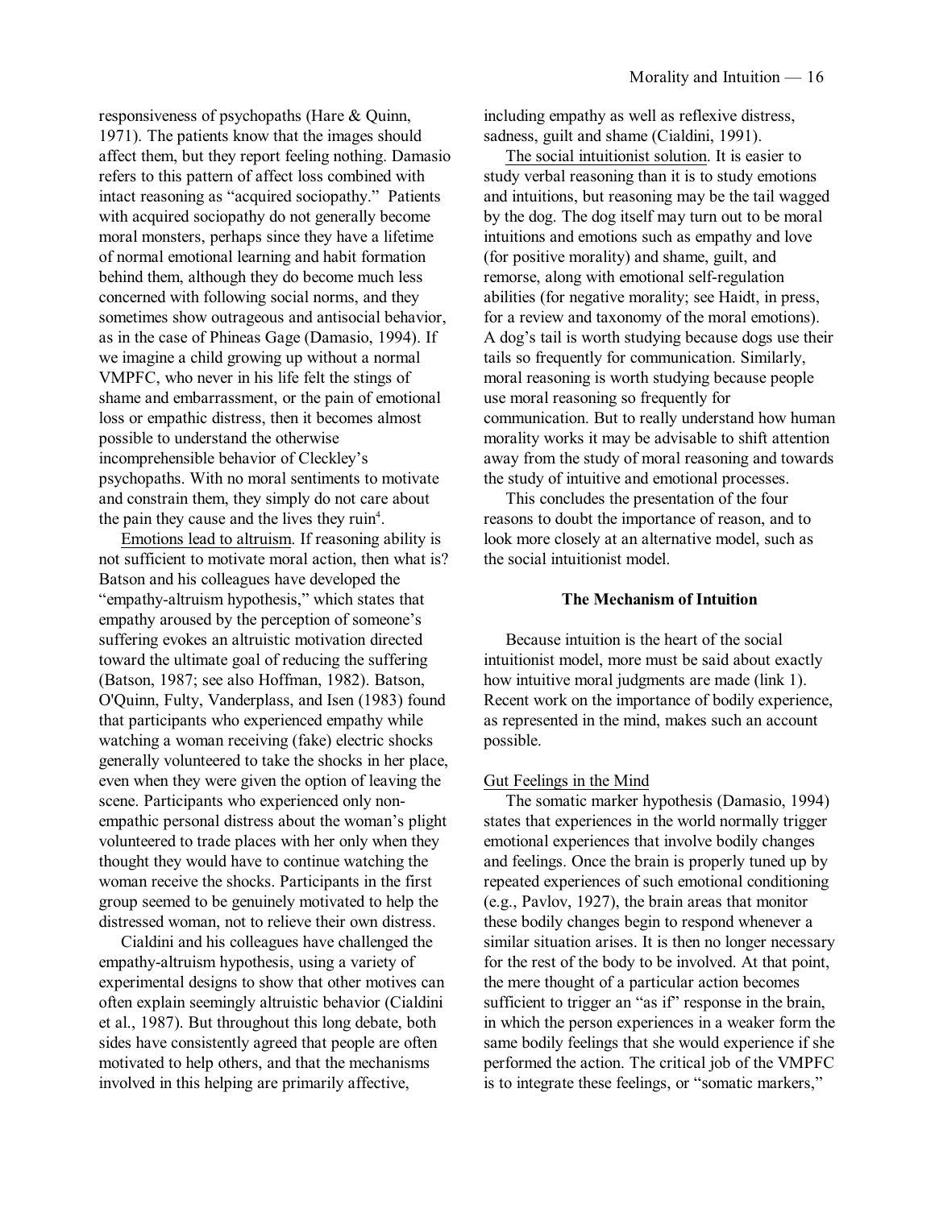responsiveness of psychopaths (Hare & Quinn, 1971). The patients know that the images should affect them, but they report feeling nothing. Damasio refers to this pattern of affect loss combined with intact reasoning as "acquired sociopathy." Patients with acquired sociopathy do not generally become moral monsters, perhaps since they have a lifetime of normal emotional learning and habit formation behind them, although they do become much less concerned with following social norms, and they sometimes show outrageous and antisocial behavior, as in the case of Phineas Gage (Damasio, 1994). If we imagine a child growing up without a normal VMPFC, who never in his life felt the stings of shame and embarrassment, or the pain of emotional loss or empathic distress, then it becomes almost possible to understand the otherwise incomprehensible behavior of Cleckley's psychopaths. With no moral sentiments to motivate and constrain them, they simply do not care about the pain they cause and the lives they ruin[4].

Emotions lead to altruism. If reasoning ability is not sufficient to motivate moral action, then what is? Batson and his colleagues have developed the "empathy-altruism hypothesis," which states that empathy aroused by the perception of someone's suffering evokes an altruistic motivation directed toward the ultimate goal of reducing the suffering (Batson, 1987; see also Hoffman, 1982). Batson, O'Quinn, Fulty, Vanderplass, and Isen (1983) found that participants who experienced empathy while watching a woman receiving (fake) electric shocks generally volunteered to take the shocks in her place, even when they were given the option of leaving the scene. Participants who experienced only non-empathic personal distress about the woman's plight volunteered to trade places with her only when they thought they would have to continue watching the woman receive the shocks. Participants in the first group seemed to be genuinely motivated to help the distressed woman, not to relieve their own distress.

Cialdini and his colleagues have challenged the empathy-altruism hypothesis, using a variety of experimental designs to show that other motives can often explain seemingly altruistic behavior (Cialdini et al., 1987). But throughout this long debate, both sides have consistently agreed that people are often motivated to help others, and that the mechanisms involved in this helping are primarily affective, including empathy as well as reflexive distress, sadness, guilt and shame (Cialdini, 1991).

The social intuitionist solution. It is easier to study verbal reasoning than it is to study emotions and intuitions, but reasoning may be the tail wagged by the dog. The dog itself may turn out to be moral intuitions and emotions such as empathy and love (for positive morality) and shame, guilt, and remorse, along with emotional self-regulation abilities (for negative morality; see Haidt, in press, for a review and taxonomy of the moral emotions). A dog's tail is worth studying because dogs use their tails so frequently for communication. Similarly, moral reasoning is worth studying because people use moral reasoning so frequently for communication. But to really understand how human morality works it may be advisable to shift attention away from the study of moral reasoning and towards the study of intuitive and emotional processes.

This concludes the presentation of the four reasons to doubt the importance of reason, and to look more closely at an alternative model, such as the social intuitionist model.

## The Mechanism of Intuition

Because intuition is the heart of the social intuitionist model, more must be said about exactly how intuitive moral judgments are made (link 1). Recent work on the importance of bodily experience, as represented in the mind, makes such an account possible.

### Gut Feelings in the Mind

The somatic marker hypothesis (Damasio, 1994) states that experiences in the world normally trigger emotional experiences that involve bodily changes and feelings. Once the brain is properly tuned up by repeated experiences of such emotional conditioning (e.g., Pavlov, 1927), the brain areas that monitor these bodily changes begin to respond whenever a similar situation arises. It is then no longer necessary for the rest of the body to be involved. At that point, the mere thought of a particular action becomes sufficient to trigger an "as if" response in the brain, in which the person experiences in a weaker form the same bodily feelings that she would experience if she performed the action. The critical job of the VMPFC is to integrate these feelings, or "somatic markers,"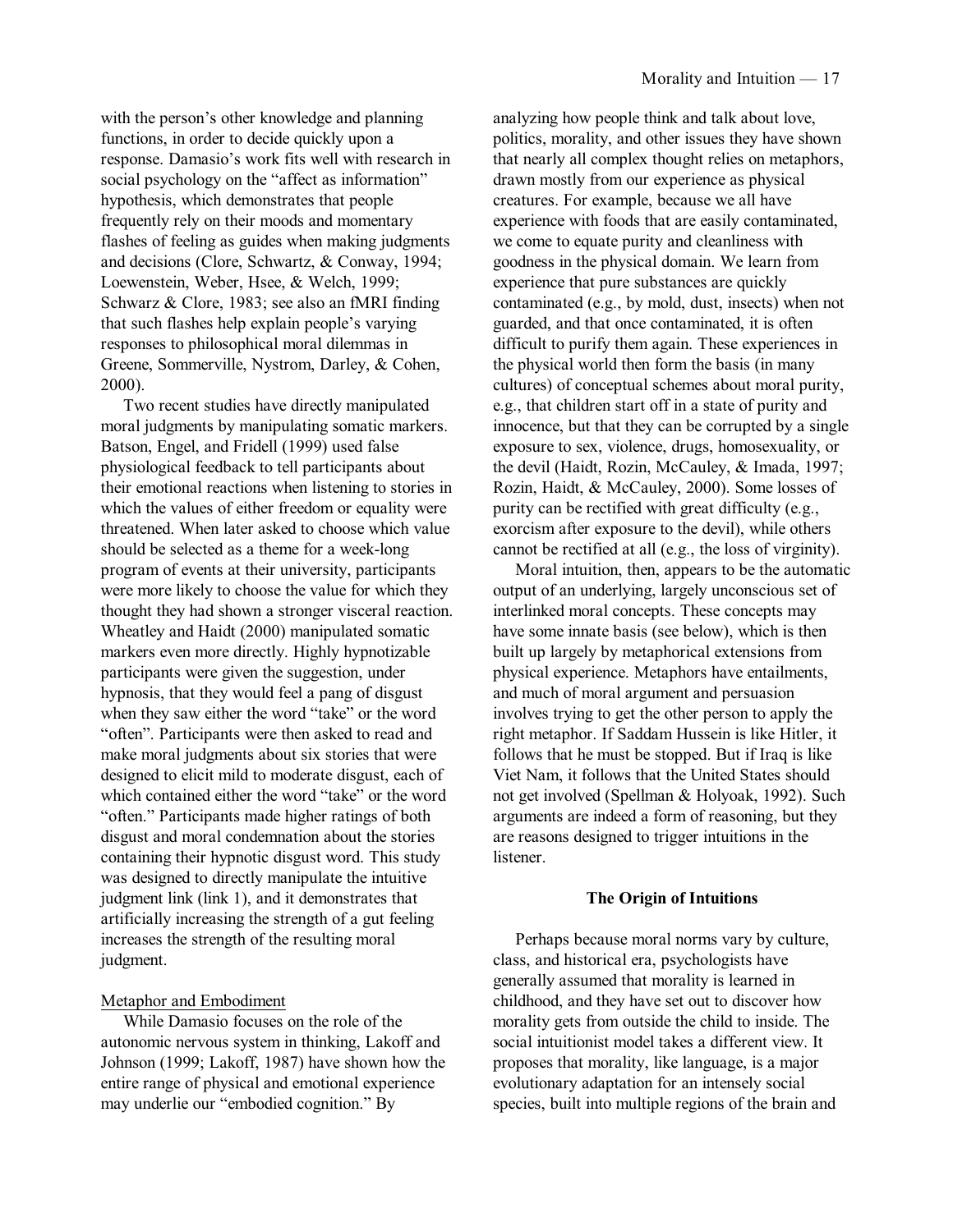with the person's other knowledge and planning functions, in order to decide quickly upon a response. Damasio's work fits well with research in social psychology on the "affect as information" hypothesis, which demonstrates that people frequently rely on their moods and momentary flashes of feeling as guides when making judgments and decisions (Clore, Schwartz, & Conway, 1994; Loewenstein, Weber, Hsee, & Welch, 1999; Schwarz & Clore, 1983; see also an fMRI finding that such flashes help explain people's varying responses to philosophical moral dilemmas in Greene, Sommerville, Nystrom, Darley, & Cohen, 2000).

Two recent studies have directly manipulated moral judgments by manipulating somatic markers. Batson, Engel, and Fridell (1999) used false physiological feedback to tell participants about their emotional reactions when listening to stories in which the values of either freedom or equality were threatened. When later asked to choose which value should be selected as a theme for a week-long program of events at their university, participants were more likely to choose the value for which they thought they had shown a stronger visceral reaction. Wheatley and Haidt (2000) manipulated somatic markers even more directly. Highly hypnotizable participants were given the suggestion, under hypnosis, that they would feel a pang of disgust when they saw either the word "take" or the word "often". Participants were then asked to read and make moral judgments about six stories that were designed to elicit mild to moderate disgust, each of which contained either the word "take" or the word "often." Participants made higher ratings of both disgust and moral condemnation about the stories containing their hypnotic disgust word. This study was designed to directly manipulate the intuitive judgment link (link 1), and it demonstrates that artificially increasing the strength of a gut feeling increases the strength of the resulting moral judgment.

#### Metaphor and Embodiment

While Damasio focuses on the role of the autonomic nervous system in thinking, Lakoff and Johnson (1999; Lakoff, 1987) have shown how the entire range of physical and emotional experience may underlie our "embodied cognition." By analyzing how people think and talk about love, politics, morality, and other issues they have shown that nearly all complex thought relies on metaphors, drawn mostly from our experience as physical creatures. For example, because we all have experience with foods that are easily contaminated, we come to equate purity and cleanliness with goodness in the physical domain. We learn from experience that pure substances are quickly contaminated (e.g., by mold, dust, insects) when not guarded, and that once contaminated, it is often difficult to purify them again. These experiences in the physical world then form the basis (in many cultures) of conceptual schemes about moral purity, e.g., that children start off in a state of purity and innocence, but that they can be corrupted by a single exposure to sex, violence, drugs, homosexuality, or the devil (Haidt, Rozin, McCauley, & Imada, 1997; Rozin, Haidt, & McCauley, 2000). Some losses of purity can be rectified with great difficulty (e.g., exorcism after exposure to the devil), while others cannot be rectified at all (e.g., the loss of virginity).

Moral intuition, then, appears to be the automatic output of an underlying, largely unconscious set of interlinked moral concepts. These concepts may have some innate basis (see below), which is then built up largely by metaphorical extensions from physical experience. Metaphors have entailments, and much of moral argument and persuasion involves trying to get the other person to apply the right metaphor. If Saddam Hussein is like Hitler, it follows that he must be stopped. But if Iraq is like Viet Nam, it follows that the United States should not get involved (Spellman & Holyoak, 1992). Such arguments are indeed a form of reasoning, but they are reasons designed to trigger intuitions in the listener.

### The Origin of Intuitions

Perhaps because moral norms vary by culture, class, and historical era, psychologists have generally assumed that morality is learned in childhood, and they have set out to discover how morality gets from outside the child to inside. The social intuitionist model takes a different view. It proposes that morality, like language, is a major evolutionary adaptation for an intensely social species, built into multiple regions of the brain and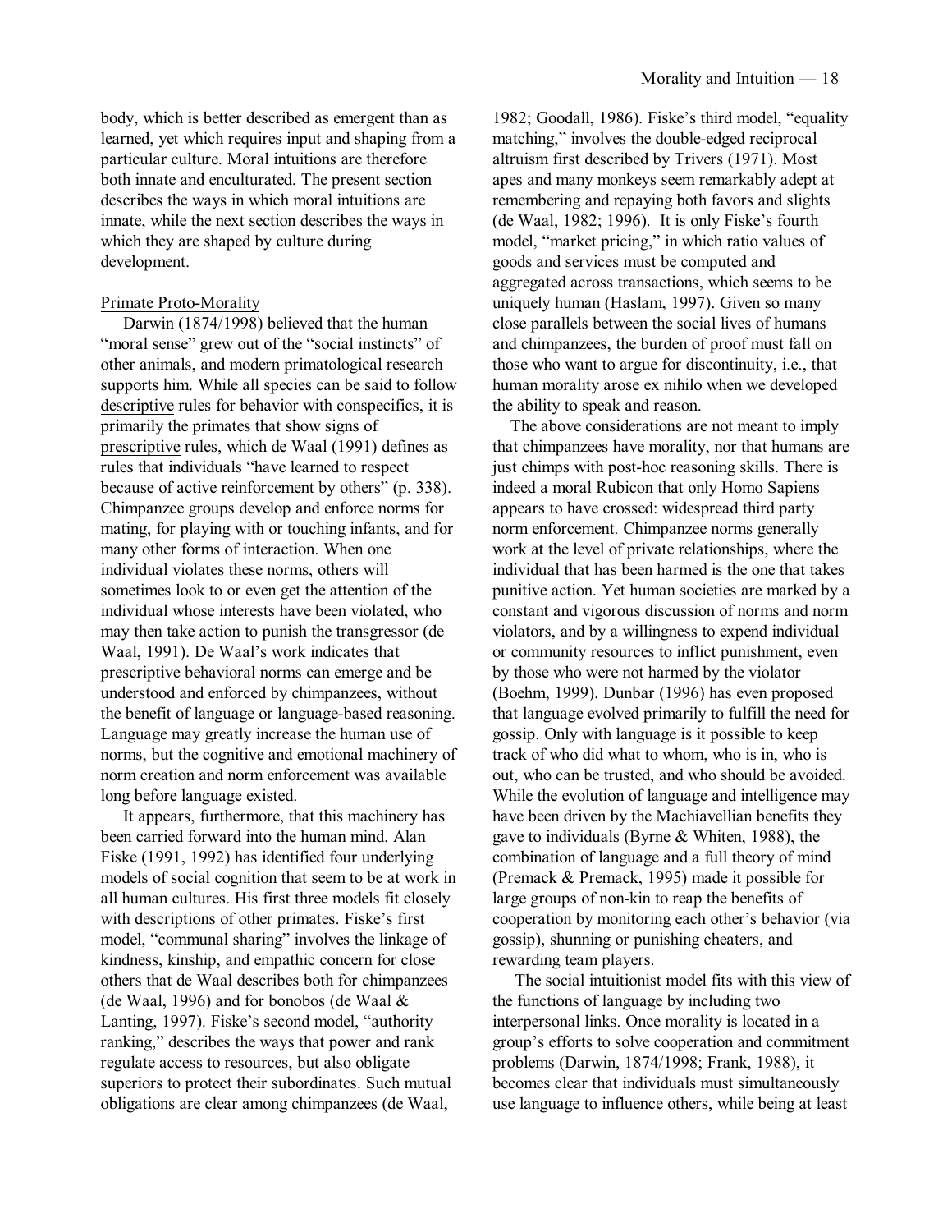body, which is better described as emergent than as learned, yet which requires input and shaping from a particular culture. Moral intuitions are therefore both innate and enculturated. The present section describes the ways in which moral intuitions are innate, while the next section describes the ways in which they are shaped by culture during development.

## Primate Proto-Morality

Darwin (1874/1998) believed that the human "moral sense" grew out of the "social instincts" of other animals, and modern primatological research supports him. While all species can be said to follow descriptive rules for behavior with conspecifics, it is primarily the primates that show signs of prescriptive rules, which de Waal (1991) defines as rules that individuals "have learned to respect because of active reinforcement by others" (p. 338). Chimpanzee groups develop and enforce norms for mating, for playing with or touching infants, and for many other forms of interaction. When one individual violates these norms, others will sometimes look to or even get the attention of the individual whose interests have been violated, who may then take action to punish the transgressor (de Waal, 1991). De Waal's work indicates that prescriptive behavioral norms can emerge and be understood and enforced by chimpanzees, without the benefit of language or language-based reasoning. Language may greatly increase the human use of norms, but the cognitive and emotional machinery of norm creation and norm enforcement was available long before language existed.

It appears, furthermore, that this machinery has been carried forward into the human mind. Alan Fiske (1991, 1992) has identified four underlying models of social cognition that seem to be at work in all human cultures. His first three models fit closely with descriptions of other primates. Fiske's first model, "communal sharing" involves the linkage of kindness, kinship, and empathic concern for close others that de Waal describes both for chimpanzees (de Waal, 1996) and for bonobos (de Waal & Lanting, 1997). Fiske's second model, "authority ranking," describes the ways that power and rank regulate access to resources, but also obligate superiors to protect their subordinates. Such mutual obligations are clear among chimpanzees (de Waal, 1982; Goodall, 1986). Fiske's third model, "equality matching," involves the double-edged reciprocal altruism first described by Trivers (1971). Most apes and many monkeys seem remarkably adept at remembering and repaying both favors and slights (de Waal, 1982; 1996). It is only Fiske's fourth model, "market pricing," in which ratio values of goods and services must be computed and aggregated across transactions, which seems to be uniquely human (Haslam, 1997). Given so many close parallels between the social lives of humans and chimpanzees, the burden of proof must fall on those who want to argue for discontinuity, i.e., that human morality arose ex nihilo when we developed the ability to speak and reason.

The above considerations are not meant to imply that chimpanzees have morality, nor that humans are just chimps with post-hoc reasoning skills. There is indeed a moral Rubicon that only Homo Sapiens appears to have crossed: widespread third party norm enforcement. Chimpanzee norms generally work at the level of private relationships, where the individual that has been harmed is the one that takes punitive action. Yet human societies are marked by a constant and vigorous discussion of norms and norm violators, and by a willingness to expend individual or community resources to inflict punishment, even by those who were not harmed by the violator (Boehm, 1999). Dunbar (1996) has even proposed that language evolved primarily to fulfill the need for gossip. Only with language is it possible to keep track of who did what to whom, who is in, who is out, who can be trusted, and who should be avoided. While the evolution of language and intelligence may have been driven by the Machiavellian benefits they gave to individuals (Byrne & Whiten, 1988), the combination of language and a full theory of mind (Premack & Premack, 1995) made it possible for large groups of non-kin to reap the benefits of cooperation by monitoring each other's behavior (via gossip), shunning or punishing cheaters, and rewarding team players.

The social intuitionist model fits with this view of the functions of language by including two interpersonal links. Once morality is located in a group's efforts to solve cooperation and commitment problems (Darwin, 1874/1998; Frank, 1988), it becomes clear that individuals must simultaneously use language to influence others, while being at least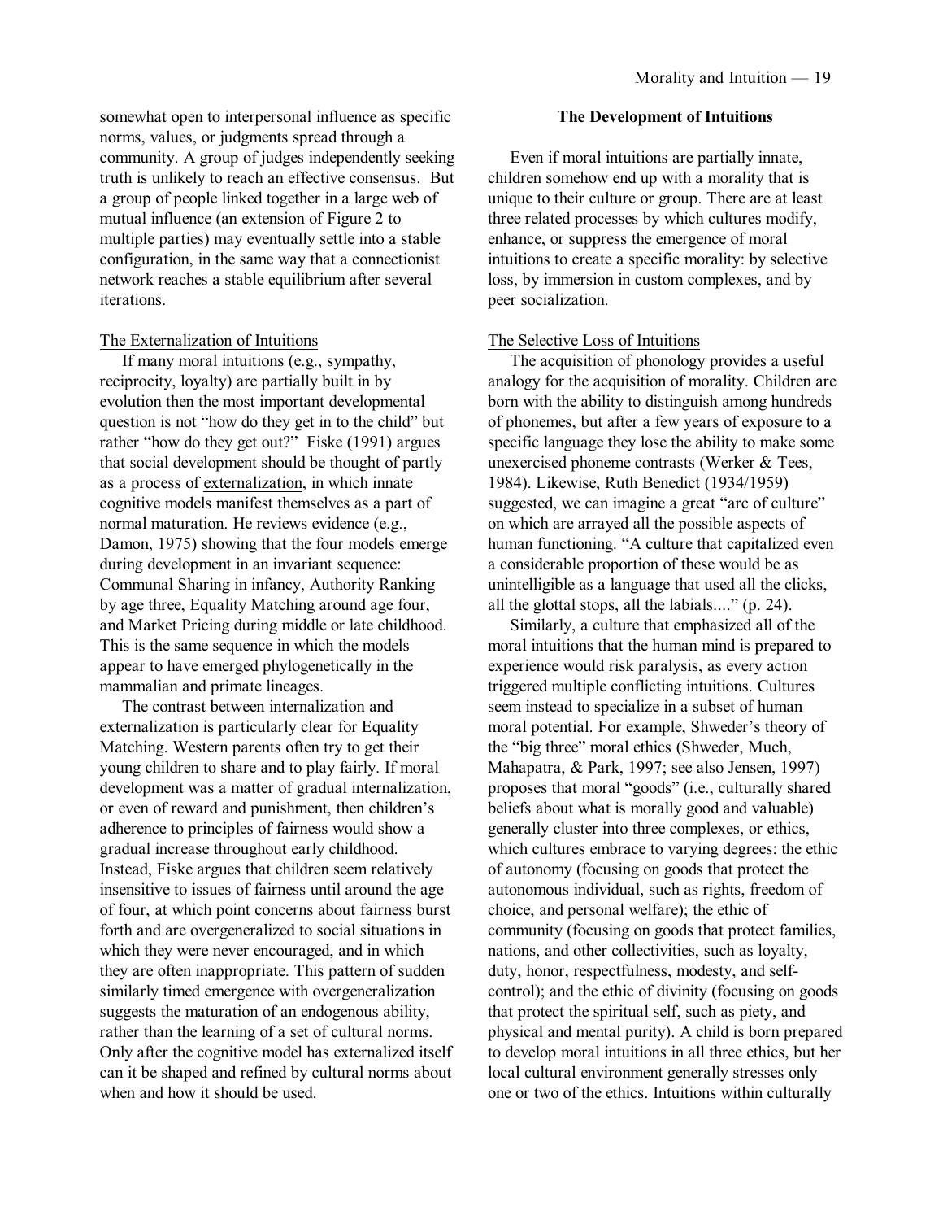somewhat open to interpersonal influence as specific norms, values, or judgments spread through a community. A group of judges independently seeking truth is unlikely to reach an effective consensus. But a group of people linked together in a large web of mutual influence (an extension of Figure 2 to multiple parties) may eventually settle into a stable configuration, in the same way that a connectionist network reaches a stable equilibrium after several iterations.

### The Externalization of Intuitions

If many moral intuitions (e.g., sympathy, reciprocity, loyalty) are partially built in by evolution then the most important developmental question is not "how do they get in to the child" but rather "how do they get out?" Fiske (1991) argues that social development should be thought of partly as a process of externalization, in which innate cognitive models manifest themselves as a part of normal maturation. He reviews evidence (e.g., Damon, 1975) showing that the four models emerge during development in an invariant sequence: Communal Sharing in infancy, Authority Ranking by age three, Equality Matching around age four, and Market Pricing during middle or late childhood. This is the same sequence in which the models appear to have emerged phylogenetically in the mammalian and primate lineages.

The contrast between internalization and externalization is particularly clear for Equality Matching. Western parents often try to get their young children to share and to play fairly. If moral development was a matter of gradual internalization, or even of reward and punishment, then children's adherence to principles of fairness would show a gradual increase throughout early childhood. Instead, Fiske argues that children seem relatively insensitive to issues of fairness until around the age of four, at which point concerns about fairness burst forth and are overgeneralized to social situations in which they were never encouraged, and in which they are often inappropriate. This pattern of sudden similarly timed emergence with overgeneralization suggests the maturation of an endogenous ability, rather than the learning of a set of cultural norms. Only after the cognitive model has externalized itself can it be shaped and refined by cultural norms about when and how it should be used.

## The Development of Intuitions

Even if moral intuitions are partially innate, children somehow end up with a morality that is unique to their culture or group. There are at least three related processes by which cultures modify, enhance, or suppress the emergence of moral intuitions to create a specific morality: by selective loss, by immersion in custom complexes, and by peer socialization.

### The Selective Loss of Intuitions

The acquisition of phonology provides a useful analogy for the acquisition of morality. Children are born with the ability to distinguish among hundreds of phonemes, but after a few years of exposure to a specific language they lose the ability to make some unexercised phoneme contrasts (Werker & Tees, 1984). Likewise, Ruth Benedict (1934/1959) suggested, we can imagine a great "arc of culture" on which are arrayed all the possible aspects of human functioning. "A culture that capitalized even a considerable proportion of these would be as unintelligible as a language that used all the clicks, all the glottal stops, all the labials...." (p. 24).

Similarly, a culture that emphasized all of the moral intuitions that the human mind is prepared to experience would risk paralysis, as every action triggered multiple conflicting intuitions. Cultures seem instead to specialize in a subset of human moral potential. For example, Shweder's theory of the "big three" moral ethics (Shweder, Much, Mahapatra, & Park, 1997; see also Jensen, 1997) proposes that moral "goods" (i.e., culturally shared beliefs about what is morally good and valuable) generally cluster into three complexes, or ethics, which cultures embrace to varying degrees: the ethic of autonomy (focusing on goods that protect the autonomous individual, such as rights, freedom of choice, and personal welfare); the ethic of community (focusing on goods that protect families, nations, and other collectivities, such as loyalty, duty, honor, respectfulness, modesty, and self-control); and the ethic of divinity (focusing on goods that protect the spiritual self, such as piety, and physical and mental purity). A child is born prepared to develop moral intuitions in all three ethics, but her local cultural environment generally stresses only one or two of the ethics. Intuitions within culturally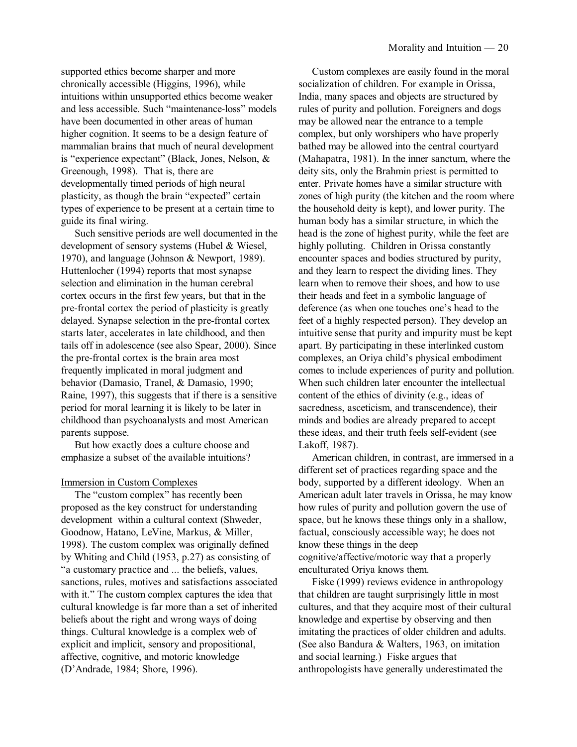supported ethics become sharper and more chronically accessible (Higgins, 1996), while intuitions within unsupported ethics become weaker and less accessible. Such "maintenance-loss" models have been documented in other areas of human higher cognition. It seems to be a design feature of mammalian brains that much of neural development is "experience expectant" (Black, Jones, Nelson, & Greenough, 1998). That is, there are developmentally timed periods of high neural plasticity, as though the brain "expected" certain types of experience to be present at a certain time to guide its final wiring.

Such sensitive periods are well documented in the development of sensory systems (Hubel & Wiesel, 1970), and language (Johnson & Newport, 1989). Huttenlocher (1994) reports that most synapse selection and elimination in the human cerebral cortex occurs in the first few years, but that in the pre-frontal cortex the period of plasticity is greatly delayed. Synapse selection in the pre-frontal cortex starts later, accelerates in late childhood, and then tails off in adolescence (see also Spear, 2000). Since the pre-frontal cortex is the brain area most frequently implicated in moral judgment and behavior (Damasio, Tranel, & Damasio, 1990; Raine, 1997), this suggests that if there is a sensitive period for moral learning it is likely to be later in childhood than psychoanalysts and most American parents suppose.

But how exactly does a culture choose and emphasize a subset of the available intuitions?

## Immersion in Custom Complexes

The "custom complex" has recently been proposed as the key construct for understanding development within a cultural context (Shweder, Goodnow, Hatano, LeVine, Markus, & Miller, 1998). The custom complex was originally defined by Whiting and Child (1953, p.27) as consisting of "a customary practice and ... the beliefs, values, sanctions, rules, motives and satisfactions associated with it." The custom complex captures the idea that cultural knowledge is far more than a set of inherited beliefs about the right and wrong ways of doing things. Cultural knowledge is a complex web of explicit and implicit, sensory and propositional, affective, cognitive, and motoric knowledge (D'Andrade, 1984; Shore, 1996).

Custom complexes are easily found in the moral socialization of children. For example in Orissa, India, many spaces and objects are structured by rules of purity and pollution. Foreigners and dogs may be allowed near the entrance to a temple complex, but only worshipers who have properly bathed may be allowed into the central courtyard (Mahapatra, 1981). In the inner sanctum, where the deity sits, only the Brahmin priest is permitted to enter. Private homes have a similar structure with zones of high purity (the kitchen and the room where the household deity is kept), and lower purity. The human body has a similar structure, in which the head is the zone of highest purity, while the feet are highly polluting. Children in Orissa constantly encounter spaces and bodies structured by purity, and they learn to respect the dividing lines. They learn when to remove their shoes, and how to use their heads and feet in a symbolic language of deference (as when one touches one's head to the feet of a highly respected person). They develop an intuitive sense that purity and impurity must be kept apart. By participating in these interlinked custom complexes, an Oriya child's physical embodiment comes to include experiences of purity and pollution. When such children later encounter the intellectual content of the ethics of divinity (e.g., ideas of sacredness, asceticism, and transcendence), their minds and bodies are already prepared to accept these ideas, and their truth feels self-evident (see Lakoff, 1987).

American children, in contrast, are immersed in a different set of practices regarding space and the body, supported by a different ideology. When an American adult later travels in Orissa, he may know how rules of purity and pollution govern the use of space, but he knows these things only in a shallow, factual, consciously accessible way; he does not know these things in the deep cognitive/affective/motoric way that a properly enculturated Oriya knows them.

Fiske (1999) reviews evidence in anthropology that children are taught surprisingly little in most cultures, and that they acquire most of their cultural knowledge and expertise by observing and then imitating the practices of older children and adults. (See also Bandura & Walters, 1963, on imitation and social learning.) Fiske argues that anthropologists have generally underestimated the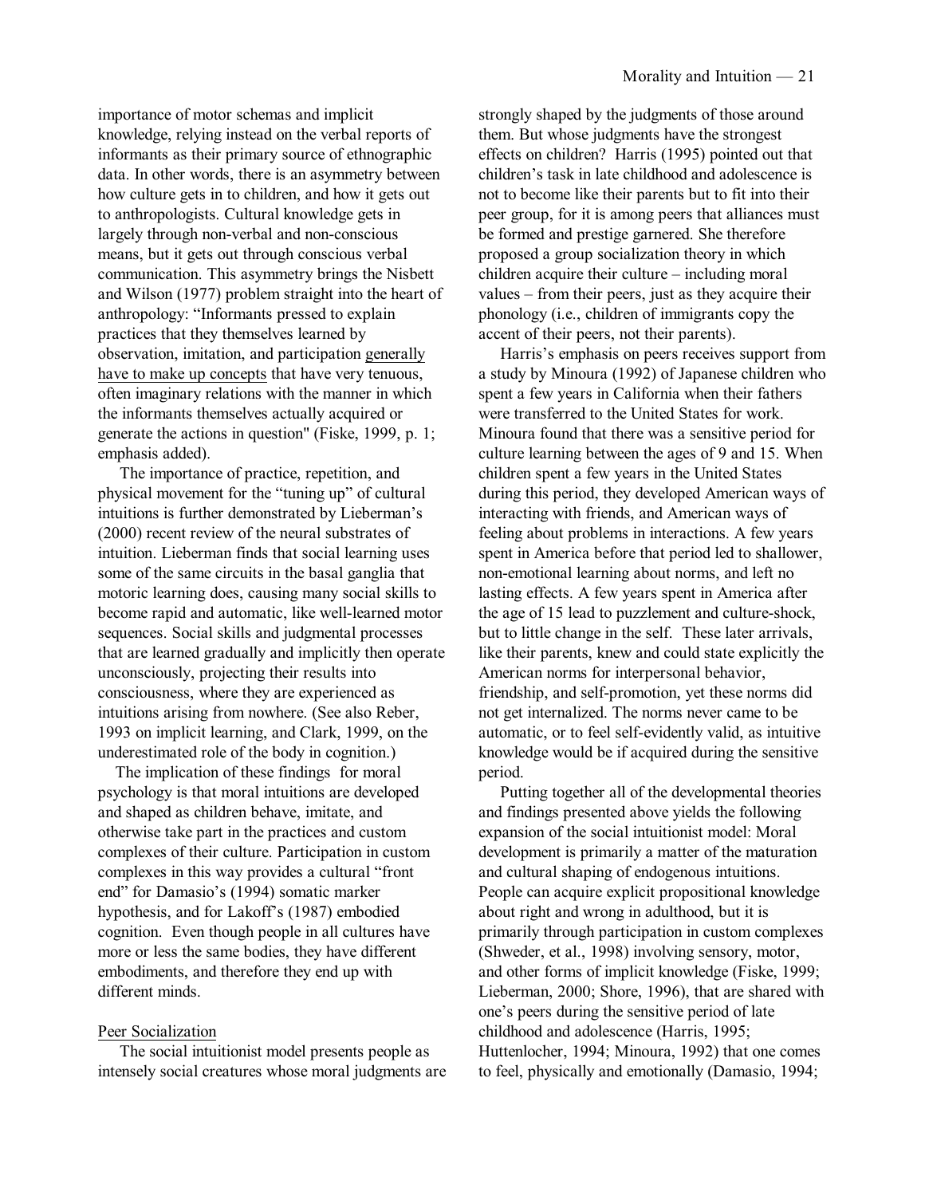importance of motor schemas and implicit knowledge, relying instead on the verbal reports of informants as their primary source of ethnographic data. In other words, there is an asymmetry between how culture gets in to children, and how it gets out to anthropologists. Cultural knowledge gets in largely through non-verbal and non-conscious means, but it gets out through conscious verbal communication. This asymmetry brings the Nisbett and Wilson (1977) problem straight into the heart of anthropology: "Informants pressed to explain practices that they themselves learned by observation, imitation, and participation <u>generally have to make up concepts</u> that have very tenuous, often imaginary relations with the manner in which the informants themselves actually acquired or generate the actions in question" (Fiske, 1999, p. 1; emphasis added).

The importance of practice, repetition, and physical movement for the "tuning up" of cultural intuitions is further demonstrated by Lieberman's (2000) recent review of the neural substrates of intuition. Lieberman finds that social learning uses some of the same circuits in the basal ganglia that motoric learning does, causing many social skills to become rapid and automatic, like well-learned motor sequences. Social skills and judgmental processes that are learned gradually and implicitly then operate unconsciously, projecting their results into consciousness, where they are experienced as intuitions arising from nowhere. (See also Reber, 1993 on implicit learning, and Clark, 1999, on the underestimated role of the body in cognition.)

The implication of these findings for moral psychology is that moral intuitions are developed and shaped as children behave, imitate, and otherwise take part in the practices and custom complexes of their culture. Participation in custom complexes in this way provides a cultural "front end" for Damasio's (1994) somatic marker hypothesis, and for Lakoff's (1987) embodied cognition. Even though people in all cultures have more or less the same bodies, they have different embodiments, and therefore they end up with different minds.

## Peer Socialization

The social intuitionist model presents people as intensely social creatures whose moral judgments are strongly shaped by the judgments of those around them. But whose judgments have the strongest effects on children? Harris (1995) pointed out that children's task in late childhood and adolescence is not to become like their parents but to fit into their peer group, for it is among peers that alliances must be formed and prestige garnered. She therefore proposed a group socialization theory in which children acquire their culture – including moral values – from their peers, just as they acquire their phonology (i.e., children of immigrants copy the accent of their peers, not their parents).

Harris's emphasis on peers receives support from a study by Minoura (1992) of Japanese children who spent a few years in California when their fathers were transferred to the United States for work. Minoura found that there was a sensitive period for culture learning between the ages of 9 and 15. When children spent a few years in the United States during this period, they developed American ways of interacting with friends, and American ways of feeling about problems in interactions. A few years spent in America before that period led to shallower, non-emotional learning about norms, and left no lasting effects. A few years spent in America after the age of 15 lead to puzzlement and culture-shock, but to little change in the self. These later arrivals, like their parents, knew and could state explicitly the American norms for interpersonal behavior, friendship, and self-promotion, yet these norms did not get internalized. The norms never came to be automatic, or to feel self-evidently valid, as intuitive knowledge would be if acquired during the sensitive period.

Putting together all of the developmental theories and findings presented above yields the following expansion of the social intuitionist model: Moral development is primarily a matter of the maturation and cultural shaping of endogenous intuitions. People can acquire explicit propositional knowledge about right and wrong in adulthood, but it is primarily through participation in custom complexes (Shweder, et al., 1998) involving sensory, motor, and other forms of implicit knowledge (Fiske, 1999; Lieberman, 2000; Shore, 1996), that are shared with one's peers during the sensitive period of late childhood and adolescence (Harris, 1995; Huttenlocher, 1994; Minoura, 1992) that one comes to feel, physically and emotionally (Damasio, 1994;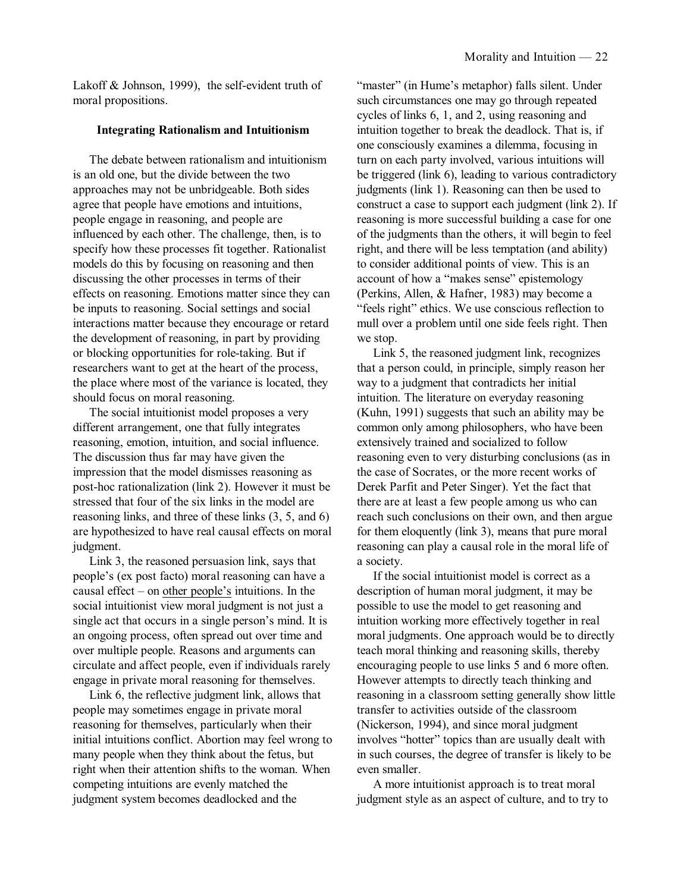Lakoff & Johnson, 1999), the self-evident truth of moral propositions.

### Integrating Rationalism and Intuitionism

The debate between rationalism and intuitionism is an old one, but the divide between the two approaches may not be unbridgeable. Both sides agree that people have emotions and intuitions, people engage in reasoning, and people are influenced by each other. The challenge, then, is to specify how these processes fit together. Rationalist models do this by focusing on reasoning and then discussing the other processes in terms of their effects on reasoning. Emotions matter since they can be inputs to reasoning. Social settings and social interactions matter because they encourage or retard the development of reasoning, in part by providing or blocking opportunities for role-taking. But if researchers want to get at the heart of the process, the place where most of the variance is located, they should focus on moral reasoning.

The social intuitionist model proposes a very different arrangement, one that fully integrates reasoning, emotion, intuition, and social influence. The discussion thus far may have given the impression that the model dismisses reasoning as post-hoc rationalization (link 2). However it must be stressed that four of the six links in the model are reasoning links, and three of these links (3, 5, and 6) are hypothesized to have real causal effects on moral judgment.

Link 3, the reasoned persuasion link, says that people's (ex post facto) moral reasoning can have a causal effect – on <u>other people's</u> intuitions. In the social intuitionist view moral judgment is not just a single act that occurs in a single person's mind. It is an ongoing process, often spread out over time and over multiple people. Reasons and arguments can circulate and affect people, even if individuals rarely engage in private moral reasoning for themselves.

Link 6, the reflective judgment link, allows that people may sometimes engage in private moral reasoning for themselves, particularly when their initial intuitions conflict. Abortion may feel wrong to many people when they think about the fetus, but right when their attention shifts to the woman. When competing intuitions are evenly matched the judgment system becomes deadlocked and the "master" (in Hume's metaphor) falls silent. Under such circumstances one may go through repeated cycles of links 6, 1, and 2, using reasoning and intuition together to break the deadlock. That is, if one consciously examines a dilemma, focusing in turn on each party involved, various intuitions will be triggered (link 6), leading to various contradictory judgments (link 1). Reasoning can then be used to construct a case to support each judgment (link 2). If reasoning is more successful building a case for one of the judgments than the others, it will begin to feel right, and there will be less temptation (and ability) to consider additional points of view. This is an account of how a "makes sense" epistemology (Perkins, Allen, & Hafner, 1983) may become a "feels right" ethics. We use conscious reflection to mull over a problem until one side feels right. Then we stop.

Link 5, the reasoned judgment link, recognizes that a person could, in principle, simply reason her way to a judgment that contradicts her initial intuition. The literature on everyday reasoning (Kuhn, 1991) suggests that such an ability may be common only among philosophers, who have been extensively trained and socialized to follow reasoning even to very disturbing conclusions (as in the case of Socrates, or the more recent works of Derek Parfit and Peter Singer). Yet the fact that there are at least a few people among us who can reach such conclusions on their own, and then argue for them eloquently (link 3), means that pure moral reasoning can play a causal role in the moral life of a society.

If the social intuitionist model is correct as a description of human moral judgment, it may be possible to use the model to get reasoning and intuition working more effectively together in real moral judgments. One approach would be to directly teach moral thinking and reasoning skills, thereby encouraging people to use links 5 and 6 more often. However attempts to directly teach thinking and reasoning in a classroom setting generally show little transfer to activities outside of the classroom (Nickerson, 1994), and since moral judgment involves "hotter" topics than are usually dealt with in such courses, the degree of transfer is likely to be even smaller.

A more intuitionist approach is to treat moral judgment style as an aspect of culture, and to try to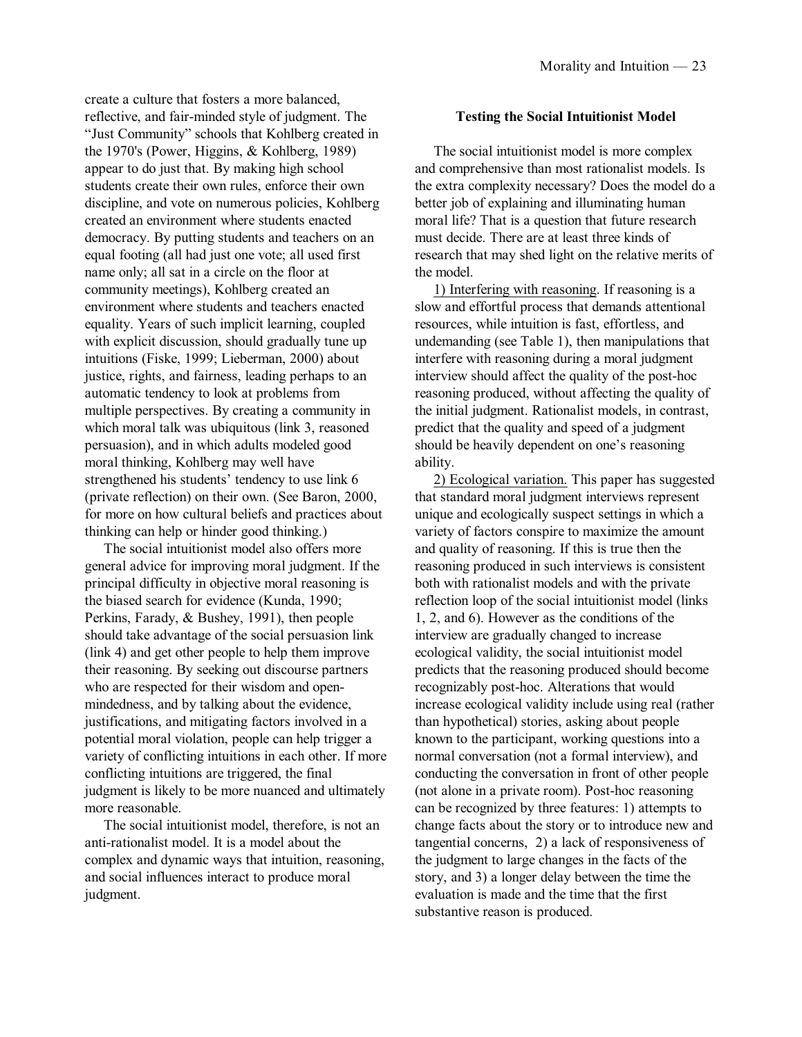create a culture that fosters a more balanced, reflective, and fair-minded style of judgment. The "Just Community" schools that Kohlberg created in the 1970's (Power, Higgins, & Kohlberg, 1989) appear to do just that. By making high school students create their own rules, enforce their own discipline, and vote on numerous policies, Kohlberg created an environment where students enacted democracy. By putting students and teachers on an equal footing (all had just one vote; all used first name only; all sat in a circle on the floor at community meetings), Kohlberg created an environment where students and teachers enacted equality. Years of such implicit learning, coupled with explicit discussion, should gradually tune up intuitions (Fiske, 1999; Lieberman, 2000) about justice, rights, and fairness, leading perhaps to an automatic tendency to look at problems from multiple perspectives. By creating a community in which moral talk was ubiquitous (link 3, reasoned persuasion), and in which adults modeled good moral thinking, Kohlberg may well have strengthened his students' tendency to use link 6 (private reflection) on their own. (See Baron, 2000, for more on how cultural beliefs and practices about thinking can help or hinder good thinking.)

The social intuitionist model also offers more general advice for improving moral judgment. If the principal difficulty in objective moral reasoning is the biased search for evidence (Kunda, 1990; Perkins, Farady, & Bushey, 1991), then people should take advantage of the social persuasion link (link 4) and get other people to help them improve their reasoning. By seeking out discourse partners who are respected for their wisdom and open-mindedness, and by talking about the evidence, justifications, and mitigating factors involved in a potential moral violation, people can help trigger a variety of conflicting intuitions in each other. If more conflicting intuitions are triggered, the final judgment is likely to be more nuanced and ultimately more reasonable.

The social intuitionist model, therefore, is not an anti-rationalist model. It is a model about the complex and dynamic ways that intuition, reasoning, and social influences interact to produce moral judgment.

### Testing the Social Intuitionist Model

The social intuitionist model is more complex and comprehensive than most rationalist models. Is the extra complexity necessary? Does the model do a better job of explaining and illuminating human moral life? That is a question that future research must decide. There are at least three kinds of research that may shed light on the relative merits of the model.

1) <u>Interfering with reasoning</u>. If reasoning is a slow and effortful process that demands attentional resources, while intuition is fast, effortless, and undemanding (see Table 1), then manipulations that interfere with reasoning during a moral judgment interview should affect the quality of the post-hoc reasoning produced, without affecting the quality of the initial judgment. Rationalist models, in contrast, predict that the quality and speed of a judgment should be heavily dependent on one's reasoning ability.

2) <u>Ecological variation.</u> This paper has suggested that standard moral judgment interviews represent unique and ecologically suspect settings in which a variety of factors conspire to maximize the amount and quality of reasoning. If this is true then the reasoning produced in such interviews is consistent both with rationalist models and with the private reflection loop of the social intuitionist model (links 1, 2, and 6). However as the conditions of the interview are gradually changed to increase ecological validity, the social intuitionist model predicts that the reasoning produced should become recognizably post-hoc. Alterations that would increase ecological validity include using real (rather than hypothetical) stories, asking about people known to the participant, working questions into a normal conversation (not a formal interview), and conducting the conversation in front of other people (not alone in a private room). Post-hoc reasoning can be recognized by three features: 1) attempts to change facts about the story or to introduce new and tangential concerns, 2) a lack of responsiveness of the judgment to large changes in the facts of the story, and 3) a longer delay between the time the evaluation is made and the time that the first substantive reason is produced.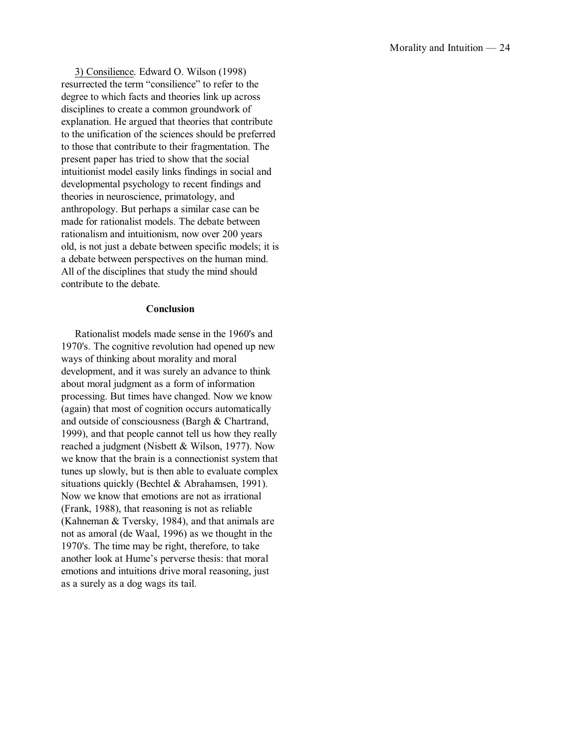3) Consilience. Edward O. Wilson (1998) resurrected the term "consilience" to refer to the degree to which facts and theories link up across disciplines to create a common groundwork of explanation. He argued that theories that contribute to the unification of the sciences should be preferred to those that contribute to their fragmentation. The present paper has tried to show that the social intuitionist model easily links findings in social and developmental psychology to recent findings and theories in neuroscience, primatology, and anthropology. But perhaps a similar case can be made for rationalist models. The debate between rationalism and intuitionism, now over 200 years old, is not just a debate between specific models; it is a debate between perspectives on the human mind. All of the disciplines that study the mind should contribute to the debate.

## Conclusion

Rationalist models made sense in the 1960's and 1970's. The cognitive revolution had opened up new ways of thinking about morality and moral development, and it was surely an advance to think about moral judgment as a form of information processing. But times have changed. Now we know (again) that most of cognition occurs automatically and outside of consciousness (Bargh & Chartrand, 1999), and that people cannot tell us how they really reached a judgment (Nisbett & Wilson, 1977). Now we know that the brain is a connectionist system that tunes up slowly, but is then able to evaluate complex situations quickly (Bechtel & Abrahamsen, 1991). Now we know that emotions are not as irrational (Frank, 1988), that reasoning is not as reliable (Kahneman & Tversky, 1984), and that animals are not as amoral (de Waal, 1996) as we thought in the 1970's. The time may be right, therefore, to take another look at Hume's perverse thesis: that moral emotions and intuitions drive moral reasoning, just as a surely as a dog wags its tail.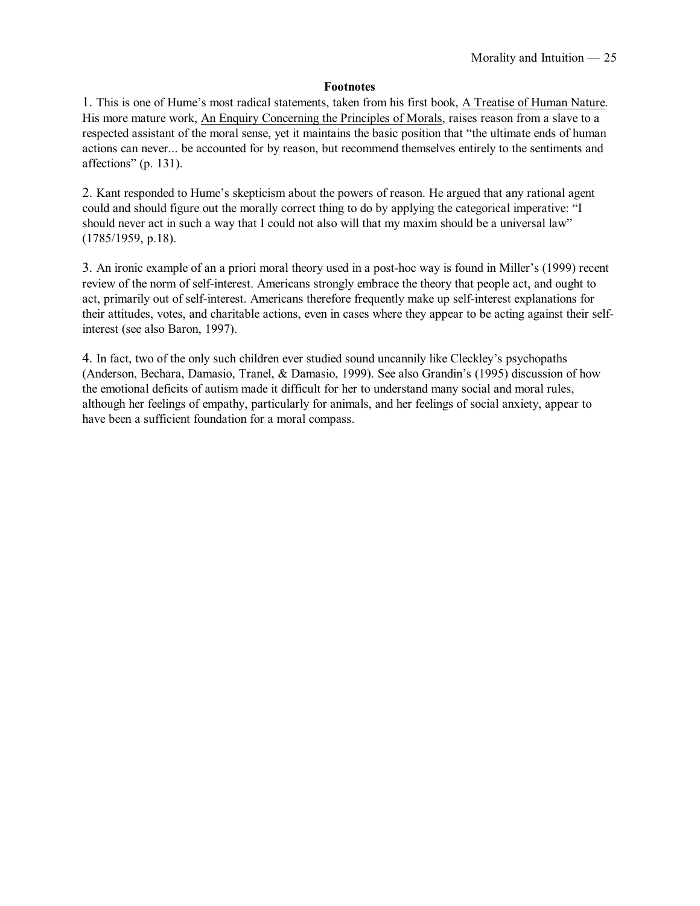**Footnotes**

1. This is one of Hume's most radical statements, taken from his first book, A Treatise of Human Nature. His more mature work, An Enquiry Concerning the Principles of Morals, raises reason from a slave to a respected assistant of the moral sense, yet it maintains the basic position that "the ultimate ends of human actions can never... be accounted for by reason, but recommend themselves entirely to the sentiments and affections" (p. 131).

2. Kant responded to Hume's skepticism about the powers of reason. He argued that any rational agent could and should figure out the morally correct thing to do by applying the categorical imperative: "I should never act in such a way that I could not also will that my maxim should be a universal law" (1785/1959, p.18).

3. An ironic example of an a priori moral theory used in a post-hoc way is found in Miller's (1999) recent review of the norm of self-interest. Americans strongly embrace the theory that people act, and ought to act, primarily out of self-interest. Americans therefore frequently make up self-interest explanations for their attitudes, votes, and charitable actions, even in cases where they appear to be acting against their self-interest (see also Baron, 1997).

4. In fact, two of the only such children ever studied sound uncannily like Cleckley's psychopaths (Anderson, Bechara, Damasio, Tranel, & Damasio, 1999). See also Grandin's (1995) discussion of how the emotional deficits of autism made it difficult for her to understand many social and moral rules, although her feelings of empathy, particularly for animals, and her feelings of social anxiety, appear to have been a sufficient foundation for a moral compass.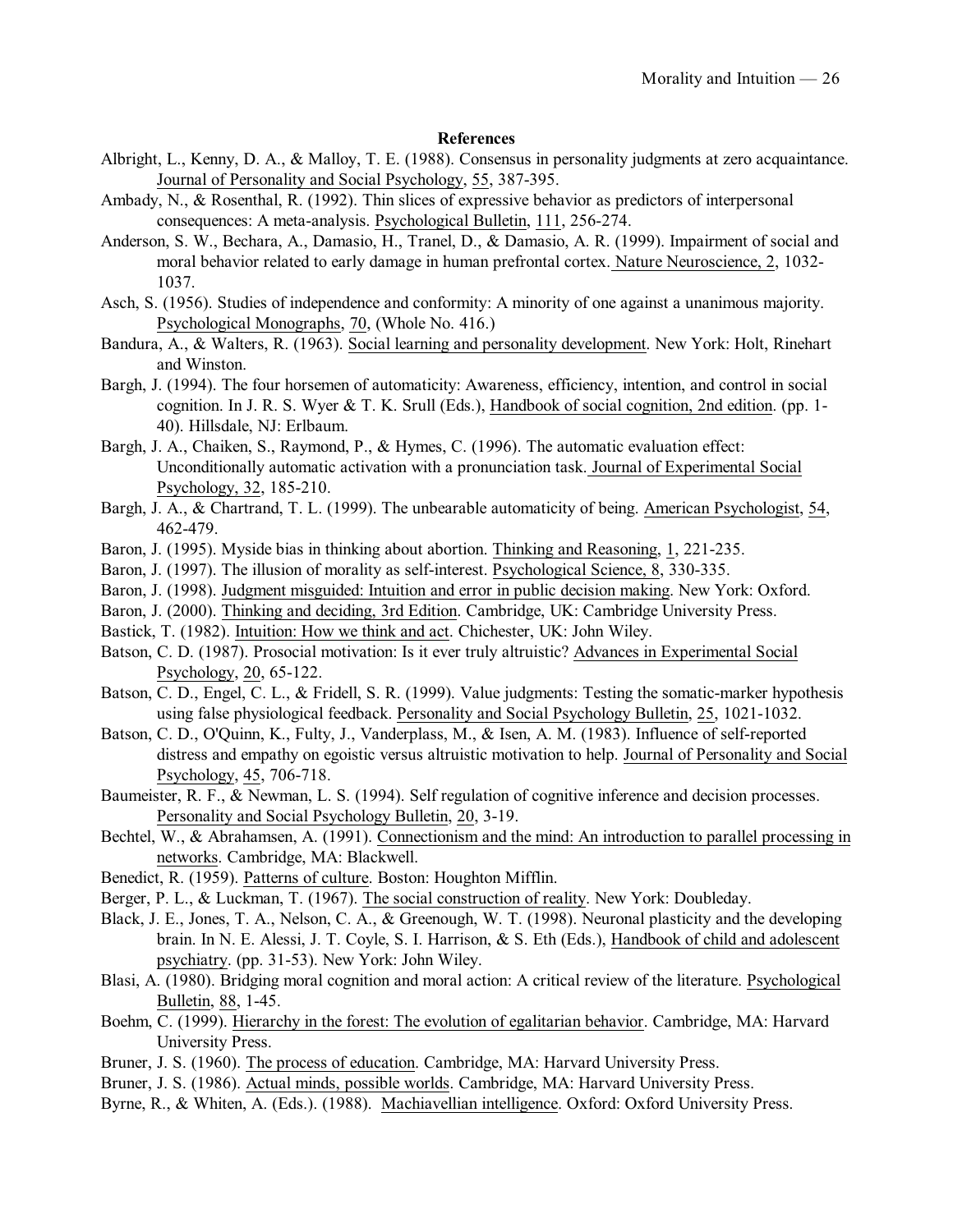**References**

Albright, L., Kenny, D. A., & Malloy, T. E. (1988). Consensus in personality judgments at zero acquaintance. Journal of Personality and Social Psychology, 55, 387-395.

Ambady, N., & Rosenthal, R. (1992). Thin slices of expressive behavior as predictors of interpersonal consequences: A meta-analysis. Psychological Bulletin, 111, 256-274.

Anderson, S. W., Bechara, A., Damasio, H., Tranel, D., & Damasio, A. R. (1999). Impairment of social and moral behavior related to early damage in human prefrontal cortex. Nature Neuroscience, 2, 1032-1037.

Asch, S. (1956). Studies of independence and conformity: A minority of one against a unanimous majority. Psychological Monographs, 70, (Whole No. 416.)

Bandura, A., & Walters, R. (1963). Social learning and personality development. New York: Holt, Rinehart and Winston.

Bargh, J. (1994). The four horsemen of automaticity: Awareness, efficiency, intention, and control in social cognition. In J. R. S. Wyer & T. K. Srull (Eds.), Handbook of social cognition, 2nd edition. (pp. 1-40). Hillsdale, NJ: Erlbaum.

Bargh, J. A., Chaiken, S., Raymond, P., & Hymes, C. (1996). The automatic evaluation effect: Unconditionally automatic activation with a pronunciation task. Journal of Experimental Social Psychology, 32, 185-210.

Bargh, J. A., & Chartrand, T. L. (1999). The unbearable automaticity of being. American Psychologist, 54, 462-479.

Baron, J. (1995). Myside bias in thinking about abortion. Thinking and Reasoning, 1, 221-235.

Baron, J. (1997). The illusion of morality as self-interest. Psychological Science, 8, 330-335.

Baron, J. (1998). Judgment misguided: Intuition and error in public decision making. New York: Oxford.

Baron, J. (2000). Thinking and deciding, 3rd Edition. Cambridge, UK: Cambridge University Press.

Bastick, T. (1982). Intuition: How we think and act. Chichester, UK: John Wiley.

Batson, C. D. (1987). Prosocial motivation: Is it ever truly altruistic? Advances in Experimental Social Psychology, 20, 65-122.

Batson, C. D., Engel, C. L., & Fridell, S. R. (1999). Value judgments: Testing the somatic-marker hypothesis using false physiological feedback. Personality and Social Psychology Bulletin, 25, 1021-1032.

Batson, C. D., O'Quinn, K., Fulty, J., Vanderplass, M., & Isen, A. M. (1983). Influence of self-reported distress and empathy on egoistic versus altruistic motivation to help. Journal of Personality and Social Psychology, 45, 706-718.

Baumeister, R. F., & Newman, L. S. (1994). Self regulation of cognitive inference and decision processes. Personality and Social Psychology Bulletin, 20, 3-19.

Bechtel, W., & Abrahamsen, A. (1991). Connectionism and the mind: An introduction to parallel processing in networks. Cambridge, MA: Blackwell.

Benedict, R. (1959). Patterns of culture. Boston: Houghton Mifflin.

Berger, P. L., & Luckman, T. (1967). The social construction of reality. New York: Doubleday.

Black, J. E., Jones, T. A., Nelson, C. A., & Greenough, W. T. (1998). Neuronal plasticity and the developing brain. In N. E. Alessi, J. T. Coyle, S. I. Harrison, & S. Eth (Eds.), Handbook of child and adolescent psychiatry. (pp. 31-53). New York: John Wiley.

Blasi, A. (1980). Bridging moral cognition and moral action: A critical review of the literature. Psychological Bulletin, 88, 1-45.

Boehm, C. (1999). Hierarchy in the forest: The evolution of egalitarian behavior. Cambridge, MA: Harvard University Press.

Bruner, J. S. (1960). The process of education. Cambridge, MA: Harvard University Press.

Bruner, J. S. (1986). Actual minds, possible worlds. Cambridge, MA: Harvard University Press.

Byrne, R., & Whiten, A. (Eds.). (1988). Machiavellian intelligence. Oxford: Oxford University Press.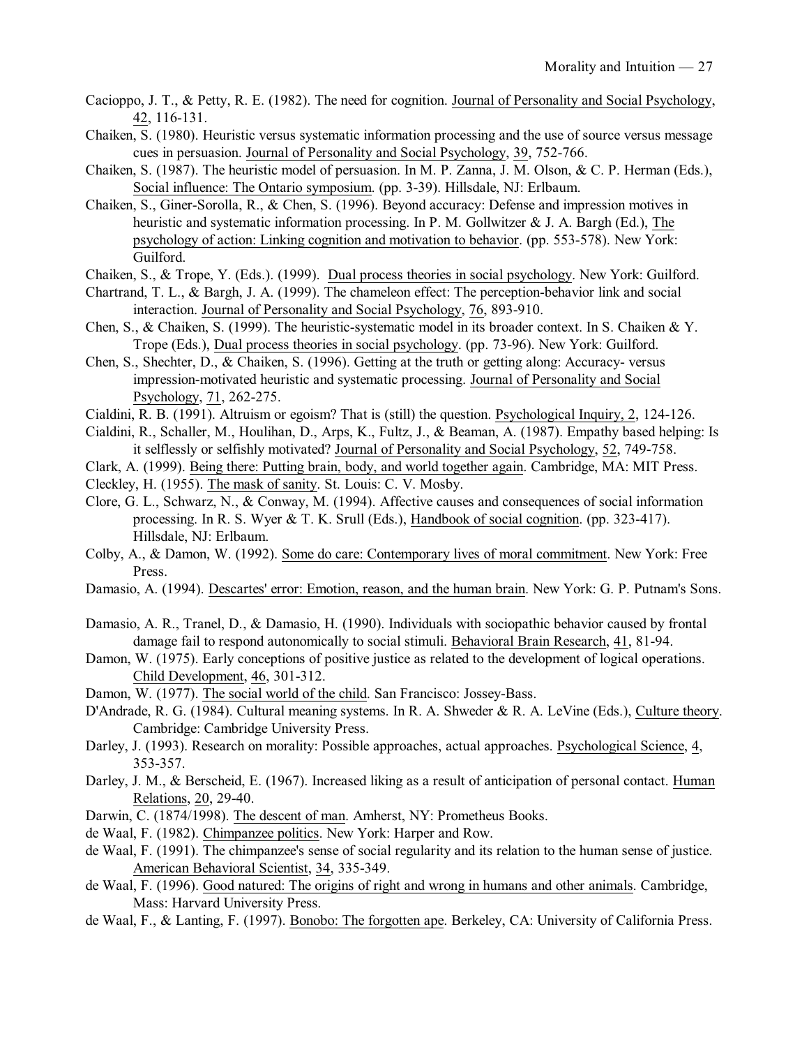Cacioppo, J. T., & Petty, R. E. (1982). The need for cognition. Journal of Personality and Social Psychology, 42, 116-131.

Chaiken, S. (1980). Heuristic versus systematic information processing and the use of source versus message cues in persuasion. Journal of Personality and Social Psychology, 39, 752-766.

Chaiken, S. (1987). The heuristic model of persuasion. In M. P. Zanna, J. M. Olson, & C. P. Herman (Eds.), Social influence: The Ontario symposium. (pp. 3-39). Hillsdale, NJ: Erlbaum.

Chaiken, S., Giner-Sorolla, R., & Chen, S. (1996). Beyond accuracy: Defense and impression motives in heuristic and systematic information processing. In P. M. Gollwitzer & J. A. Bargh (Ed.), The psychology of action: Linking cognition and motivation to behavior. (pp. 553-578). New York: Guilford.

Chaiken, S., & Trope, Y. (Eds.). (1999). Dual process theories in social psychology. New York: Guilford.

Chartrand, T. L., & Bargh, J. A. (1999). The chameleon effect: The perception-behavior link and social interaction. Journal of Personality and Social Psychology, 76, 893-910.

Chen, S., & Chaiken, S. (1999). The heuristic-systematic model in its broader context. In S. Chaiken & Y. Trope (Eds.), Dual process theories in social psychology. (pp. 73-96). New York: Guilford.

Chen, S., Shechter, D., & Chaiken, S. (1996). Getting at the truth or getting along: Accuracy- versus impression-motivated heuristic and systematic processing. Journal of Personality and Social Psychology, 71, 262-275.

Cialdini, R. B. (1991). Altruism or egoism? That is (still) the question. Psychological Inquiry, 2, 124-126.

Cialdini, R., Schaller, M., Houlihan, D., Arps, K., Fultz, J., & Beaman, A. (1987). Empathy based helping: Is it selflessly or selfishly motivated? Journal of Personality and Social Psychology, 52, 749-758.

Clark, A. (1999). Being there: Putting brain, body, and world together again. Cambridge, MA: MIT Press.

Cleckley, H. (1955). The mask of sanity. St. Louis: C. V. Mosby.

Clore, G. L., Schwarz, N., & Conway, M. (1994). Affective causes and consequences of social information processing. In R. S. Wyer & T. K. Srull (Eds.), Handbook of social cognition. (pp. 323-417). Hillsdale, NJ: Erlbaum.

Colby, A., & Damon, W. (1992). Some do care: Contemporary lives of moral commitment. New York: Free Press.

Damasio, A. (1994). Descartes' error: Emotion, reason, and the human brain. New York: G. P. Putnam's Sons.

Damasio, A. R., Tranel, D., & Damasio, H. (1990). Individuals with sociopathic behavior caused by frontal damage fail to respond autonomically to social stimuli. Behavioral Brain Research, 41, 81-94.

Damon, W. (1975). Early conceptions of positive justice as related to the development of logical operations. Child Development, 46, 301-312.

Damon, W. (1977). The social world of the child. San Francisco: Jossey-Bass.

D'Andrade, R. G. (1984). Cultural meaning systems. In R. A. Shweder & R. A. LeVine (Eds.), Culture theory. Cambridge: Cambridge University Press.

Darley, J. (1993). Research on morality: Possible approaches, actual approaches. Psychological Science, 4, 353-357.

Darley, J. M., & Berscheid, E. (1967). Increased liking as a result of anticipation of personal contact. Human Relations, 20, 29-40.

Darwin, C. (1874/1998). The descent of man. Amherst, NY: Prometheus Books.

de Waal, F. (1982). Chimpanzee politics. New York: Harper and Row.

de Waal, F. (1991). The chimpanzee's sense of social regularity and its relation to the human sense of justice. American Behavioral Scientist, 34, 335-349.

de Waal, F. (1996). Good natured: The origins of right and wrong in humans and other animals. Cambridge, Mass: Harvard University Press.

de Waal, F., & Lanting, F. (1997). Bonobo: The forgotten ape. Berkeley, CA: University of California Press.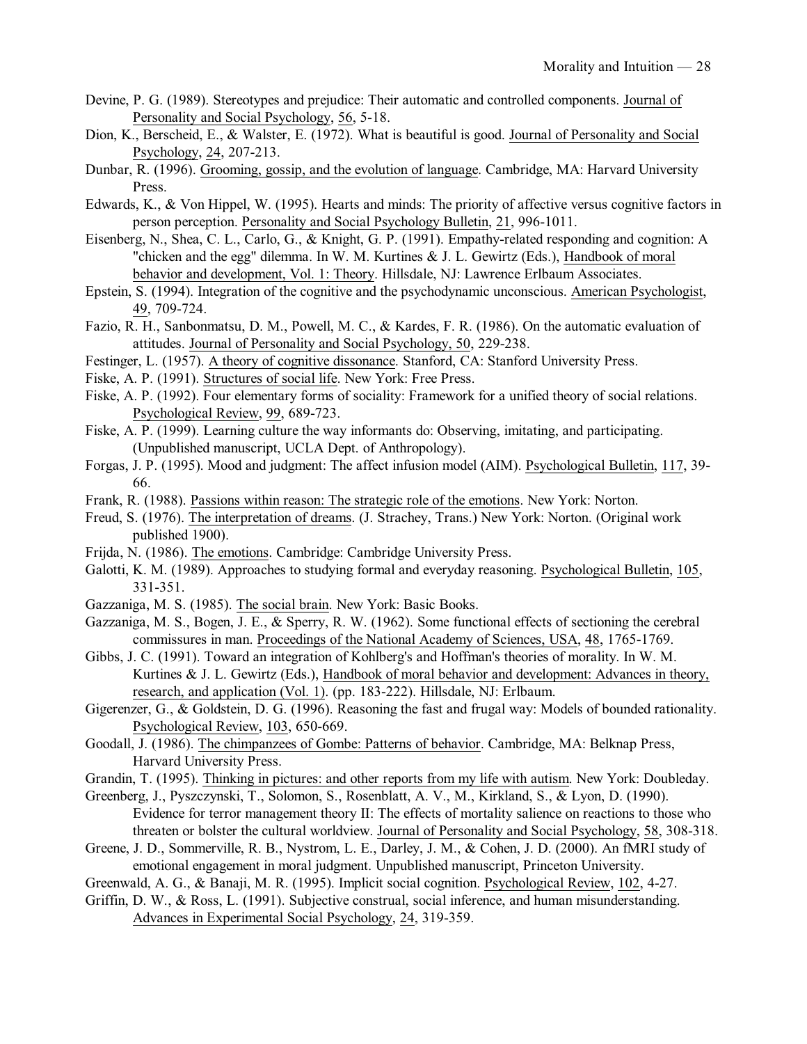Devine, P. G. (1989). Stereotypes and prejudice: Their automatic and controlled components. Journal of Personality and Social Psychology, 56, 5-18.

Dion, K., Berscheid, E., & Walster, E. (1972). What is beautiful is good. Journal of Personality and Social Psychology, 24, 207-213.

Dunbar, R. (1996). Grooming, gossip, and the evolution of language. Cambridge, MA: Harvard University Press.

Edwards, K., & Von Hippel, W. (1995). Hearts and minds: The priority of affective versus cognitive factors in person perception. Personality and Social Psychology Bulletin, 21, 996-1011.

Eisenberg, N., Shea, C. L., Carlo, G., & Knight, G. P. (1991). Empathy-related responding and cognition: A "chicken and the egg" dilemma. In W. M. Kurtines & J. L. Gewirtz (Eds.), Handbook of moral behavior and development, Vol. 1: Theory. Hillsdale, NJ: Lawrence Erlbaum Associates.

Epstein, S. (1994). Integration of the cognitive and the psychodynamic unconscious. American Psychologist, 49, 709-724.

Fazio, R. H., Sanbonmatsu, D. M., Powell, M. C., & Kardes, F. R. (1986). On the automatic evaluation of attitudes. Journal of Personality and Social Psychology, 50, 229-238.

Festinger, L. (1957). A theory of cognitive dissonance. Stanford, CA: Stanford University Press.

Fiske, A. P. (1991). Structures of social life. New York: Free Press.

Fiske, A. P. (1992). Four elementary forms of sociality: Framework for a unified theory of social relations. Psychological Review, 99, 689-723.

Fiske, A. P. (1999). Learning culture the way informants do: Observing, imitating, and participating. (Unpublished manuscript, UCLA Dept. of Anthropology).

Forgas, J. P. (1995). Mood and judgment: The affect infusion model (AIM). Psychological Bulletin, 117, 39-66.

Frank, R. (1988). Passions within reason: The strategic role of the emotions. New York: Norton.

Freud, S. (1976). The interpretation of dreams. (J. Strachey, Trans.) New York: Norton. (Original work published 1900).

Frijda, N. (1986). The emotions. Cambridge: Cambridge University Press.

Galotti, K. M. (1989). Approaches to studying formal and everyday reasoning. Psychological Bulletin, 105, 331-351.

Gazzaniga, M. S. (1985). The social brain. New York: Basic Books.

Gazzaniga, M. S., Bogen, J. E., & Sperry, R. W. (1962). Some functional effects of sectioning the cerebral commissures in man. Proceedings of the National Academy of Sciences, USA, 48, 1765-1769.

Gibbs, J. C. (1991). Toward an integration of Kohlberg's and Hoffman's theories of morality. In W. M. Kurtines & J. L. Gewirtz (Eds.), Handbook of moral behavior and development: Advances in theory, research, and application (Vol. 1). (pp. 183-222). Hillsdale, NJ: Erlbaum.

Gigerenzer, G., & Goldstein, D. G. (1996). Reasoning the fast and frugal way: Models of bounded rationality. Psychological Review, 103, 650-669.

Goodall, J. (1986). The chimpanzees of Gombe: Patterns of behavior. Cambridge, MA: Belknap Press, Harvard University Press.

Grandin, T. (1995). Thinking in pictures: and other reports from my life with autism. New York: Doubleday.

Greenberg, J., Pyszczynski, T., Solomon, S., Rosenblatt, A. V., M., Kirkland, S., & Lyon, D. (1990). Evidence for terror management theory II: The effects of mortality salience on reactions to those who threaten or bolster the cultural worldview. Journal of Personality and Social Psychology, 58, 308-318.

Greene, J. D., Sommerville, R. B., Nystrom, L. E., Darley, J. M., & Cohen, J. D. (2000). An fMRI study of emotional engagement in moral judgment. Unpublished manuscript, Princeton University.

Greenwald, A. G., & Banaji, M. R. (1995). Implicit social cognition. Psychological Review, 102, 4-27.

Griffin, D. W., & Ross, L. (1991). Subjective construal, social inference, and human misunderstanding. Advances in Experimental Social Psychology, 24, 319-359.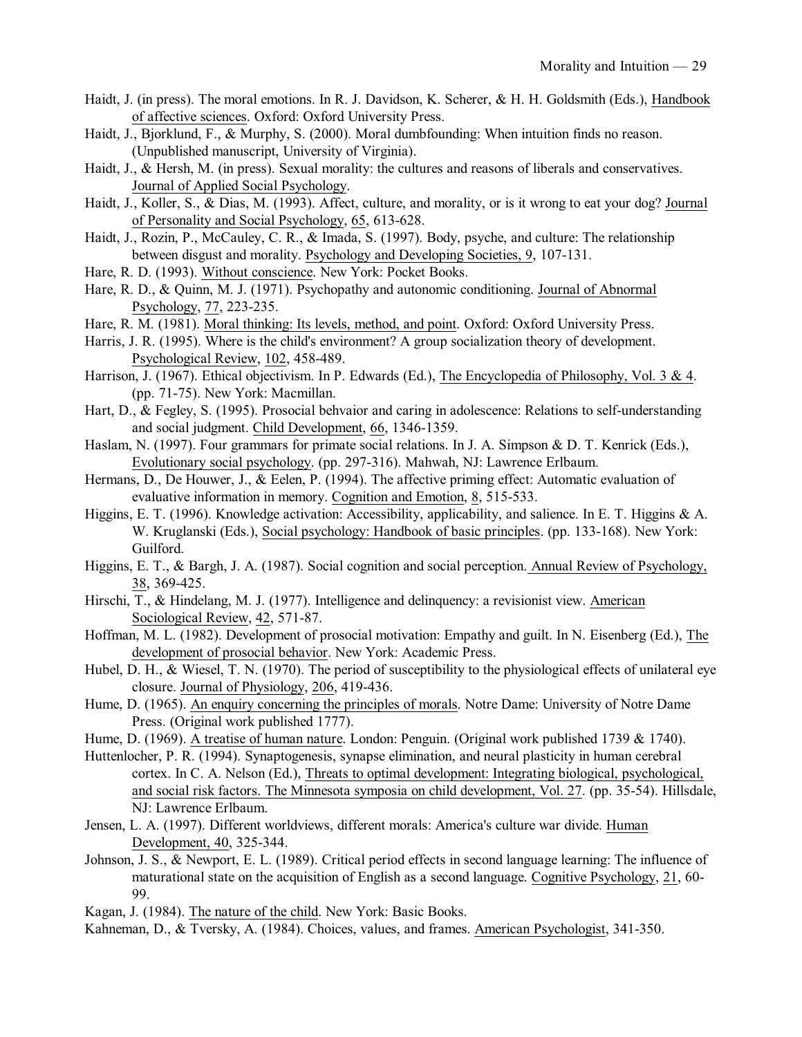Haidt, J. (in press). The moral emotions. In R. J. Davidson, K. Scherer, & H. H. Goldsmith (Eds.), Handbook of affective sciences. Oxford: Oxford University Press.

Haidt, J., Bjorklund, F., & Murphy, S. (2000). Moral dumbfounding: When intuition finds no reason. (Unpublished manuscript, University of Virginia).

Haidt, J., & Hersh, M. (in press). Sexual morality: the cultures and reasons of liberals and conservatives. Journal of Applied Social Psychology.

Haidt, J., Koller, S., & Dias, M. (1993). Affect, culture, and morality, or is it wrong to eat your dog? Journal of Personality and Social Psychology, 65, 613-628.

Haidt, J., Rozin, P., McCauley, C. R., & Imada, S. (1997). Body, psyche, and culture: The relationship between disgust and morality. Psychology and Developing Societies, 9, 107-131.

Hare, R. D. (1993). Without conscience. New York: Pocket Books.

Hare, R. D., & Quinn, M. J. (1971). Psychopathy and autonomic conditioning. Journal of Abnormal Psychology, 77, 223-235.

Hare, R. M. (1981). Moral thinking: Its levels, method, and point. Oxford: Oxford University Press.

Harris, J. R. (1995). Where is the child's environment? A group socialization theory of development. Psychological Review, 102, 458-489.

Harrison, J. (1967). Ethical objectivism. In P. Edwards (Ed.), The Encyclopedia of Philosophy, Vol. 3 & 4. (pp. 71-75). New York: Macmillan.

Hart, D., & Fegley, S. (1995). Prosocial behvaior and caring in adolescence: Relations to self-understanding and social judgment. Child Development, 66, 1346-1359.

Haslam, N. (1997). Four grammars for primate social relations. In J. A. Simpson & D. T. Kenrick (Eds.), Evolutionary social psychology. (pp. 297-316). Mahwah, NJ: Lawrence Erlbaum.

Hermans, D., De Houwer, J., & Eelen, P. (1994). The affective priming effect: Automatic evaluation of evaluative information in memory. Cognition and Emotion, 8, 515-533.

Higgins, E. T. (1996). Knowledge activation: Accessibility, applicability, and salience. In E. T. Higgins & A. W. Kruglanski (Eds.), Social psychology: Handbook of basic principles. (pp. 133-168). New York: Guilford.

Higgins, E. T., & Bargh, J. A. (1987). Social cognition and social perception. Annual Review of Psychology, 38, 369-425.

Hirschi, T., & Hindelang, M. J. (1977). Intelligence and delinquency: a revisionist view. American Sociological Review, 42, 571-87.

Hoffman, M. L. (1982). Development of prosocial motivation: Empathy and guilt. In N. Eisenberg (Ed.), The development of prosocial behavior. New York: Academic Press.

Hubel, D. H., & Wiesel, T. N. (1970). The period of susceptibility to the physiological effects of unilateral eye closure. Journal of Physiology, 206, 419-436.

Hume, D. (1965). An enquiry concerning the principles of morals. Notre Dame: University of Notre Dame Press. (Original work published 1777).

Hume, D. (1969). A treatise of human nature. London: Penguin. (Original work published 1739 & 1740).

Huttenlocher, P. R. (1994). Synaptogenesis, synapse elimination, and neural plasticity in human cerebral cortex. In C. A. Nelson (Ed.), Threats to optimal development: Integrating biological, psychological, and social risk factors. The Minnesota symposia on child development, Vol. 27. (pp. 35-54). Hillsdale, NJ: Lawrence Erlbaum.

Jensen, L. A. (1997). Different worldviews, different morals: America's culture war divide. Human Development, 40, 325-344.

Johnson, J. S., & Newport, E. L. (1989). Critical period effects in second language learning: The influence of maturational state on the acquisition of English as a second language. Cognitive Psychology, 21, 60-99.

Kagan, J. (1984). The nature of the child. New York: Basic Books.

Kahneman, D., & Tversky, A. (1984). Choices, values, and frames. American Psychologist, 341-350.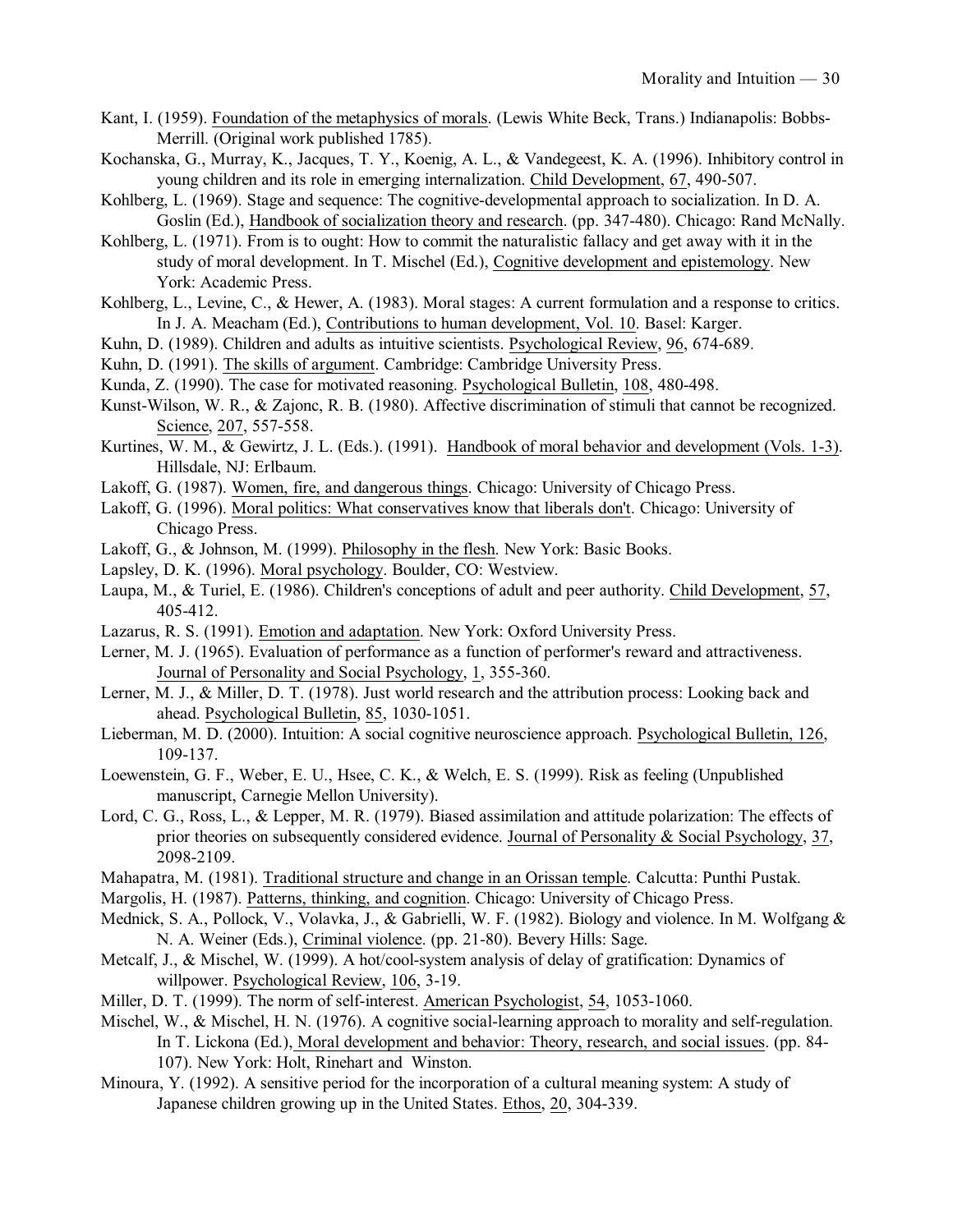Kant, I. (1959). Foundation of the metaphysics of morals. (Lewis White Beck, Trans.) Indianapolis: Bobbs-Merrill. (Original work published 1785).

Kochanska, G., Murray, K., Jacques, T. Y., Koenig, A. L., & Vandegeest, K. A. (1996). Inhibitory control in young children and its role in emerging internalization. Child Development, 67, 490-507.

Kohlberg, L. (1969). Stage and sequence: The cognitive-developmental approach to socialization. In D. A. Goslin (Ed.), Handbook of socialization theory and research. (pp. 347-480). Chicago: Rand McNally.

Kohlberg, L. (1971). From is to ought: How to commit the naturalistic fallacy and get away with it in the study of moral development. In T. Mischel (Ed.), Cognitive development and epistemology. New York: Academic Press.

Kohlberg, L., Levine, C., & Hewer, A. (1983). Moral stages: A current formulation and a response to critics. In J. A. Meacham (Ed.), Contributions to human development, Vol. 10. Basel: Karger.

Kuhn, D. (1989). Children and adults as intuitive scientists. Psychological Review, 96, 674-689.

Kuhn, D. (1991). The skills of argument. Cambridge: Cambridge University Press.

Kunda, Z. (1990). The case for motivated reasoning. Psychological Bulletin, 108, 480-498.

Kunst-Wilson, W. R., & Zajonc, R. B. (1980). Affective discrimination of stimuli that cannot be recognized. Science, 207, 557-558.

Kurtines, W. M., & Gewirtz, J. L. (Eds.). (1991). Handbook of moral behavior and development (Vols. 1-3). Hillsdale, NJ: Erlbaum.

Lakoff, G. (1987). Women, fire, and dangerous things. Chicago: University of Chicago Press.

Lakoff, G. (1996). Moral politics: What conservatives know that liberals don't. Chicago: University of Chicago Press.

Lakoff, G., & Johnson, M. (1999). Philosophy in the flesh. New York: Basic Books.

Lapsley, D. K. (1996). Moral psychology. Boulder, CO: Westview.

Laupa, M., & Turiel, E. (1986). Children's conceptions of adult and peer authority. Child Development, 57, 405-412.

Lazarus, R. S. (1991). Emotion and adaptation. New York: Oxford University Press.

Lerner, M. J. (1965). Evaluation of performance as a function of performer's reward and attractiveness. Journal of Personality and Social Psychology, 1, 355-360.

Lerner, M. J., & Miller, D. T. (1978). Just world research and the attribution process: Looking back and ahead. Psychological Bulletin, 85, 1030-1051.

Lieberman, M. D. (2000). Intuition: A social cognitive neuroscience approach. Psychological Bulletin, 126, 109-137.

Loewenstein, G. F., Weber, E. U., Hsee, C. K., & Welch, E. S. (1999). Risk as feeling (Unpublished manuscript, Carnegie Mellon University).

Lord, C. G., Ross, L., & Lepper, M. R. (1979). Biased assimilation and attitude polarization: The effects of prior theories on subsequently considered evidence. Journal of Personality & Social Psychology, 37, 2098-2109.

Mahapatra, M. (1981). Traditional structure and change in an Orissan temple. Calcutta: Punthi Pustak.

Margolis, H. (1987). Patterns, thinking, and cognition. Chicago: University of Chicago Press.

Mednick, S. A., Pollock, V., Volavka, J., & Gabrielli, W. F. (1982). Biology and violence. In M. Wolfgang & N. A. Weiner (Eds.), Criminal violence. (pp. 21-80). Bevery Hills: Sage.

Metcalf, J., & Mischel, W. (1999). A hot/cool-system analysis of delay of gratification: Dynamics of willpower. Psychological Review, 106, 3-19.

Miller, D. T. (1999). The norm of self-interest. American Psychologist, 54, 1053-1060.

Mischel, W., & Mischel, H. N. (1976). A cognitive social-learning approach to morality and self-regulation. In T. Lickona (Ed.), Moral development and behavior: Theory, research, and social issues. (pp. 84-107). New York: Holt, Rinehart and Winston.

Minoura, Y. (1992). A sensitive period for the incorporation of a cultural meaning system: A study of Japanese children growing up in the United States. Ethos, 20, 304-339.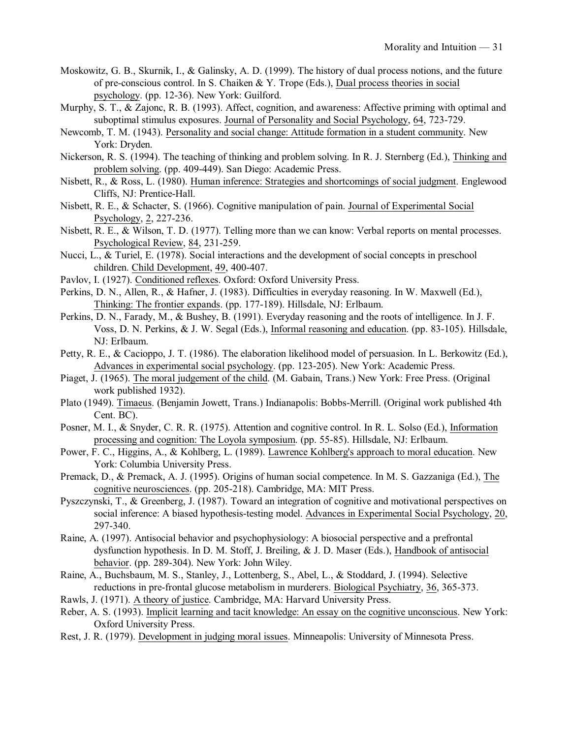Moskowitz, G. B., Skurnik, I., & Galinsky, A. D. (1999). The history of dual process notions, and the future of pre-conscious control. In S. Chaiken & Y. Trope (Eds.), Dual process theories in social psychology. (pp. 12-36). New York: Guilford.

Murphy, S. T., & Zajonc, R. B. (1993). Affect, cognition, and awareness: Affective priming with optimal and suboptimal stimulus exposures. Journal of Personality and Social Psychology, 64, 723-729.

Newcomb, T. M. (1943). Personality and social change: Attitude formation in a student community. New York: Dryden.

Nickerson, R. S. (1994). The teaching of thinking and problem solving. In R. J. Sternberg (Ed.), Thinking and problem solving. (pp. 409-449). San Diego: Academic Press.

Nisbett, R., & Ross, L. (1980). Human inference: Strategies and shortcomings of social judgment. Englewood Cliffs, NJ: Prentice-Hall.

Nisbett, R. E., & Schacter, S. (1966). Cognitive manipulation of pain. Journal of Experimental Social Psychology, 2, 227-236.

Nisbett, R. E., & Wilson, T. D. (1977). Telling more than we can know: Verbal reports on mental processes. Psychological Review, 84, 231-259.

Nucci, L., & Turiel, E. (1978). Social interactions and the development of social concepts in preschool children. Child Development, 49, 400-407.

Pavlov, I. (1927). Conditioned reflexes. Oxford: Oxford University Press.

Perkins, D. N., Allen, R., & Hafner, J. (1983). Difficulties in everyday reasoning. In W. Maxwell (Ed.), Thinking: The frontier expands. (pp. 177-189). Hillsdale, NJ: Erlbaum.

Perkins, D. N., Farady, M., & Bushey, B. (1991). Everyday reasoning and the roots of intelligence. In J. F. Voss, D. N. Perkins, & J. W. Segal (Eds.), Informal reasoning and education. (pp. 83-105). Hillsdale, NJ: Erlbaum.

Petty, R. E., & Cacioppo, J. T. (1986). The elaboration likelihood model of persuasion. In L. Berkowitz (Ed.), Advances in experimental social psychology. (pp. 123-205). New York: Academic Press.

Piaget, J. (1965). The moral judgement of the child. (M. Gabain, Trans.) New York: Free Press. (Original work published 1932).

Plato (1949). Timaeus. (Benjamin Jowett, Trans.) Indianapolis: Bobbs-Merrill. (Original work published 4th Cent. BC).

Posner, M. I., & Snyder, C. R. R. (1975). Attention and cognitive control. In R. L. Solso (Ed.), Information processing and cognition: The Loyola symposium. (pp. 55-85). Hillsdale, NJ: Erlbaum.

Power, F. C., Higgins, A., & Kohlberg, L. (1989). Lawrence Kohlberg's approach to moral education. New York: Columbia University Press.

Premack, D., & Premack, A. J. (1995). Origins of human social competence. In M. S. Gazzaniga (Ed.), The cognitive neurosciences. (pp. 205-218). Cambridge, MA: MIT Press.

Pyszczynski, T., & Greenberg, J. (1987). Toward an integration of cognitive and motivational perspectives on social inference: A biased hypothesis-testing model. Advances in Experimental Social Psychology, 20, 297-340.

Raine, A. (1997). Antisocial behavior and psychophysiology: A biosocial perspective and a prefrontal dysfunction hypothesis. In D. M. Stoff, J. Breiling, & J. D. Maser (Eds.), Handbook of antisocial behavior. (pp. 289-304). New York: John Wiley.

Raine, A., Buchsbaum, M. S., Stanley, J., Lottenberg, S., Abel, L., & Stoddard, J. (1994). Selective reductions in pre-frontal glucose metabolism in murderers. Biological Psychiatry, 36, 365-373.

Rawls, J. (1971). A theory of justice. Cambridge, MA: Harvard University Press.

Reber, A. S. (1993). Implicit learning and tacit knowledge: An essay on the cognitive unconscious. New York: Oxford University Press.

Rest, J. R. (1979). Development in judging moral issues. Minneapolis: University of Minnesota Press.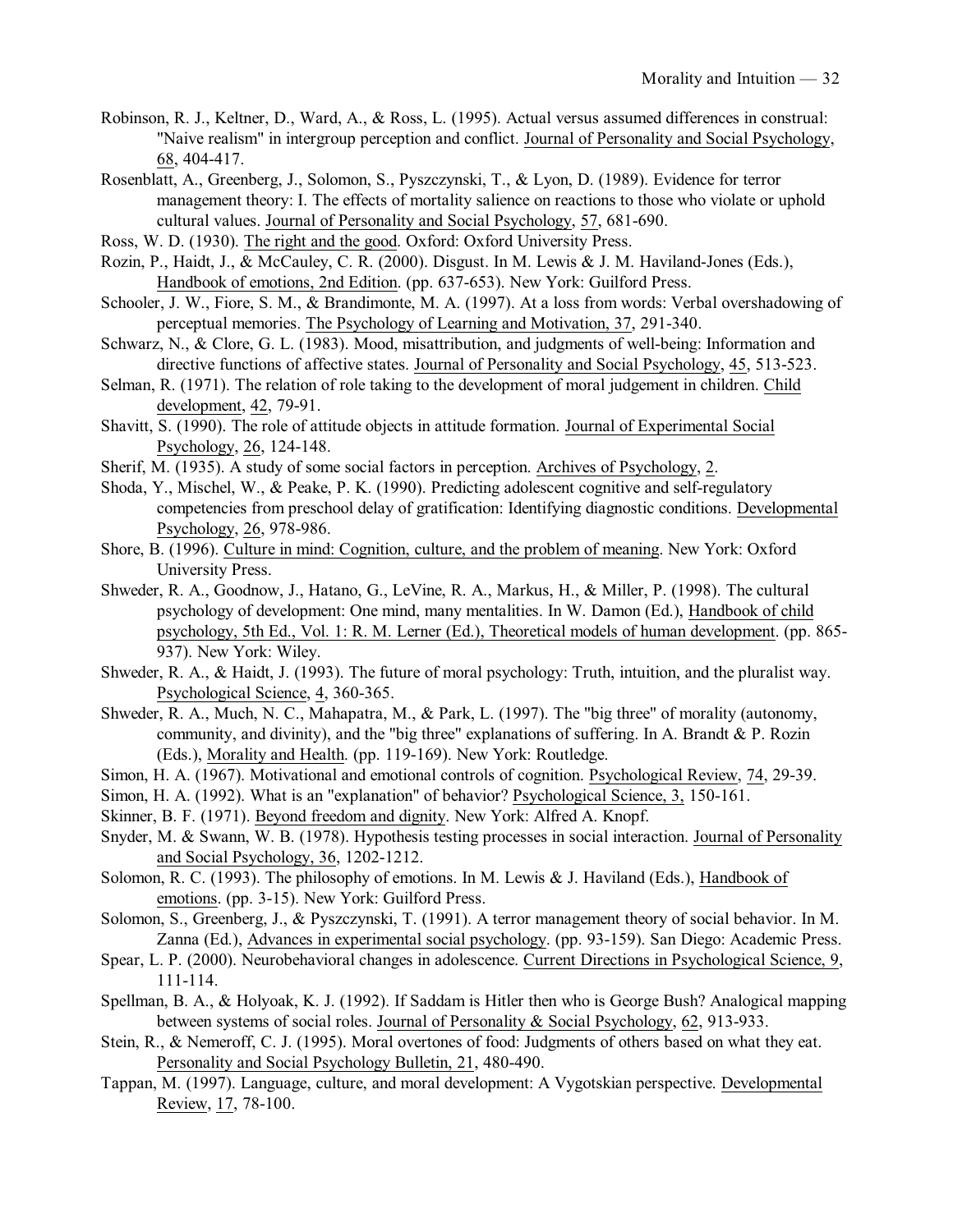Robinson, R. J., Keltner, D., Ward, A., & Ross, L. (1995). Actual versus assumed differences in construal: "Naive realism" in intergroup perception and conflict. Journal of Personality and Social Psychology, 68, 404-417.

Rosenblatt, A., Greenberg, J., Solomon, S., Pyszczynski, T., & Lyon, D. (1989). Evidence for terror management theory: I. The effects of mortality salience on reactions to those who violate or uphold cultural values. Journal of Personality and Social Psychology, 57, 681-690.

Ross, W. D. (1930). The right and the good. Oxford: Oxford University Press.

Rozin, P., Haidt, J., & McCauley, C. R. (2000). Disgust. In M. Lewis & J. M. Haviland-Jones (Eds.), Handbook of emotions, 2nd Edition. (pp. 637-653). New York: Guilford Press.

Schooler, J. W., Fiore, S. M., & Brandimonte, M. A. (1997). At a loss from words: Verbal overshadowing of perceptual memories. The Psychology of Learning and Motivation, 37, 291-340.

Schwarz, N., & Clore, G. L. (1983). Mood, misattribution, and judgments of well-being: Information and directive functions of affective states. Journal of Personality and Social Psychology, 45, 513-523.

Selman, R. (1971). The relation of role taking to the development of moral judgement in children. Child development, 42, 79-91.

Shavitt, S. (1990). The role of attitude objects in attitude formation. Journal of Experimental Social Psychology, 26, 124-148.

Sherif, M. (1935). A study of some social factors in perception. Archives of Psychology, 2.

Shoda, Y., Mischel, W., & Peake, P. K. (1990). Predicting adolescent cognitive and self-regulatory competencies from preschool delay of gratification: Identifying diagnostic conditions. Developmental Psychology, 26, 978-986.

Shore, B. (1996). Culture in mind: Cognition, culture, and the problem of meaning. New York: Oxford University Press.

Shweder, R. A., Goodnow, J., Hatano, G., LeVine, R. A., Markus, H., & Miller, P. (1998). The cultural psychology of development: One mind, many mentalities. In W. Damon (Ed.), Handbook of child psychology, 5th Ed., Vol. 1: R. M. Lerner (Ed.), Theoretical models of human development. (pp. 865-937). New York: Wiley.

Shweder, R. A., & Haidt, J. (1993). The future of moral psychology: Truth, intuition, and the pluralist way. Psychological Science, 4, 360-365.

Shweder, R. A., Much, N. C., Mahapatra, M., & Park, L. (1997). The "big three" of morality (autonomy, community, and divinity), and the "big three" explanations of suffering. In A. Brandt & P. Rozin (Eds.), Morality and Health. (pp. 119-169). New York: Routledge.

Simon, H. A. (1967). Motivational and emotional controls of cognition. Psychological Review, 74, 29-39.

Simon, H. A. (1992). What is an "explanation" of behavior? Psychological Science, 3, 150-161.

Skinner, B. F. (1971). Beyond freedom and dignity. New York: Alfred A. Knopf.

Snyder, M. & Swann, W. B. (1978). Hypothesis testing processes in social interaction. Journal of Personality and Social Psychology, 36, 1202-1212.

Solomon, R. C. (1993). The philosophy of emotions. In M. Lewis & J. Haviland (Eds.), Handbook of emotions. (pp. 3-15). New York: Guilford Press.

Solomon, S., Greenberg, J., & Pyszczynski, T. (1991). A terror management theory of social behavior. In M. Zanna (Ed.), Advances in experimental social psychology. (pp. 93-159). San Diego: Academic Press.

Spear, L. P. (2000). Neurobehavioral changes in adolescence. Current Directions in Psychological Science, 9, 111-114.

Spellman, B. A., & Holyoak, K. J. (1992). If Saddam is Hitler then who is George Bush? Analogical mapping between systems of social roles. Journal of Personality & Social Psychology, 62, 913-933.

Stein, R., & Nemeroff, C. J. (1995). Moral overtones of food: Judgments of others based on what they eat. Personality and Social Psychology Bulletin, 21, 480-490.

Tappan, M. (1997). Language, culture, and moral development: A Vygotskian perspective. Developmental Review, 17, 78-100.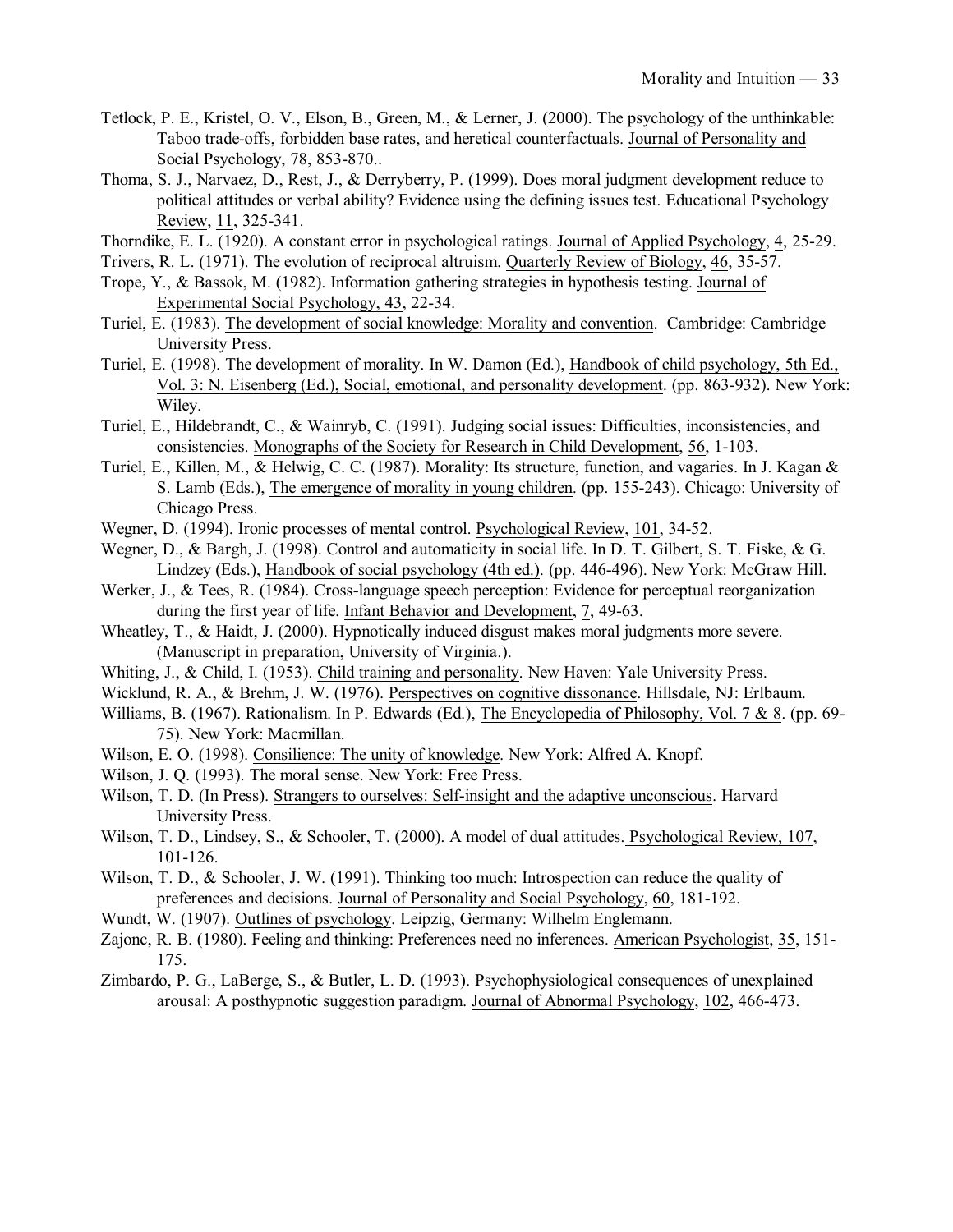Tetlock, P. E., Kristel, O. V., Elson, B., Green, M., & Lerner, J. (2000). The psychology of the unthinkable: Taboo trade-offs, forbidden base rates, and heretical counterfactuals. Journal of Personality and Social Psychology, 78, 853-870..

Thoma, S. J., Narvaez, D., Rest, J., & Derryberry, P. (1999). Does moral judgment development reduce to political attitudes or verbal ability? Evidence using the defining issues test. Educational Psychology Review, 11, 325-341.

Thorndike, E. L. (1920). A constant error in psychological ratings. Journal of Applied Psychology, 4, 25-29.

Trivers, R. L. (1971). The evolution of reciprocal altruism. Quarterly Review of Biology, 46, 35-57.

Trope, Y., & Bassok, M. (1982). Information gathering strategies in hypothesis testing. Journal of Experimental Social Psychology, 43, 22-34.

Turiel, E. (1983). The development of social knowledge: Morality and convention. Cambridge: Cambridge University Press.

Turiel, E. (1998). The development of morality. In W. Damon (Ed.), Handbook of child psychology, 5th Ed., Vol. 3: N. Eisenberg (Ed.), Social, emotional, and personality development. (pp. 863-932). New York: Wiley.

Turiel, E., Hildebrandt, C., & Wainryb, C. (1991). Judging social issues: Difficulties, inconsistencies, and consistencies. Monographs of the Society for Research in Child Development, 56, 1-103.

Turiel, E., Killen, M., & Helwig, C. C. (1987). Morality: Its structure, function, and vagaries. In J. Kagan & S. Lamb (Eds.), The emergence of morality in young children. (pp. 155-243). Chicago: University of Chicago Press.

Wegner, D. (1994). Ironic processes of mental control. Psychological Review, 101, 34-52.

Wegner, D., & Bargh, J. (1998). Control and automaticity in social life. In D. T. Gilbert, S. T. Fiske, & G. Lindzey (Eds.), Handbook of social psychology (4th ed.). (pp. 446-496). New York: McGraw Hill.

Werker, J., & Tees, R. (1984). Cross-language speech perception: Evidence for perceptual reorganization during the first year of life. Infant Behavior and Development, 7, 49-63.

Wheatley, T., & Haidt, J. (2000). Hypnotically induced disgust makes moral judgments more severe. (Manuscript in preparation, University of Virginia.).

Whiting, J., & Child, I. (1953). Child training and personality. New Haven: Yale University Press.

Wicklund, R. A., & Brehm, J. W. (1976). Perspectives on cognitive dissonance. Hillsdale, NJ: Erlbaum.

Williams, B. (1967). Rationalism. In P. Edwards (Ed.), The Encyclopedia of Philosophy, Vol. 7 & 8. (pp. 69-75). New York: Macmillan.

Wilson, E. O. (1998). Consilience: The unity of knowledge. New York: Alfred A. Knopf.

Wilson, J. Q. (1993). The moral sense. New York: Free Press.

Wilson, T. D. (In Press). Strangers to ourselves: Self-insight and the adaptive unconscious. Harvard University Press.

Wilson, T. D., Lindsey, S., & Schooler, T. (2000). A model of dual attitudes. Psychological Review, 107, 101-126.

Wilson, T. D., & Schooler, J. W. (1991). Thinking too much: Introspection can reduce the quality of preferences and decisions. Journal of Personality and Social Psychology, 60, 181-192.

Wundt, W. (1907). Outlines of psychology. Leipzig, Germany: Wilhelm Englemann.

Zajonc, R. B. (1980). Feeling and thinking: Preferences need no inferences. American Psychologist, 35, 151-175.

Zimbardo, P. G., LaBerge, S., & Butler, L. D. (1993). Psychophysiological consequences of unexplained arousal: A posthypnotic suggestion paradigm. Journal of Abnormal Psychology, 102, 466-473.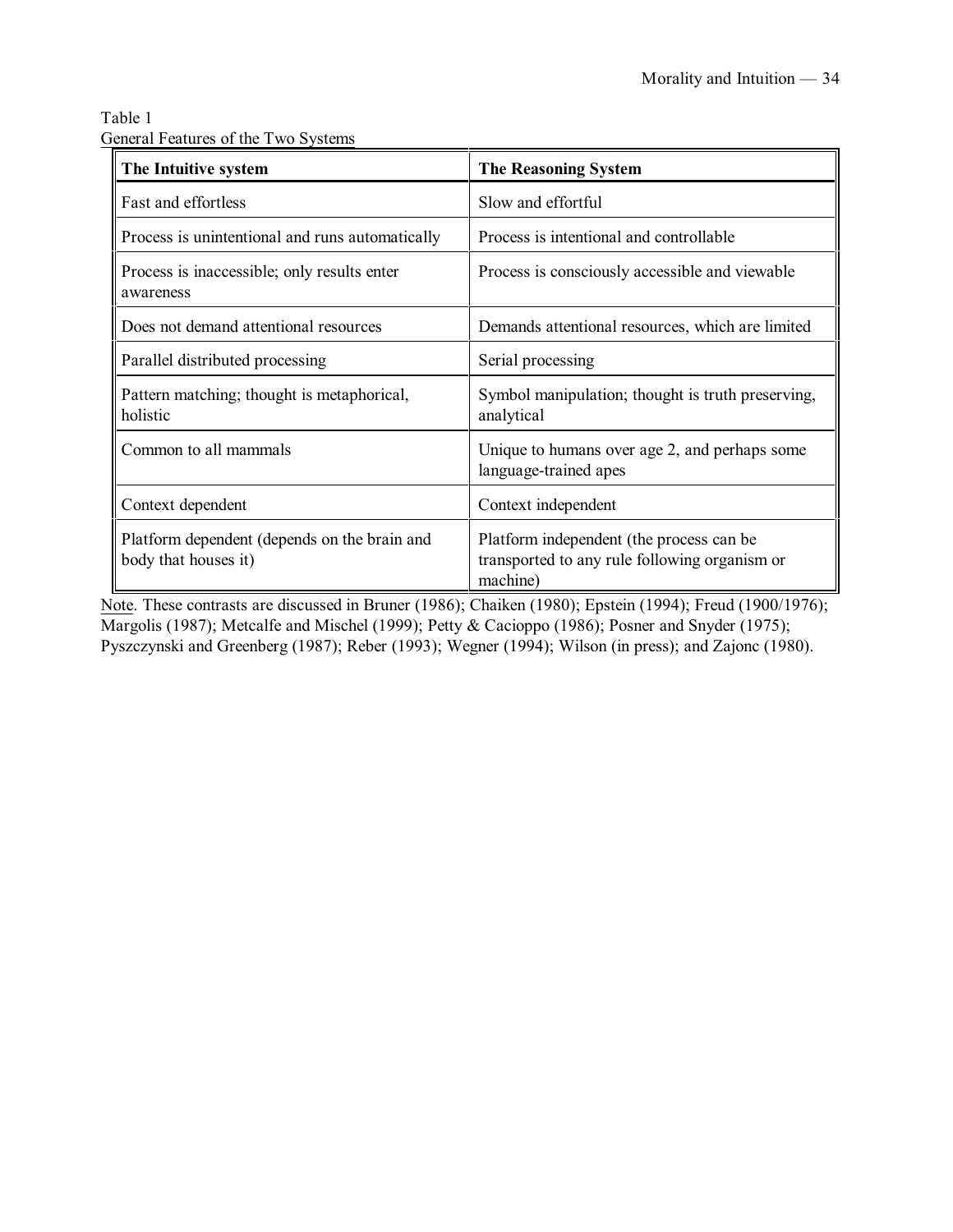Table 1
General Features of the Two Systems

| The Intuitive system | The Reasoning System |
| --- | --- |
| Fast and effortless | Slow and effortful |
| Process is unintentional and runs automatically | Process is intentional and controllable |
| Process is inaccessible; only results enter awareness | Process is consciously accessible and viewable |
| Does not demand attentional resources | Demands attentional resources, which are limited |
| Parallel distributed processing | Serial processing |
| Pattern matching; thought is metaphorical, holistic | Symbol manipulation; thought is truth preserving, analytical |
| Common to all mammals | Unique to humans over age 2, and perhaps some language-trained apes |
| Context dependent | Context independent |
| Platform dependent (depends on the brain and body that houses it) | Platform independent (the process can be transported to any rule following organism or machine) |

Note. These contrasts are discussed in Bruner (1986); Chaiken (1980); Epstein (1994); Freud (1900/1976); Margolis (1987); Metcalfe and Mischel (1999); Petty & Cacioppo (1986); Posner and Snyder (1975); Pyszczynski and Greenberg (1987); Reber (1993); Wegner (1994); Wilson (in press); and Zajonc (1980).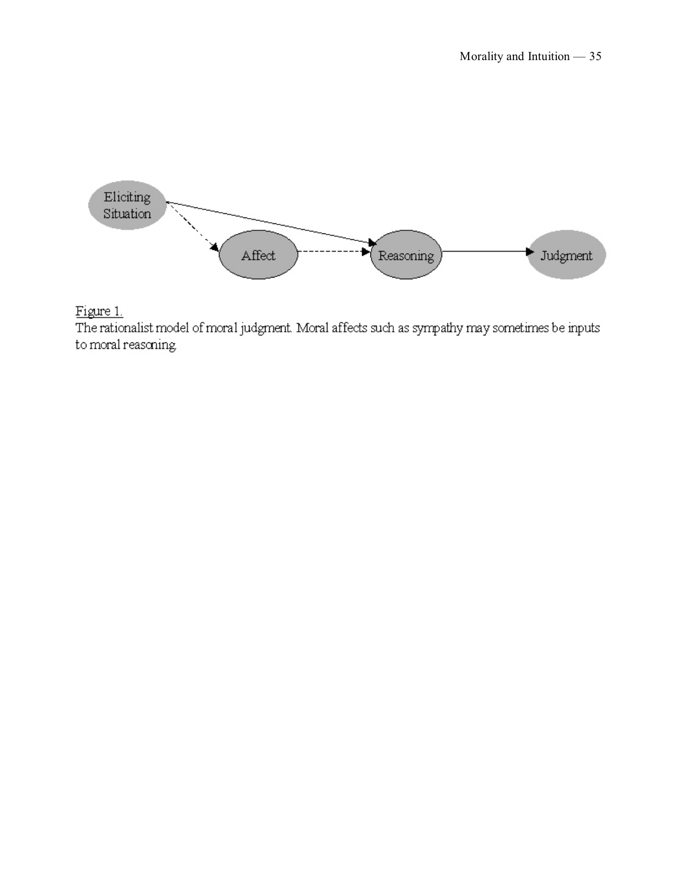Figure 1.

The rationalist model of moral judgment. Moral affects such as sympathy may sometimes be inputs to moral reasoning.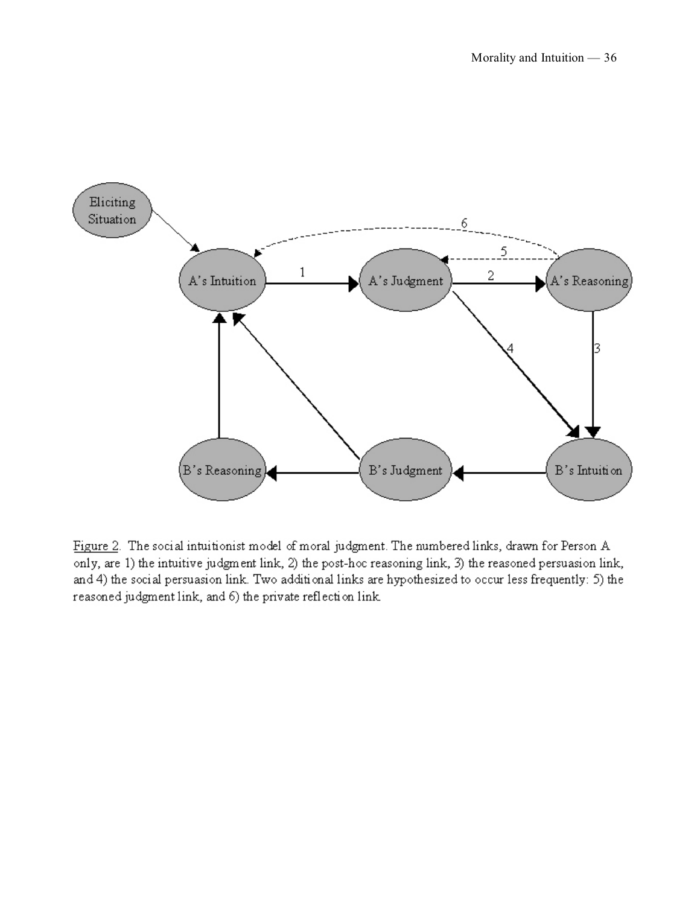Eliciting Situation

A's Intuition

A's Judgment

A's Reasoning

B's Reasoning

B's Judgment

B's Intuition

1

2

3

4

5

6

Figure 2. The social intuitionist model of moral judgment. The numbered links, drawn for Person A only, are 1) the intuitive judgment link, 2) the post-hoc reasoning link, 3) the reasoned persuasion link, and 4) the social persuasion link. Two additional links are hypothesized to occur less frequently: 5) the reasoned judgment link, and 6) the private reflection link.